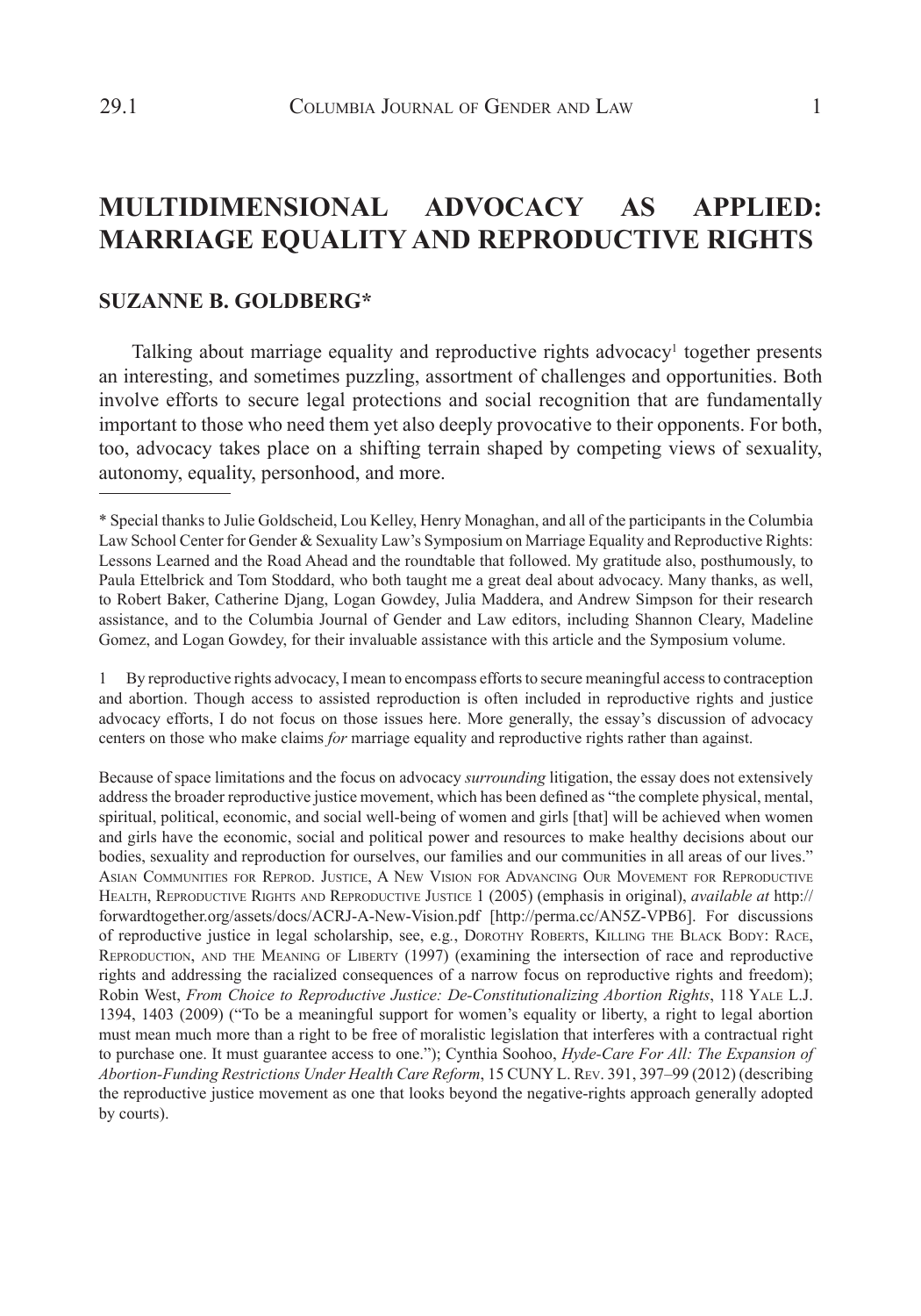# MULTIDIMENSIONAL ADVOCACY AS APPLIED: MARRIAGE EQUALITY AND REPRODUCTIVE RIGHTS

## SUZANNE B. GOLDBERG*

Talking about marriage equality and reproductive rights advocacy[1] together presents an interesting, and sometimes puzzling, assortment of challenges and opportunities. Both involve efforts to secure legal protections and social recognition that are fundamentally important to those who need them yet also deeply provocative to their opponents. For both, too, advocacy takes place on a shifting terrain shaped by competing views of sexuality, autonomy, equality, personhood, and more.

---

\* Special thanks to Julie Goldscheid, Lou Kelley, Henry Monaghan, and all of the participants in the Columbia Law School Center for Gender & Sexuality Law's Symposium on Marriage Equality and Reproductive Rights: Lessons Learned and the Road Ahead and the roundtable that followed. My gratitude also, posthumously, to Paula Ettelbrick and Tom Stoddard, who both taught me a great deal about advocacy. Many thanks, as well, to Robert Baker, Catherine Djang, Logan Gowdey, Julia Maddera, and Andrew Simpson for their research assistance, and to the Columbia Journal of Gender and Law editors, including Shannon Cleary, Madeline Gomez, and Logan Gowdey, for their invaluable assistance with this article and the Symposium volume.

1 By reproductive rights advocacy, I mean to encompass efforts to secure meaningful access to contraception and abortion. Though access to assisted reproduction is often included in reproductive rights and justice advocacy efforts, I do not focus on those issues here. More generally, the essay's discussion of advocacy centers on those who make claims *for* marriage equality and reproductive rights rather than against.

Because of space limitations and the focus on advocacy *surrounding* litigation, the essay does not extensively address the broader reproductive justice movement, which has been defined as "the complete physical, mental, spiritual, political, economic, and social well-being of women and girls [that] will be achieved when women and girls have the economic, social and political power and resources to make healthy decisions about our bodies, sexuality and reproduction for ourselves, our families and our communities in all areas of our lives." Asian Communities for Reprod. Justice, A New Vision for Advancing Our Movement for Reproductive Health, Reproductive Rights and Reproductive Justice 1 (2005) (emphasis in original), *available at* http://forwardtogether.org/assets/docs/ACRJ-A-New-Vision.pdf [http://perma.cc/AN5Z-VPB6]. For discussions of reproductive justice in legal scholarship, see, e.g., Dorothy Roberts, Killing the Black Body: Race, Reproduction, and the Meaning of Liberty (1997) (examining the intersection of race and reproductive rights and addressing the racialized consequences of a narrow focus on reproductive rights and freedom); Robin West, *From Choice to Reproductive Justice: De-Constitutionalizing Abortion Rights*, 118 Yale L.J. 1394, 1403 (2009) ("To be a meaningful support for women's equality or liberty, a right to legal abortion must mean much more than a right to be free of moralistic legislation that interferes with a contractual right to purchase one. It must guarantee access to one."); Cynthia Soohoo, *Hyde-Care For All: The Expansion of Abortion-Funding Restrictions Under Health Care Reform*, 15 CUNY L. Rev. 391, 397–99 (2012) (describing the reproductive justice movement as one that looks beyond the negative-rights approach generally adopted by courts).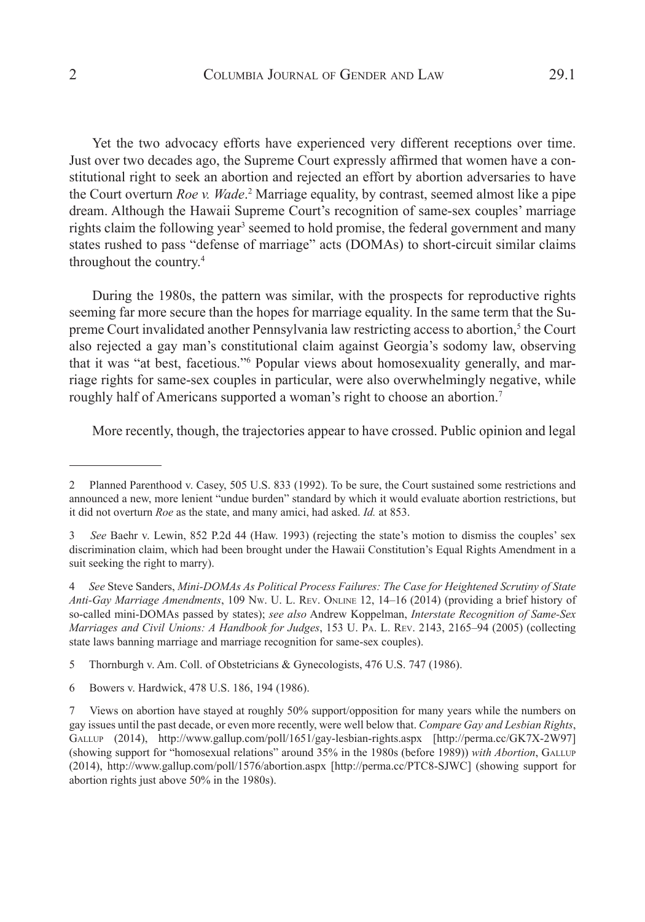Yet the two advocacy efforts have experienced very different receptions over time. Just over two decades ago, the Supreme Court expressly affirmed that women have a constitutional right to seek an abortion and rejected an effort by abortion adversaries to have the Court overturn *Roe v. Wade*.[2] Marriage equality, by contrast, seemed almost like a pipe dream. Although the Hawaii Supreme Court's recognition of same-sex couples' marriage rights claim the following year[3] seemed to hold promise, the federal government and many states rushed to pass "defense of marriage" acts (DOMAs) to short-circuit similar claims throughout the country.[4]

During the 1980s, the pattern was similar, with the prospects for reproductive rights seeming far more secure than the hopes for marriage equality. In the same term that the Supreme Court invalidated another Pennsylvania law restricting access to abortion,[5] the Court also rejected a gay man's constitutional claim against Georgia's sodomy law, observing that it was "at best, facetious."[6] Popular views about homosexuality generally, and marriage rights for same-sex couples in particular, were also overwhelmingly negative, while roughly half of Americans supported a woman's right to choose an abortion.[7]

More recently, though, the trajectories appear to have crossed. Public opinion and legal

---

2 Planned Parenthood v. Casey, 505 U.S. 833 (1992). To be sure, the Court sustained some restrictions and announced a new, more lenient "undue burden" standard by which it would evaluate abortion restrictions, but it did not overturn *Roe* as the state, and many amici, had asked. *Id.* at 853.

3 *See* Baehr v. Lewin, 852 P.2d 44 (Haw. 1993) (rejecting the state's motion to dismiss the couples' sex discrimination claim, which had been brought under the Hawaii Constitution's Equal Rights Amendment in a suit seeking the right to marry).

4 *See* Steve Sanders, *Mini-DOMAs As Political Process Failures: The Case for Heightened Scrutiny of State Anti-Gay Marriage Amendments*, 109 Nw. U. L. Rev. Online 12, 14–16 (2014) (providing a brief history of so-called mini-DOMAs passed by states); *see also* Andrew Koppelman, *Interstate Recognition of Same-Sex Marriages and Civil Unions: A Handbook for Judges*, 153 U. Pa. L. Rev. 2143, 2165–94 (2005) (collecting state laws banning marriage and marriage recognition for same-sex couples).

5 Thornburgh v. Am. Coll. of Obstetricians & Gynecologists, 476 U.S. 747 (1986).

6 Bowers v. Hardwick, 478 U.S. 186, 194 (1986).

7 Views on abortion have stayed at roughly 50% support/opposition for many years while the numbers on gay issues until the past decade, or even more recently, were well below that. *Compare Gay and Lesbian Rights*, Gallup (2014), http://www.gallup.com/poll/1651/gay-lesbian-rights.aspx [http://perma.cc/GK7X-2W97] (showing support for "homosexual relations" around 35% in the 1980s (before 1989)) *with Abortion*, Gallup (2014), http://www.gallup.com/poll/1576/abortion.aspx [http://perma.cc/PTC8-SJWC] (showing support for abortion rights just above 50% in the 1980s).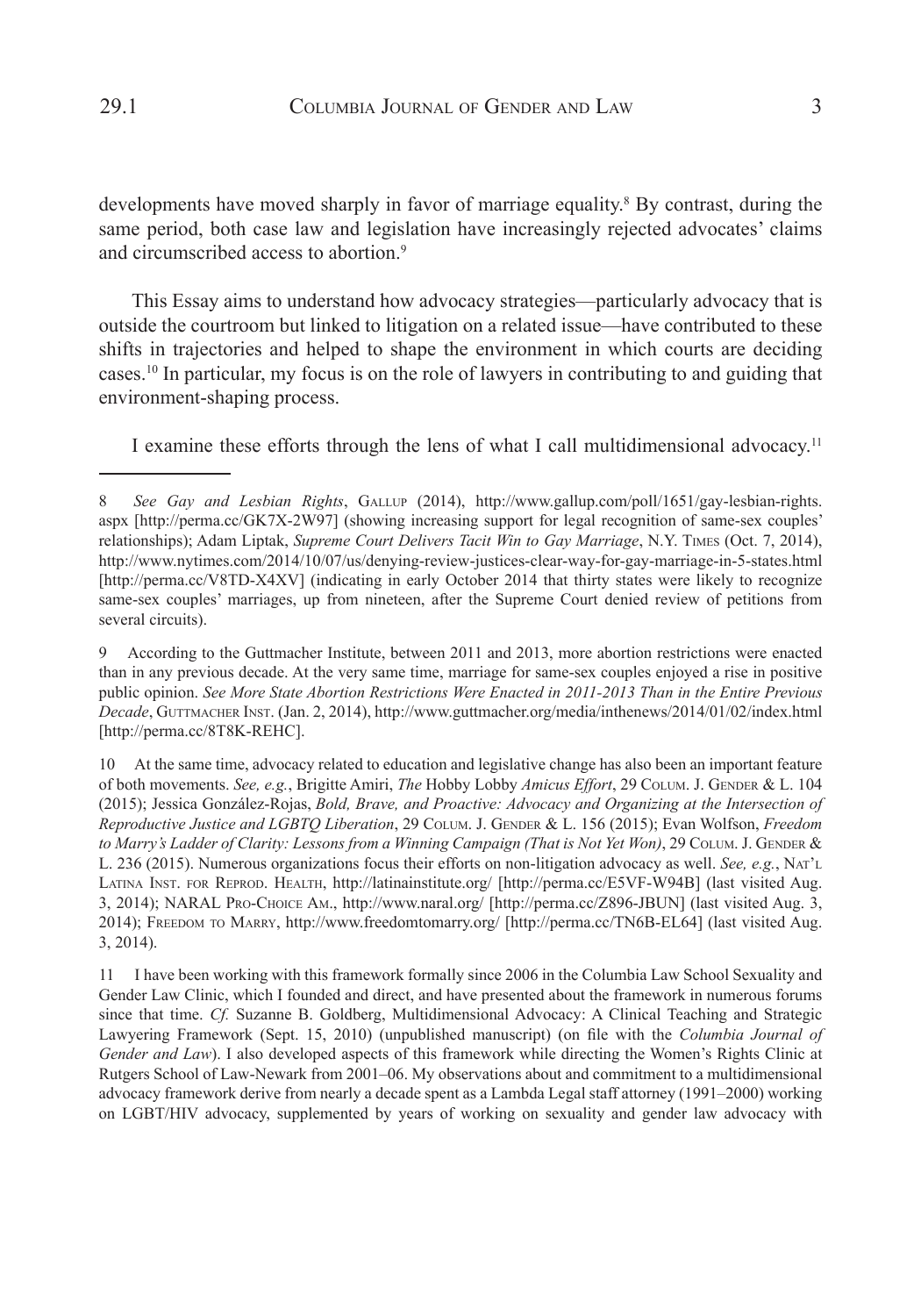developments have moved sharply in favor of marriage equality.[8] By contrast, during the same period, both case law and legislation have increasingly rejected advocates' claims and circumscribed access to abortion.[9]

This Essay aims to understand how advocacy strategies—particularly advocacy that is outside the courtroom but linked to litigation on a related issue—have contributed to these shifts in trajectories and helped to shape the environment in which courts are deciding cases.[10] In particular, my focus is on the role of lawyers in contributing to and guiding that environment-shaping process.

I examine these efforts through the lens of what I call multidimensional advocacy.[11]

---

8 *See Gay and Lesbian Rights*, Gallup (2014), http://www.gallup.com/poll/1651/gay-lesbian-rights.aspx [http://perma.cc/GK7X-2W97] (showing increasing support for legal recognition of same-sex couples' relationships); Adam Liptak, *Supreme Court Delivers Tacit Win to Gay Marriage*, N.Y. Times (Oct. 7, 2014), http://www.nytimes.com/2014/10/07/us/denying-review-justices-clear-way-for-gay-marriage-in-5-states.html [http://perma.cc/V8TD-X4XV] (indicating in early October 2014 that thirty states were likely to recognize same-sex couples' marriages, up from nineteen, after the Supreme Court denied review of petitions from several circuits).

9 According to the Guttmacher Institute, between 2011 and 2013, more abortion restrictions were enacted than in any previous decade. At the very same time, marriage for same-sex couples enjoyed a rise in positive public opinion. *See More State Abortion Restrictions Were Enacted in 2011-2013 Than in the Entire Previous Decade*, Guttmacher Inst. (Jan. 2, 2014), http://www.guttmacher.org/media/inthenews/2014/01/02/index.html [http://perma.cc/8T8K-REHC].

10 At the same time, advocacy related to education and legislative change has also been an important feature of both movements. *See, e.g.*, Brigitte Amiri, *The* Hobby Lobby *Amicus Effort*, 29 Colum. J. Gender & L. 104 (2015); Jessica González-Rojas, *Bold, Brave, and Proactive: Advocacy and Organizing at the Intersection of Reproductive Justice and LGBTQ Liberation*, 29 Colum. J. Gender & L. 156 (2015); Evan Wolfson, *Freedom to Marry's Ladder of Clarity: Lessons from a Winning Campaign (That is Not Yet Won)*, 29 Colum. J. Gender & L. 236 (2015). Numerous organizations focus their efforts on non-litigation advocacy as well. *See, e.g.*, Nat'l Latina Inst. for Reprod. Health, http://latinainstitute.org/ [http://perma.cc/E5VF-W94B] (last visited Aug. 3, 2014); NARAL Pro-Choice Am., http://www.naral.org/ [http://perma.cc/Z896-JBUN] (last visited Aug. 3, 2014); Freedom to Marry, http://www.freedomtomarry.org/ [http://perma.cc/TN6B-EL64] (last visited Aug. 3, 2014).

11 I have been working with this framework formally since 2006 in the Columbia Law School Sexuality and Gender Law Clinic, which I founded and direct, and have presented about the framework in numerous forums since that time. *Cf.* Suzanne B. Goldberg, Multidimensional Advocacy: A Clinical Teaching and Strategic Lawyering Framework (Sept. 15, 2010) (unpublished manuscript) (on file with the *Columbia Journal of Gender and Law*). I also developed aspects of this framework while directing the Women's Rights Clinic at Rutgers School of Law-Newark from 2001–06. My observations about and commitment to a multidimensional advocacy framework derive from nearly a decade spent as a Lambda Legal staff attorney (1991–2000) working on LGBT/HIV advocacy, supplemented by years of working on sexuality and gender law advocacy with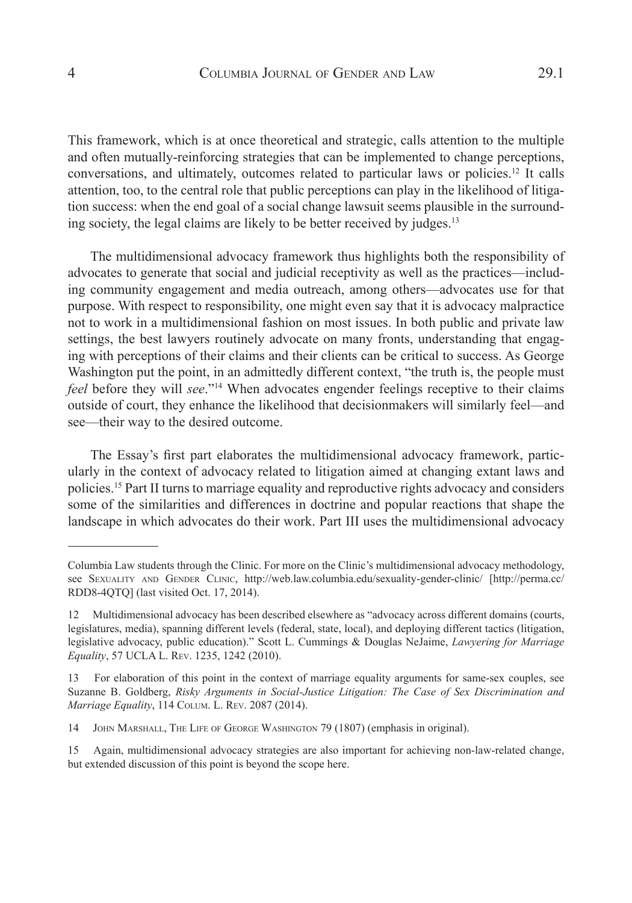This framework, which is at once theoretical and strategic, calls attention to the multiple and often mutually-reinforcing strategies that can be implemented to change perceptions, conversations, and ultimately, outcomes related to particular laws or policies.[12] It calls attention, too, to the central role that public perceptions can play in the likelihood of litigation success: when the end goal of a social change lawsuit seems plausible in the surrounding society, the legal claims are likely to be better received by judges.[13]

The multidimensional advocacy framework thus highlights both the responsibility of advocates to generate that social and judicial receptivity as well as the practices—including community engagement and media outreach, among others—advocates use for that purpose. With respect to responsibility, one might even say that it is advocacy malpractice not to work in a multidimensional fashion on most issues. In both public and private law settings, the best lawyers routinely advocate on many fronts, understanding that engaging with perceptions of their claims and their clients can be critical to success. As George Washington put the point, in an admittedly different context, "the truth is, the people must *feel* before they will *see*."[14] When advocates engender feelings receptive to their claims outside of court, they enhance the likelihood that decisionmakers will similarly feel—and see—their way to the desired outcome.

The Essay's first part elaborates the multidimensional advocacy framework, particularly in the context of advocacy related to litigation aimed at changing extant laws and policies.[15] Part II turns to marriage equality and reproductive rights advocacy and considers some of the similarities and differences in doctrine and popular reactions that shape the landscape in which advocates do their work. Part III uses the multidimensional advocacy

---

Columbia Law students through the Clinic. For more on the Clinic's multidimensional advocacy methodology, see Sexuality and Gender Clinic, http://web.law.columbia.edu/sexuality-gender-clinic/ [http://perma.cc/RDD8-4QTQ] (last visited Oct. 17, 2014).

12 Multidimensional advocacy has been described elsewhere as "advocacy across different domains (courts, legislatures, media), spanning different levels (federal, state, local), and deploying different tactics (litigation, legislative advocacy, public education)." Scott L. Cummings & Douglas NeJaime, *Lawyering for Marriage Equality*, 57 UCLA L. Rev. 1235, 1242 (2010).

13 For elaboration of this point in the context of marriage equality arguments for same-sex couples, see Suzanne B. Goldberg, *Risky Arguments in Social-Justice Litigation: The Case of Sex Discrimination and Marriage Equality*, 114 Colum. L. Rev. 2087 (2014).

14 John Marshall, The Life of George Washington 79 (1807) (emphasis in original).

15 Again, multidimensional advocacy strategies are also important for achieving non-law-related change, but extended discussion of this point is beyond the scope here.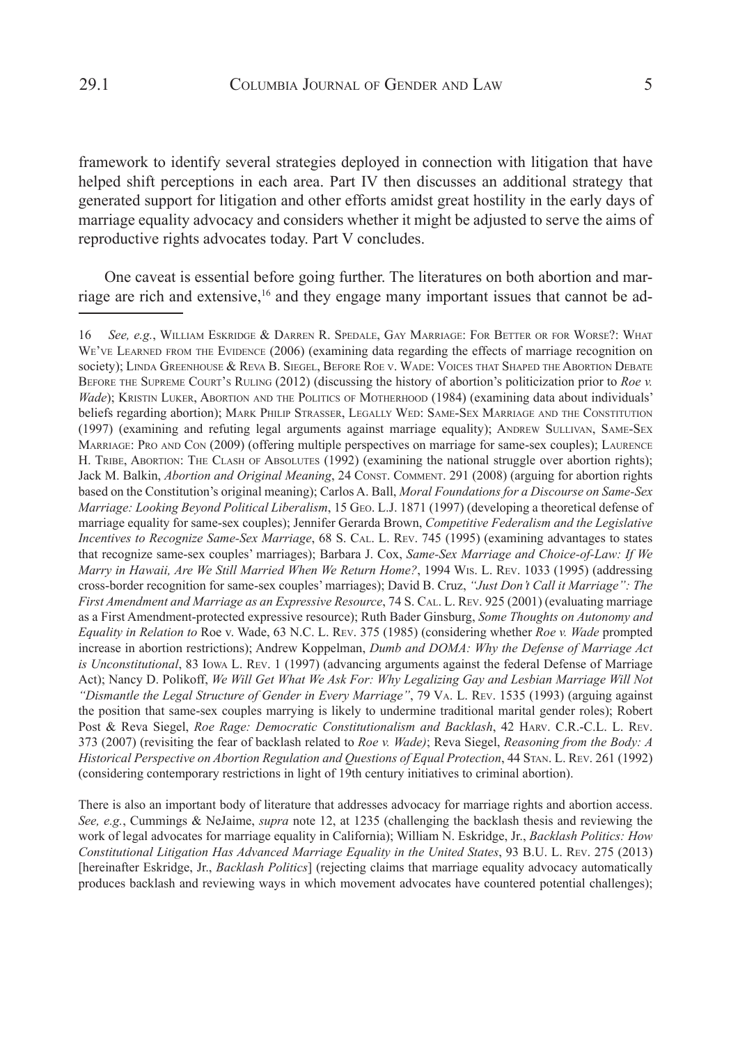framework to identify several strategies deployed in connection with litigation that have helped shift perceptions in each area. Part IV then discusses an additional strategy that generated support for litigation and other efforts amidst great hostility in the early days of marriage equality advocacy and considers whether it might be adjusted to serve the aims of reproductive rights advocates today. Part V concludes.

One caveat is essential before going further. The literatures on both abortion and marriage are rich and extensive,[16] and they engage many important issues that cannot be ad-

---

16 *See, e.g.*, William Eskridge & Darren R. Spedale, Gay Marriage: For Better or for Worse?: What We've Learned from the Evidence (2006) (examining data regarding the effects of marriage recognition on society); Linda Greenhouse & Reva B. Siegel, Before Roe v. Wade: Voices that Shaped the Abortion Debate Before the Supreme Court's Ruling (2012) (discussing the history of abortion's politicization prior to *Roe v. Wade*); Kristin Luker, Abortion and the Politics of Motherhood (1984) (examining data about individuals' beliefs regarding abortion); Mark Philip Strasser, Legally Wed: Same-Sex Marriage and the Constitution (1997) (examining and refuting legal arguments against marriage equality); Andrew Sullivan, Same-Sex Marriage: Pro and Con (2009) (offering multiple perspectives on marriage for same-sex couples); Laurence H. Tribe, Abortion: The Clash of Absolutes (1992) (examining the national struggle over abortion rights); Jack M. Balkin, *Abortion and Original Meaning*, 24 Const. Comment. 291 (2008) (arguing for abortion rights based on the Constitution's original meaning); Carlos A. Ball, *Moral Foundations for a Discourse on Same-Sex Marriage: Looking Beyond Political Liberalism*, 15 Geo. L.J. 1871 (1997) (developing a theoretical defense of marriage equality for same-sex couples); Jennifer Gerarda Brown, *Competitive Federalism and the Legislative Incentives to Recognize Same-Sex Marriage*, 68 S. Cal. L. Rev. 745 (1995) (examining advantages to states that recognize same-sex couples' marriages); Barbara J. Cox, *Same-Sex Marriage and Choice-of-Law: If We Marry in Hawaii, Are We Still Married When We Return Home?*, 1994 Wis. L. Rev. 1033 (1995) (addressing cross-border recognition for same-sex couples' marriages); David B. Cruz, *"Just Don't Call it Marriage": The First Amendment and Marriage as an Expressive Resource*, 74 S. Cal. L. Rev. 925 (2001) (evaluating marriage as a First Amendment-protected expressive resource); Ruth Bader Ginsburg, *Some Thoughts on Autonomy and Equality in Relation to* Roe v. Wade, 63 N.C. L. Rev. 375 (1985) (considering whether *Roe v. Wade* prompted increase in abortion restrictions); Andrew Koppelman, *Dumb and DOMA: Why the Defense of Marriage Act is Unconstitutional*, 83 Iowa L. Rev. 1 (1997) (advancing arguments against the federal Defense of Marriage Act); Nancy D. Polikoff, *We Will Get What We Ask For: Why Legalizing Gay and Lesbian Marriage Will Not "Dismantle the Legal Structure of Gender in Every Marriage"*, 79 Va. L. Rev. 1535 (1993) (arguing against the position that same-sex couples marrying is likely to undermine traditional marital gender roles); Robert Post & Reva Siegel, *Roe Rage: Democratic Constitutionalism and Backlash*, 42 Harv. C.R.-C.L. L. Rev. 373 (2007) (revisiting the fear of backlash related to *Roe v. Wade)*; Reva Siegel, *Reasoning from the Body: A Historical Perspective on Abortion Regulation and Questions of Equal Protection*, 44 Stan. L. Rev. 261 (1992) (considering contemporary restrictions in light of 19th century initiatives to criminal abortion).

There is also an important body of literature that addresses advocacy for marriage rights and abortion access. *See, e.g.*, Cummings & NeJaime, *supra* note 12, at 1235 (challenging the backlash thesis and reviewing the work of legal advocates for marriage equality in California); William N. Eskridge, Jr., *Backlash Politics: How Constitutional Litigation Has Advanced Marriage Equality in the United States*, 93 B.U. L. Rev. 275 (2013) [hereinafter Eskridge, Jr., *Backlash Politics*] (rejecting claims that marriage equality advocacy automatically produces backlash and reviewing ways in which movement advocates have countered potential challenges);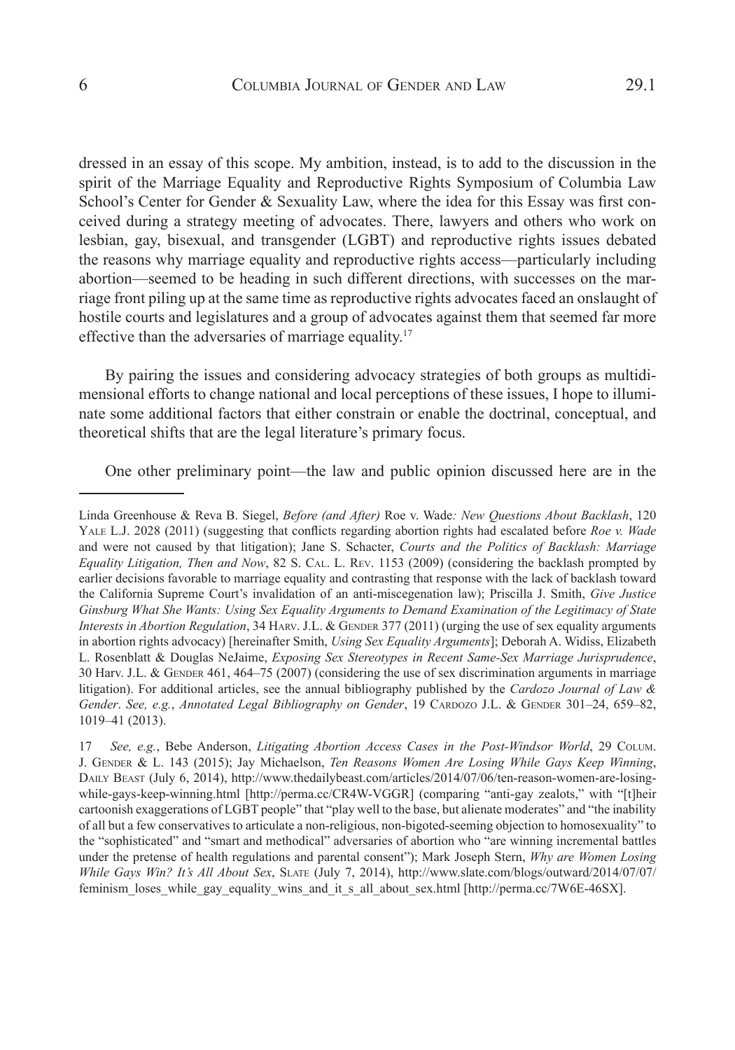dressed in an essay of this scope. My ambition, instead, is to add to the discussion in the spirit of the Marriage Equality and Reproductive Rights Symposium of Columbia Law School's Center for Gender & Sexuality Law, where the idea for this Essay was first conceived during a strategy meeting of advocates. There, lawyers and others who work on lesbian, gay, bisexual, and transgender (LGBT) and reproductive rights issues debated the reasons why marriage equality and reproductive rights access—particularly including abortion—seemed to be heading in such different directions, with successes on the marriage front piling up at the same time as reproductive rights advocates faced an onslaught of hostile courts and legislatures and a group of advocates against them that seemed far more effective than the adversaries of marriage equality.[17]

By pairing the issues and considering advocacy strategies of both groups as multidimensional efforts to change national and local perceptions of these issues, I hope to illuminate some additional factors that either constrain or enable the doctrinal, conceptual, and theoretical shifts that are the legal literature's primary focus.

One other preliminary point—the law and public opinion discussed here are in the

---

Linda Greenhouse & Reva B. Siegel, *Before (and After)* Roe v. Wade*: New Questions About Backlash*, 120 Yale L.J. 2028 (2011) (suggesting that conflicts regarding abortion rights had escalated before *Roe v. Wade* and were not caused by that litigation); Jane S. Schacter, *Courts and the Politics of Backlash: Marriage Equality Litigation, Then and Now*, 82 S. Cal. L. Rev. 1153 (2009) (considering the backlash prompted by earlier decisions favorable to marriage equality and contrasting that response with the lack of backlash toward the California Supreme Court's invalidation of an anti-miscegenation law); Priscilla J. Smith, *Give Justice Ginsburg What She Wants: Using Sex Equality Arguments to Demand Examination of the Legitimacy of State Interests in Abortion Regulation*, 34 Harv. J.L. & Gender 377 (2011) (urging the use of sex equality arguments in abortion rights advocacy) [hereinafter Smith, *Using Sex Equality Arguments*]; Deborah A. Widiss, Elizabeth L. Rosenblatt & Douglas NeJaime, *Exposing Sex Stereotypes in Recent Same-Sex Marriage Jurisprudence*, 30 Harv. J.L. & Gender 461, 464–75 (2007) (considering the use of sex discrimination arguments in marriage litigation). For additional articles, see the annual bibliography published by the *Cardozo Journal of Law & Gender*. *See, e.g.*, *Annotated Legal Bibliography on Gender*, 19 Cardozo J.L. & Gender 301–24, 659–82, 1019–41 (2013).

17 *See, e.g.*, Bebe Anderson, *Litigating Abortion Access Cases in the Post-Windsor World*, 29 Colum. J. Gender & L. 143 (2015); Jay Michaelson, *Ten Reasons Women Are Losing While Gays Keep Winning*, Daily Beast (July 6, 2014), http://www.thedailybeast.com/articles/2014/07/06/ten-reason-women-are-losing-while-gays-keep-winning.html [http://perma.cc/CR4W-VGGR] (comparing "anti-gay zealots," with "[t]heir cartoonish exaggerations of LGBT people" that "play well to the base, but alienate moderates" and "the inability of all but a few conservatives to articulate a non-religious, non-bigoted-seeming objection to homosexuality" to the "sophisticated" and "smart and methodical" adversaries of abortion who "are winning incremental battles under the pretense of health regulations and parental consent"); Mark Joseph Stern, *Why are Women Losing While Gays Win? It's All About Sex*, Slate (July 7, 2014), http://www.slate.com/blogs/outward/2014/07/07/feminism_loses_while_gay_equality_wins_and_it_s_all_about_sex.html [http://perma.cc/7W6E-46SX].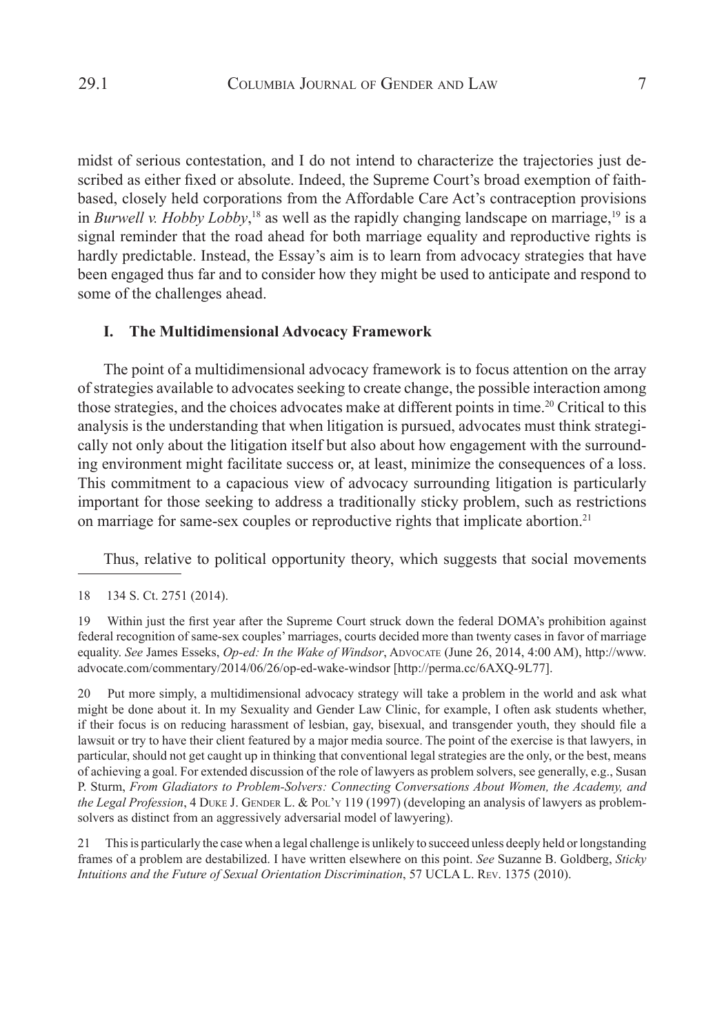midst of serious contestation, and I do not intend to characterize the trajectories just described as either fixed or absolute. Indeed, the Supreme Court's broad exemption of faith-based, closely held corporations from the Affordable Care Act's contraception provisions in *Burwell v. Hobby Lobby*,[18] as well as the rapidly changing landscape on marriage,[19] is a signal reminder that the road ahead for both marriage equality and reproductive rights is hardly predictable. Instead, the Essay's aim is to learn from advocacy strategies that have been engaged thus far and to consider how they might be used to anticipate and respond to some of the challenges ahead.

## I. The Multidimensional Advocacy Framework

The point of a multidimensional advocacy framework is to focus attention on the array of strategies available to advocates seeking to create change, the possible interaction among those strategies, and the choices advocates make at different points in time.[20] Critical to this analysis is the understanding that when litigation is pursued, advocates must think strategically not only about the litigation itself but also about how engagement with the surrounding environment might facilitate success or, at least, minimize the consequences of a loss. This commitment to a capacious view of advocacy surrounding litigation is particularly important for those seeking to address a traditionally sticky problem, such as restrictions on marriage for same-sex couples or reproductive rights that implicate abortion.[21]

Thus, relative to political opportunity theory, which suggests that social movements

---

18 134 S. Ct. 2751 (2014).

19 Within just the first year after the Supreme Court struck down the federal DOMA's prohibition against federal recognition of same-sex couples' marriages, courts decided more than twenty cases in favor of marriage equality. *See* James Esseks, *Op-ed: In the Wake of Windsor*, Advocate (June 26, 2014, 4:00 AM), http://www.advocate.com/commentary/2014/06/26/op-ed-wake-windsor [http://perma.cc/6AXQ-9L77].

20 Put more simply, a multidimensional advocacy strategy will take a problem in the world and ask what might be done about it. In my Sexuality and Gender Law Clinic, for example, I often ask students whether, if their focus is on reducing harassment of lesbian, gay, bisexual, and transgender youth, they should file a lawsuit or try to have their client featured by a major media source. The point of the exercise is that lawyers, in particular, should not get caught up in thinking that conventional legal strategies are the only, or the best, means of achieving a goal. For extended discussion of the role of lawyers as problem solvers, see generally, e.g., Susan P. Sturm, *From Gladiators to Problem-Solvers: Connecting Conversations About Women, the Academy, and the Legal Profession*, 4 Duke J. Gender L. & Pol'y 119 (1997) (developing an analysis of lawyers as problem-solvers as distinct from an aggressively adversarial model of lawyering).

21 This is particularly the case when a legal challenge is unlikely to succeed unless deeply held or longstanding frames of a problem are destabilized. I have written elsewhere on this point. *See* Suzanne B. Goldberg, *Sticky Intuitions and the Future of Sexual Orientation Discrimination*, 57 UCLA L. Rev. 1375 (2010).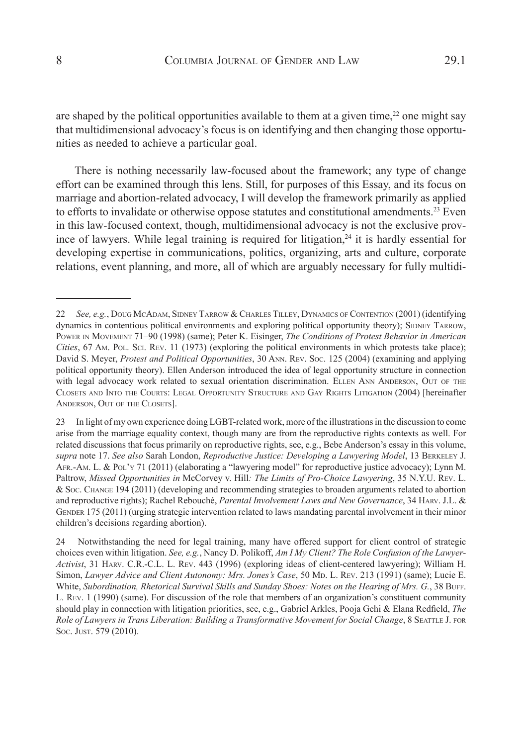are shaped by the political opportunities available to them at a given time,[22] one might say that multidimensional advocacy's focus is on identifying and then changing those opportunities as needed to achieve a particular goal.

There is nothing necessarily law-focused about the framework; any type of change effort can be examined through this lens. Still, for purposes of this Essay, and its focus on marriage and abortion-related advocacy, I will develop the framework primarily as applied to efforts to invalidate or otherwise oppose statutes and constitutional amendments.[23] Even in this law-focused context, though, multidimensional advocacy is not the exclusive province of lawyers. While legal training is required for litigation,[24] it is hardly essential for developing expertise in communications, politics, organizing, arts and culture, corporate relations, event planning, and more, all of which are arguably necessary for fully multidi-

---

22 *See, e.g.*, Doug McAdam, Sidney Tarrow & Charles Tilley, Dynamics of Contention (2001) (identifying dynamics in contentious political environments and exploring political opportunity theory); Sidney Tarrow, Power in Movement 71–90 (1998) (same); Peter K. Eisinger, *The Conditions of Protest Behavior in American Cities*, 67 Am. Pol. Sci. Rev. 11 (1973) (exploring the political environments in which protests take place); David S. Meyer, *Protest and Political Opportunities*, 30 Ann. Rev. Soc. 125 (2004) (examining and applying political opportunity theory). Ellen Anderson introduced the idea of legal opportunity structure in connection with legal advocacy work related to sexual orientation discrimination. Ellen Ann Anderson, Out of the Closets and Into the Courts: Legal Opportunity Structure and Gay Rights Litigation (2004) [hereinafter Anderson, Out of the Closets].

23 In light of my own experience doing LGBT-related work, more of the illustrations in the discussion to come arise from the marriage equality context, though many are from the reproductive rights contexts as well. For related discussions that focus primarily on reproductive rights, see, e.g., Bebe Anderson's essay in this volume, *supra* note 17. *See also* Sarah London, *Reproductive Justice: Developing a Lawyering Model*, 13 Berkeley J. Afr.-Am. L. & Pol'y 71 (2011) (elaborating a "lawyering model" for reproductive justice advocacy); Lynn M. Paltrow, *Missed Opportunities in* McCorvey v. Hill*: The Limits of Pro-Choice Lawyering*, 35 N.Y.U. Rev. L. & Soc. Change 194 (2011) (developing and recommending strategies to broaden arguments related to abortion and reproductive rights); Rachel Rebouché, *Parental Involvement Laws and New Governance*, 34 Harv. J.L. & Gender 175 (2011) (urging strategic intervention related to laws mandating parental involvement in their minor children's decisions regarding abortion).

24 Notwithstanding the need for legal training, many have offered support for client control of strategic choices even within litigation. *See, e.g.*, Nancy D. Polikoff, *Am I My Client? The Role Confusion of the Lawyer-Activist*, 31 Harv. C.R.-C.L. L. Rev. 443 (1996) (exploring ideas of client-centered lawyering); William H. Simon, *Lawyer Advice and Client Autonomy: Mrs. Jones's Case*, 50 Md. L. Rev. 213 (1991) (same); Lucie E. White, *Subordination, Rhetorical Survival Skills and Sunday Shoes: Notes on the Hearing of Mrs. G.*, 38 Buff. L. Rev. 1 (1990) (same). For discussion of the role that members of an organization's constituent community should play in connection with litigation priorities, see, e.g., Gabriel Arkles, Pooja Gehi & Elana Redfield, *The Role of Lawyers in Trans Liberation: Building a Transformative Movement for Social Change*, 8 Seattle J. for Soc. Just. 579 (2010).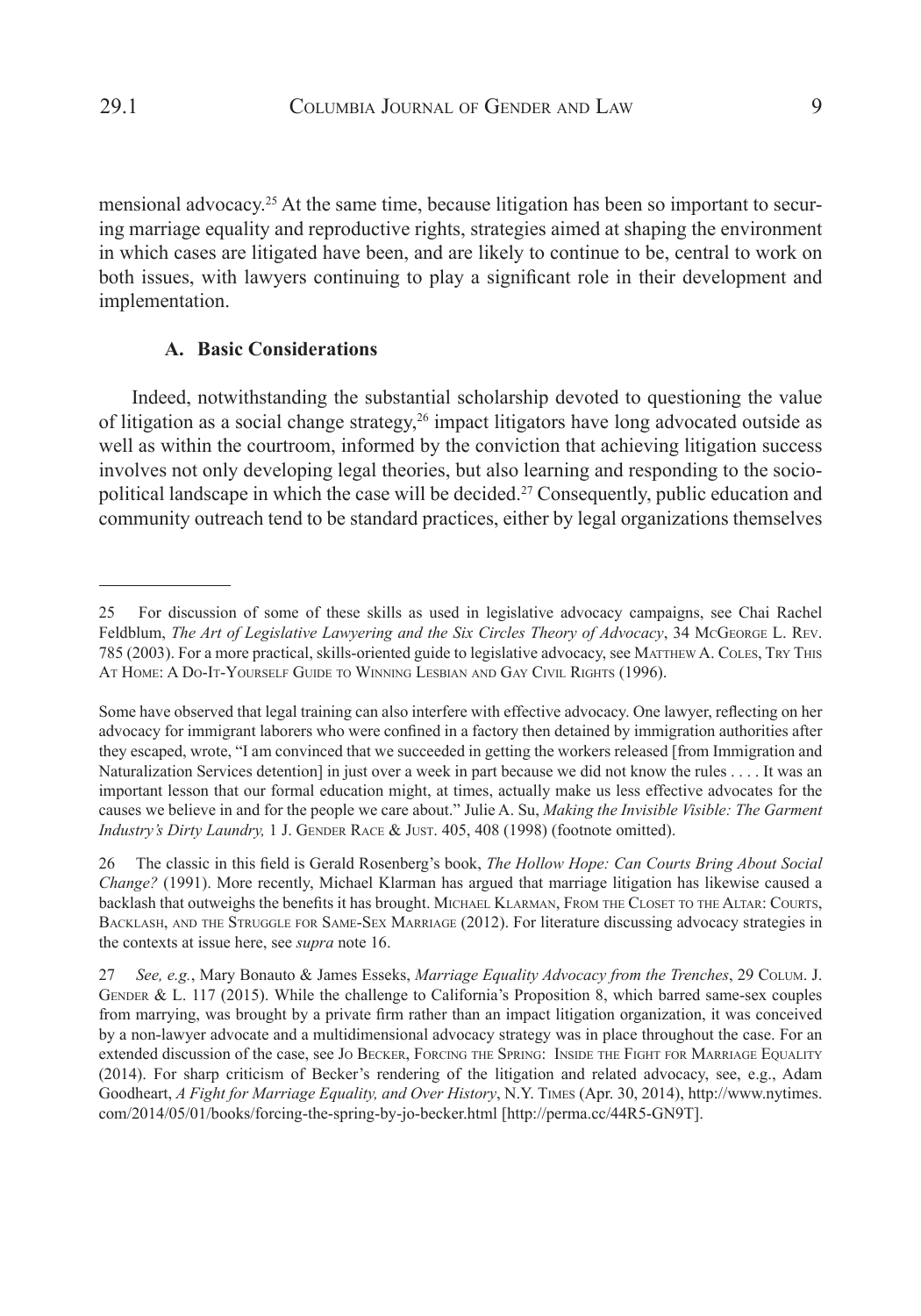mensional advocacy.[25] At the same time, because litigation has been so important to securing marriage equality and reproductive rights, strategies aimed at shaping the environment in which cases are litigated have been, and are likely to continue to be, central to work on both issues, with lawyers continuing to play a significant role in their development and implementation.

### A. Basic Considerations

Indeed, notwithstanding the substantial scholarship devoted to questioning the value of litigation as a social change strategy,[26] impact litigators have long advocated outside as well as within the courtroom, informed by the conviction that achieving litigation success involves not only developing legal theories, but also learning and responding to the sociopolitical landscape in which the case will be decided.[27] Consequently, public education and community outreach tend to be standard practices, either by legal organizations themselves

---

25 For discussion of some of these skills as used in legislative advocacy campaigns, see Chai Rachel Feldblum, *The Art of Legislative Lawyering and the Six Circles Theory of Advocacy*, 34 McGeorge L. Rev. 785 (2003). For a more practical, skills-oriented guide to legislative advocacy, see Matthew A. Coles, Try This At Home: A Do-It-Yourself Guide to Winning Lesbian and Gay Civil Rights (1996).

Some have observed that legal training can also interfere with effective advocacy. One lawyer, reflecting on her advocacy for immigrant laborers who were confined in a factory then detained by immigration authorities after they escaped, wrote, "I am convinced that we succeeded in getting the workers released [from Immigration and Naturalization Services detention] in just over a week in part because we did not know the rules . . . . It was an important lesson that our formal education might, at times, actually make us less effective advocates for the causes we believe in and for the people we care about." Julie A. Su, *Making the Invisible Visible: The Garment Industry's Dirty Laundry,* 1 J. Gender Race & Just. 405, 408 (1998) (footnote omitted).

26 The classic in this field is Gerald Rosenberg's book, *The Hollow Hope: Can Courts Bring About Social Change?* (1991). More recently, Michael Klarman has argued that marriage litigation has likewise caused a backlash that outweighs the benefits it has brought. Michael Klarman, From the Closet to the Altar: Courts, Backlash, and the Struggle for Same-Sex Marriage (2012). For literature discussing advocacy strategies in the contexts at issue here, see *supra* note 16.

27 *See, e.g.*, Mary Bonauto & James Esseks, *Marriage Equality Advocacy from the Trenches*, 29 Colum. J. Gender & L. 117 (2015). While the challenge to California's Proposition 8, which barred same-sex couples from marrying, was brought by a private firm rather than an impact litigation organization, it was conceived by a non-lawyer advocate and a multidimensional advocacy strategy was in place throughout the case. For an extended discussion of the case, see Jo Becker, Forcing the Spring: Inside the Fight for Marriage Equality (2014). For sharp criticism of Becker's rendering of the litigation and related advocacy, see, e.g., Adam Goodheart, *A Fight for Marriage Equality, and Over History*, N.Y. Times (Apr. 30, 2014), http://www.nytimes.com/2014/05/01/books/forcing-the-spring-by-jo-becker.html [http://perma.cc/44R5-GN9T].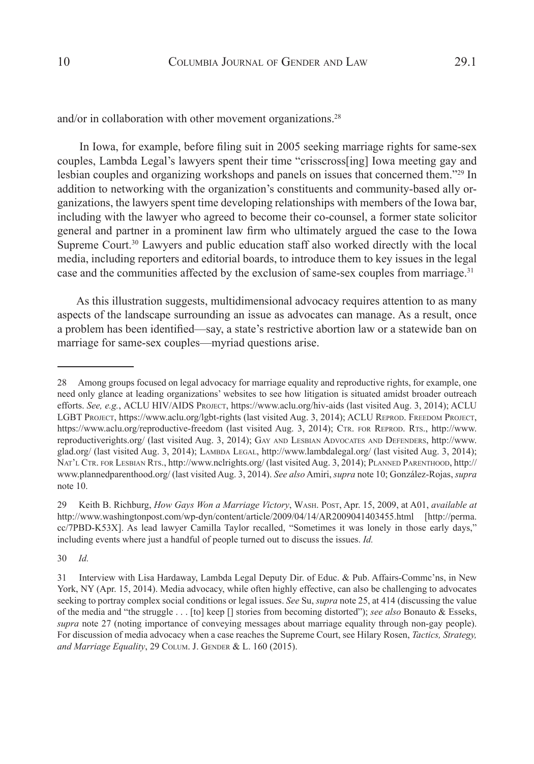and/or in collaboration with other movement organizations.[28]

In Iowa, for example, before filing suit in 2005 seeking marriage rights for same-sex couples, Lambda Legal's lawyers spent their time "crisscross[ing] Iowa meeting gay and lesbian couples and organizing workshops and panels on issues that concerned them."[29] In addition to networking with the organization's constituents and community-based ally organizations, the lawyers spent time developing relationships with members of the Iowa bar, including with the lawyer who agreed to become their co-counsel, a former state solicitor general and partner in a prominent law firm who ultimately argued the case to the Iowa Supreme Court.[30] Lawyers and public education staff also worked directly with the local media, including reporters and editorial boards, to introduce them to key issues in the legal case and the communities affected by the exclusion of same-sex couples from marriage.[31]

As this illustration suggests, multidimensional advocacy requires attention to as many aspects of the landscape surrounding an issue as advocates can manage. As a result, once a problem has been identified—say, a state's restrictive abortion law or a statewide ban on marriage for same-sex couples—myriad questions arise.

---

28 Among groups focused on legal advocacy for marriage equality and reproductive rights, for example, one need only glance at leading organizations' websites to see how litigation is situated amidst broader outreach efforts. *See, e.g.*, ACLU HIV/AIDS Project, https://www.aclu.org/hiv-aids (last visited Aug. 3, 2014); ACLU LGBT Project, https://www.aclu.org/lgbt-rights (last visited Aug. 3, 2014); ACLU Reprod. Freedom Project, https://www.aclu.org/reproductive-freedom (last visited Aug. 3, 2014); Ctr. for Reprod. Rts., http://www.reproductiverights.org/ (last visited Aug. 3, 2014); Gay and Lesbian Advocates and Defenders, http://www.glad.org/ (last visited Aug. 3, 2014); Lambda Legal, http://www.lambdalegal.org/ (last visited Aug. 3, 2014); Nat'l Ctr. for Lesbian Rts., http://www.nclrights.org/ (last visited Aug. 3, 2014); Planned Parenthood, http://www.plannedparenthood.org/ (last visited Aug. 3, 2014). *See also* Amiri, *supra* note 10; González-Rojas, *supra* note 10.

29 Keith B. Richburg, *How Gays Won a Marriage Victory*, Wash. Post, Apr. 15, 2009, at A01, *available at* http://www.washingtonpost.com/wp-dyn/content/article/2009/04/14/AR2009041403455.html [http://perma.cc/7PBD-K53X]. As lead lawyer Camilla Taylor recalled, "Sometimes it was lonely in those early days," including events where just a handful of people turned out to discuss the issues. *Id.*

30 *Id.*

31 Interview with Lisa Hardaway, Lambda Legal Deputy Dir. of Educ. & Pub. Affairs-Commc'ns, in New York, NY (Apr. 15, 2014). Media advocacy, while often highly effective, can also be challenging to advocates seeking to portray complex social conditions or legal issues. *See* Su, *supra* note 25, at 414 (discussing the value of the media and "the struggle . . . [to] keep [] stories from becoming distorted"); *see also* Bonauto & Esseks, *supra* note 27 (noting importance of conveying messages about marriage equality through non-gay people). For discussion of media advocacy when a case reaches the Supreme Court, see Hilary Rosen, *Tactics, Strategy, and Marriage Equality*, 29 Colum. J. Gender & L. 160 (2015).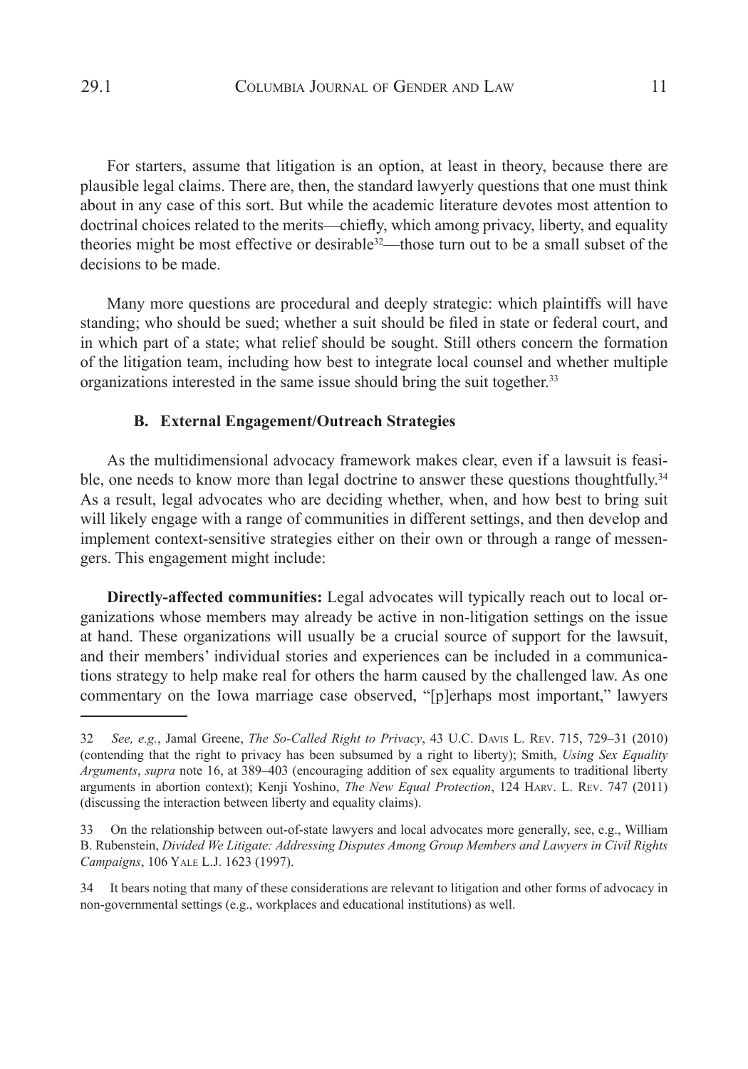For starters, assume that litigation is an option, at least in theory, because there are plausible legal claims. There are, then, the standard lawyerly questions that one must think about in any case of this sort. But while the academic literature devotes most attention to doctrinal choices related to the merits—chiefly, which among privacy, liberty, and equality theories might be most effective or desirable[32]—those turn out to be a small subset of the decisions to be made.

Many more questions are procedural and deeply strategic: which plaintiffs will have standing; who should be sued; whether a suit should be filed in state or federal court, and in which part of a state; what relief should be sought. Still others concern the formation of the litigation team, including how best to integrate local counsel and whether multiple organizations interested in the same issue should bring the suit together.[33]

### B. External Engagement/Outreach Strategies

As the multidimensional advocacy framework makes clear, even if a lawsuit is feasible, one needs to know more than legal doctrine to answer these questions thoughtfully.[34] As a result, legal advocates who are deciding whether, when, and how best to bring suit will likely engage with a range of communities in different settings, and then develop and implement context-sensitive strategies either on their own or through a range of messengers. This engagement might include:

**Directly-affected communities:** Legal advocates will typically reach out to local organizations whose members may already be active in non-litigation settings on the issue at hand. These organizations will usually be a crucial source of support for the lawsuit, and their members' individual stories and experiences can be included in a communications strategy to help make real for others the harm caused by the challenged law. As one commentary on the Iowa marriage case observed, "[p]erhaps most important," lawyers

---

32 *See, e.g.*, Jamal Greene, *The So-Called Right to Privacy*, 43 U.C. Davis L. Rev. 715, 729–31 (2010) (contending that the right to privacy has been subsumed by a right to liberty); Smith, *Using Sex Equality Arguments*, *supra* note 16, at 389–403 (encouraging addition of sex equality arguments to traditional liberty arguments in abortion context); Kenji Yoshino, *The New Equal Protection*, 124 Harv. L. Rev. 747 (2011) (discussing the interaction between liberty and equality claims).

33 On the relationship between out-of-state lawyers and local advocates more generally, see, e.g., William B. Rubenstein, *Divided We Litigate: Addressing Disputes Among Group Members and Lawyers in Civil Rights Campaigns*, 106 Yale L.J. 1623 (1997).

34 It bears noting that many of these considerations are relevant to litigation and other forms of advocacy in non-governmental settings (e.g., workplaces and educational institutions) as well.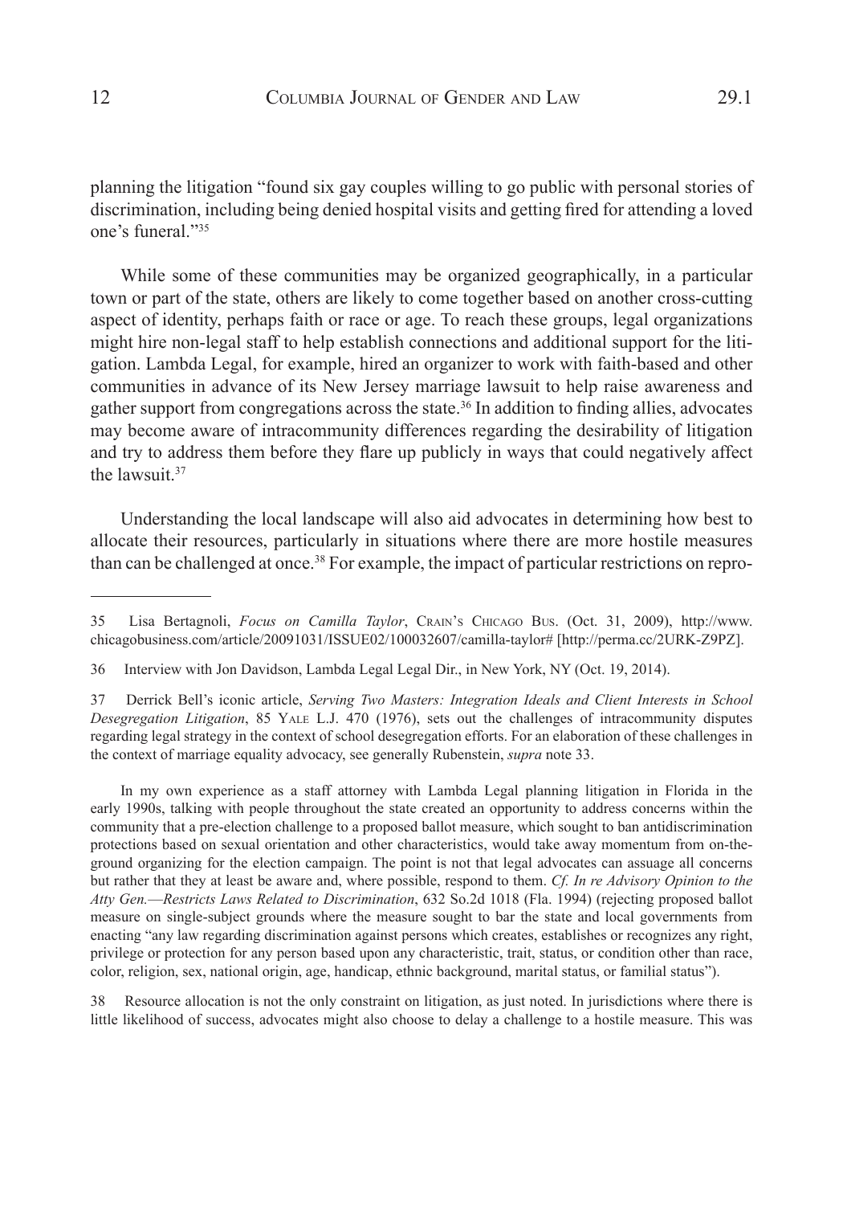planning the litigation "found six gay couples willing to go public with personal stories of discrimination, including being denied hospital visits and getting fired for attending a loved one's funeral."[35]

While some of these communities may be organized geographically, in a particular town or part of the state, others are likely to come together based on another cross-cutting aspect of identity, perhaps faith or race or age. To reach these groups, legal organizations might hire non-legal staff to help establish connections and additional support for the litigation. Lambda Legal, for example, hired an organizer to work with faith-based and other communities in advance of its New Jersey marriage lawsuit to help raise awareness and gather support from congregations across the state.[36] In addition to finding allies, advocates may become aware of intracommunity differences regarding the desirability of litigation and try to address them before they flare up publicly in ways that could negatively affect the lawsuit.[37]

Understanding the local landscape will also aid advocates in determining how best to allocate their resources, particularly in situations where there are more hostile measures than can be challenged at once.[38] For example, the impact of particular restrictions on repro-

---

35 Lisa Bertagnoli, *Focus on Camilla Taylor*, Crain's Chicago Bus. (Oct. 31, 2009), http://www.chicagobusiness.com/article/20091031/ISSUE02/100032607/camilla-taylor# [http://perma.cc/2URK-Z9PZ].

36 Interview with Jon Davidson, Lambda Legal Legal Dir., in New York, NY (Oct. 19, 2014).

37 Derrick Bell's iconic article, *Serving Two Masters: Integration Ideals and Client Interests in School Desegregation Litigation*, 85 Yale L.J. 470 (1976), sets out the challenges of intracommunity disputes regarding legal strategy in the context of school desegregation efforts. For an elaboration of these challenges in the context of marriage equality advocacy, see generally Rubenstein, *supra* note 33.

In my own experience as a staff attorney with Lambda Legal planning litigation in Florida in the early 1990s, talking with people throughout the state created an opportunity to address concerns within the community that a pre-election challenge to a proposed ballot measure, which sought to ban antidiscrimination protections based on sexual orientation and other characteristics, would take away momentum from on-the-ground organizing for the election campaign. The point is not that legal advocates can assuage all concerns but rather that they at least be aware and, where possible, respond to them. *Cf. In re Advisory Opinion to the Atty Gen.—Restricts Laws Related to Discrimination*, 632 So.2d 1018 (Fla. 1994) (rejecting proposed ballot measure on single-subject grounds where the measure sought to bar the state and local governments from enacting "any law regarding discrimination against persons which creates, establishes or recognizes any right, privilege or protection for any person based upon any characteristic, trait, status, or condition other than race, color, religion, sex, national origin, age, handicap, ethnic background, marital status, or familial status").

38 Resource allocation is not the only constraint on litigation, as just noted. In jurisdictions where there is little likelihood of success, advocates might also choose to delay a challenge to a hostile measure. This was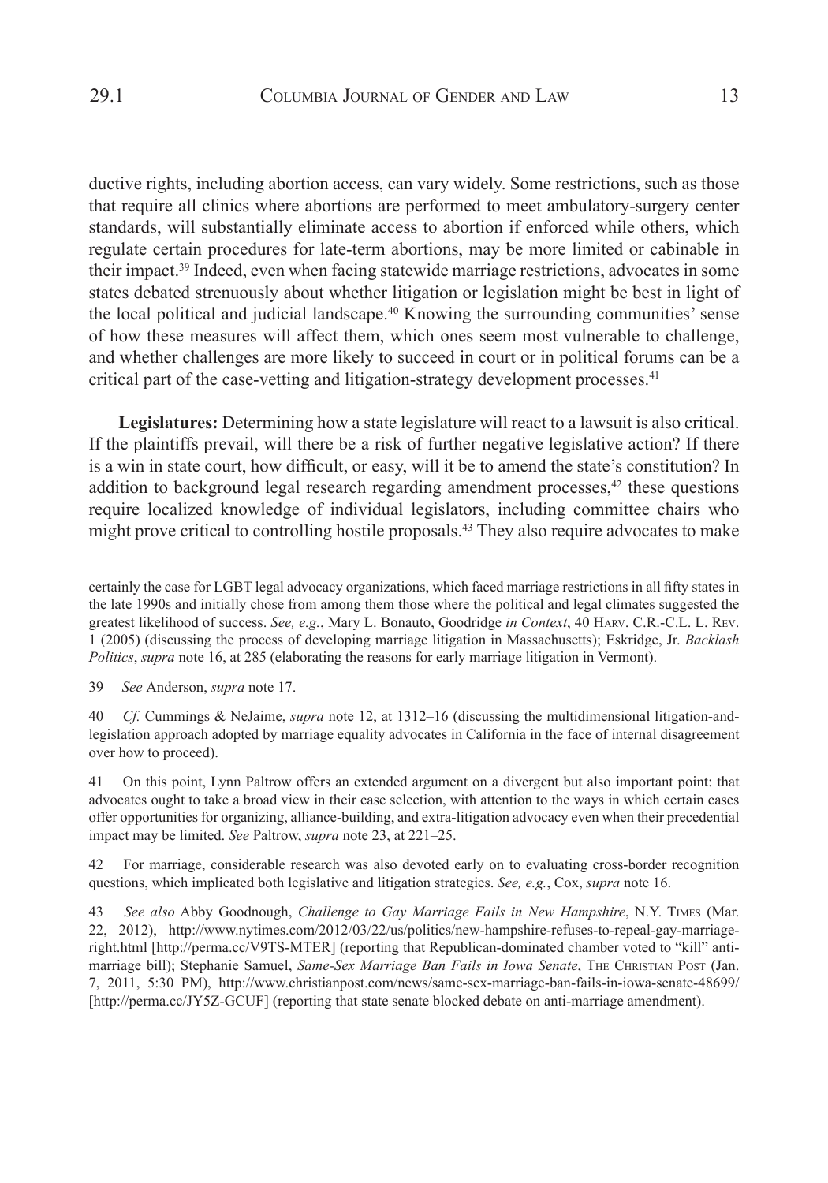ductive rights, including abortion access, can vary widely. Some restrictions, such as those that require all clinics where abortions are performed to meet ambulatory-surgery center standards, will substantially eliminate access to abortion if enforced while others, which regulate certain procedures for late-term abortions, may be more limited or cabinable in their impact.[39] Indeed, even when facing statewide marriage restrictions, advocates in some states debated strenuously about whether litigation or legislation might be best in light of the local political and judicial landscape.[40] Knowing the surrounding communities' sense of how these measures will affect them, which ones seem most vulnerable to challenge, and whether challenges are more likely to succeed in court or in political forums can be a critical part of the case-vetting and litigation-strategy development processes.[41]

**Legislatures:** Determining how a state legislature will react to a lawsuit is also critical. If the plaintiffs prevail, will there be a risk of further negative legislative action? If there is a win in state court, how difficult, or easy, will it be to amend the state's constitution? In addition to background legal research regarding amendment processes,[42] these questions require localized knowledge of individual legislators, including committee chairs who might prove critical to controlling hostile proposals.[43] They also require advocates to make

---

certainly the case for LGBT legal advocacy organizations, which faced marriage restrictions in all fifty states in the late 1990s and initially chose from among them those where the political and legal climates suggested the greatest likelihood of success. *See, e.g.*, Mary L. Bonauto, Goodridge *in Context*, 40 Harv. C.R.-C.L. L. Rev. 1 (2005) (discussing the process of developing marriage litigation in Massachusetts); Eskridge, Jr. *Backlash Politics*, *supra* note 16, at 285 (elaborating the reasons for early marriage litigation in Vermont).

39 *See* Anderson, *supra* note 17.

40 *Cf.* Cummings & NeJaime, *supra* note 12, at 1312–16 (discussing the multidimensional litigation-and-legislation approach adopted by marriage equality advocates in California in the face of internal disagreement over how to proceed).

41 On this point, Lynn Paltrow offers an extended argument on a divergent but also important point: that advocates ought to take a broad view in their case selection, with attention to the ways in which certain cases offer opportunities for organizing, alliance-building, and extra-litigation advocacy even when their precedential impact may be limited. *See* Paltrow, *supra* note 23, at 221–25.

42 For marriage, considerable research was also devoted early on to evaluating cross-border recognition questions, which implicated both legislative and litigation strategies. *See, e.g.*, Cox, *supra* note 16.

43 *See also* Abby Goodnough, *Challenge to Gay Marriage Fails in New Hampshire*, N.Y. Times (Mar. 22, 2012), http://www.nytimes.com/2012/03/22/us/politics/new-hampshire-refuses-to-repeal-gay-marriage-right.html [http://perma.cc/V9TS-MTER] (reporting that Republican-dominated chamber voted to "kill" anti-marriage bill); Stephanie Samuel, *Same-Sex Marriage Ban Fails in Iowa Senate*, The Christian Post (Jan. 7, 2011, 5:30 PM), http://www.christianpost.com/news/same-sex-marriage-ban-fails-in-iowa-senate-48699/ [http://perma.cc/JY5Z-GCUF] (reporting that state senate blocked debate on anti-marriage amendment).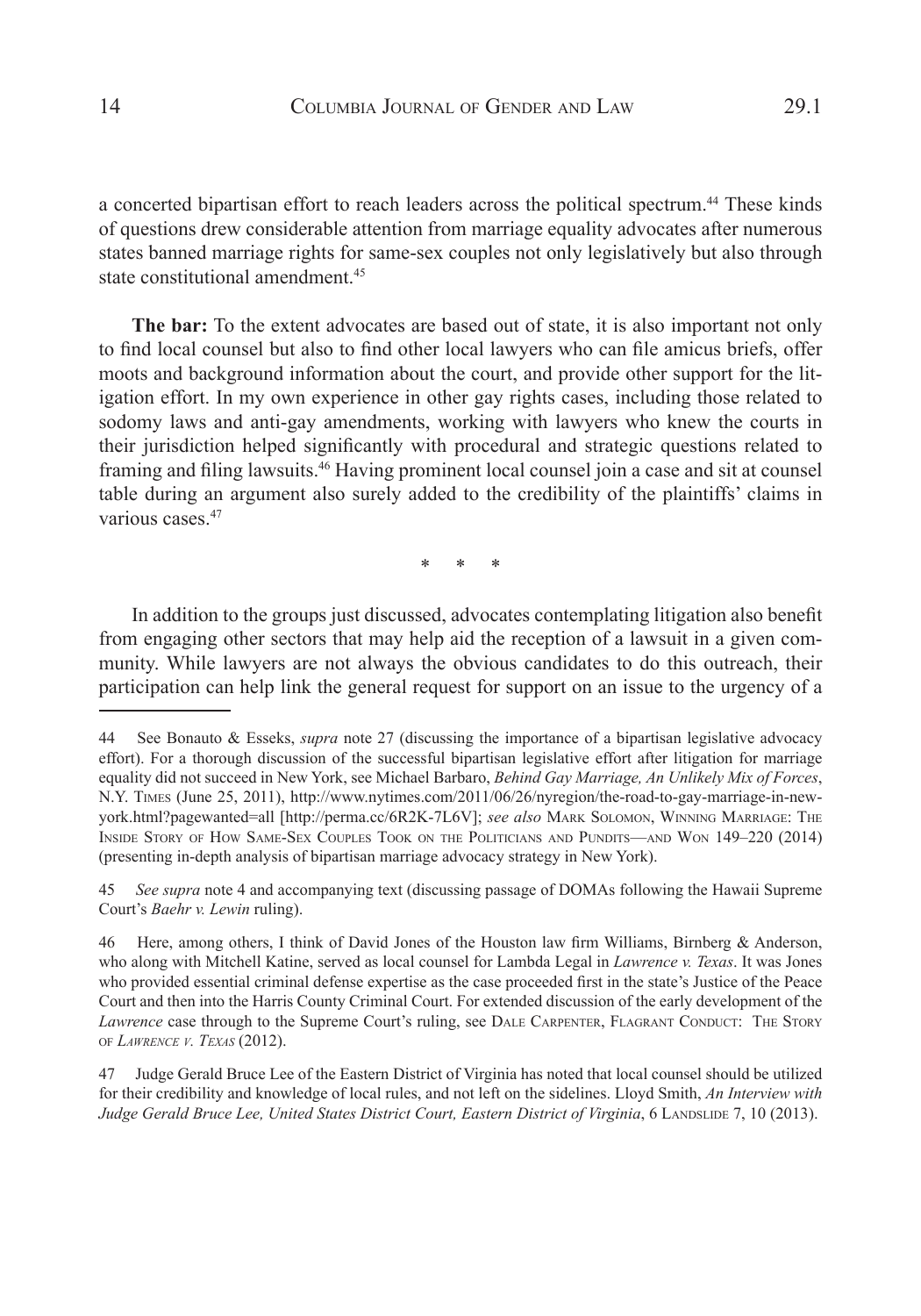a concerted bipartisan effort to reach leaders across the political spectrum.[44] These kinds of questions drew considerable attention from marriage equality advocates after numerous states banned marriage rights for same-sex couples not only legislatively but also through state constitutional amendment.[45]

**The bar:** To the extent advocates are based out of state, it is also important not only to find local counsel but also to find other local lawyers who can file amicus briefs, offer moots and background information about the court, and provide other support for the litigation effort. In my own experience in other gay rights cases, including those related to sodomy laws and anti-gay amendments, working with lawyers who knew the courts in their jurisdiction helped significantly with procedural and strategic questions related to framing and filing lawsuits.[46] Having prominent local counsel join a case and sit at counsel table during an argument also surely added to the credibility of the plaintiffs' claims in various cases.[47]

\* \* \*

In addition to the groups just discussed, advocates contemplating litigation also benefit from engaging other sectors that may help aid the reception of a lawsuit in a given community. While lawyers are not always the obvious candidates to do this outreach, their participation can help link the general request for support on an issue to the urgency of a

---

44 See Bonauto & Esseks, *supra* note 27 (discussing the importance of a bipartisan legislative advocacy effort). For a thorough discussion of the successful bipartisan legislative effort after litigation for marriage equality did not succeed in New York, see Michael Barbaro, *Behind Gay Marriage, An Unlikely Mix of Forces*, N.Y. Times (June 25, 2011), http://www.nytimes.com/2011/06/26/nyregion/the-road-to-gay-marriage-in-new-york.html?pagewanted=all [http://perma.cc/6R2K-7L6V]; *see also* Mark Solomon, Winning Marriage: The Inside Story of How Same-Sex Couples Took on the Politicians and Pundits—and Won 149–220 (2014) (presenting in-depth analysis of bipartisan marriage advocacy strategy in New York).

45 *See supra* note 4 and accompanying text (discussing passage of DOMAs following the Hawaii Supreme Court's *Baehr v. Lewin* ruling).

46 Here, among others, I think of David Jones of the Houston law firm Williams, Birnberg & Anderson, who along with Mitchell Katine, served as local counsel for Lambda Legal in *Lawrence v. Texas*. It was Jones who provided essential criminal defense expertise as the case proceeded first in the state's Justice of the Peace Court and then into the Harris County Criminal Court. For extended discussion of the early development of the *Lawrence* case through to the Supreme Court's ruling, see Dale Carpenter, Flagrant Conduct: The Story of *Lawrence v. Texas* (2012).

47 Judge Gerald Bruce Lee of the Eastern District of Virginia has noted that local counsel should be utilized for their credibility and knowledge of local rules, and not left on the sidelines. Lloyd Smith, *An Interview with Judge Gerald Bruce Lee, United States District Court, Eastern District of Virginia*, 6 Landslide 7, 10 (2013).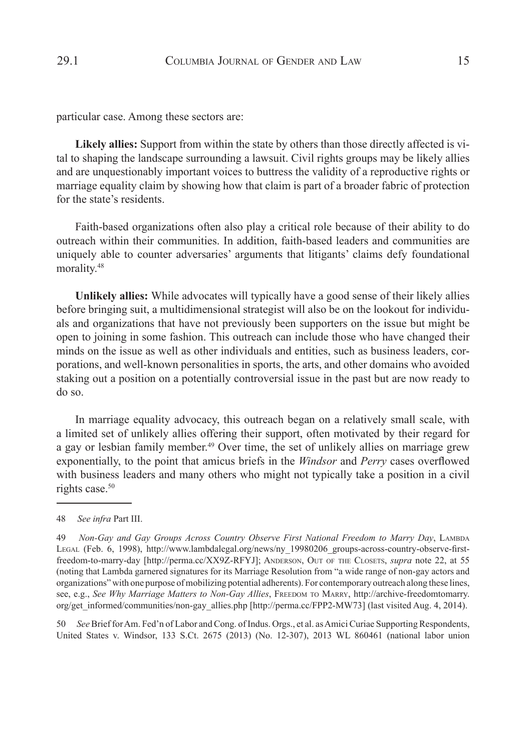particular case. Among these sectors are:

**Likely allies:** Support from within the state by others than those directly affected is vital to shaping the landscape surrounding a lawsuit. Civil rights groups may be likely allies and are unquestionably important voices to buttress the validity of a reproductive rights or marriage equality claim by showing how that claim is part of a broader fabric of protection for the state's residents.

Faith-based organizations often also play a critical role because of their ability to do outreach within their communities. In addition, faith-based leaders and communities are uniquely able to counter adversaries' arguments that litigants' claims defy foundational morality.[48]

**Unlikely allies:** While advocates will typically have a good sense of their likely allies before bringing suit, a multidimensional strategist will also be on the lookout for individuals and organizations that have not previously been supporters on the issue but might be open to joining in some fashion. This outreach can include those who have changed their minds on the issue as well as other individuals and entities, such as business leaders, corporations, and well-known personalities in sports, the arts, and other domains who avoided staking out a position on a potentially controversial issue in the past but are now ready to do so.

In marriage equality advocacy, this outreach began on a relatively small scale, with a limited set of unlikely allies offering their support, often motivated by their regard for a gay or lesbian family member.[49] Over time, the set of unlikely allies on marriage grew exponentially, to the point that amicus briefs in the *Windsor* and *Perry* cases overflowed with business leaders and many others who might not typically take a position in a civil rights case.[50]

---

48 *See infra* Part III.

49 *Non-Gay and Gay Groups Across Country Observe First National Freedom to Marry Day*, Lambda Legal (Feb. 6, 1998), http://www.lambdalegal.org/news/ny_19980206_groups-across-country-observe-first-freedom-to-marry-day [http://perma.cc/XX9Z-RFYJ]; Anderson, Out of the Closets, *supra* note 22, at 55 (noting that Lambda garnered signatures for its Marriage Resolution from "a wide range of non-gay actors and organizations" with one purpose of mobilizing potential adherents). For contemporary outreach along these lines, see, e.g., *See Why Marriage Matters to Non-Gay Allies*, Freedom to Marry, http://archive-freedomtomarry.org/get_informed/communities/non-gay_allies.php [http://perma.cc/FPP2-MW73] (last visited Aug. 4, 2014).

50 *See* Brief for Am. Fed'n of Labor and Cong. of Indus. Orgs., et al. as Amici Curiae Supporting Respondents, United States v. Windsor, 133 S.Ct. 2675 (2013) (No. 12-307), 2013 WL 860461 (national labor union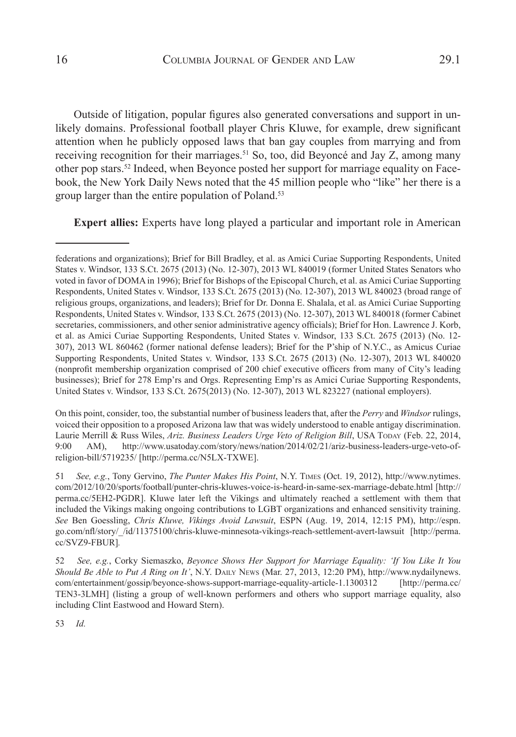Outside of litigation, popular figures also generated conversations and support in unlikely domains. Professional football player Chris Kluwe, for example, drew significant attention when he publicly opposed laws that ban gay couples from marrying and from receiving recognition for their marriages.[51] So, too, did Beyoncé and Jay Z, among many other pop stars.[52] Indeed, when Beyonce posted her support for marriage equality on Facebook, the New York Daily News noted that the 45 million people who "like" her there is a group larger than the entire population of Poland.[53]

**Expert allies:** Experts have long played a particular and important role in American

---

federations and organizations); Brief for Bill Bradley, et al. as Amici Curiae Supporting Respondents, United States v. Windsor, 133 S.Ct. 2675 (2013) (No. 12-307), 2013 WL 840019 (former United States Senators who voted in favor of DOMA in 1996); Brief for Bishops of the Episcopal Church, et al. as Amici Curiae Supporting Respondents, United States v. Windsor, 133 S.Ct. 2675 (2013) (No. 12-307), 2013 WL 840023 (broad range of religious groups, organizations, and leaders); Brief for Dr. Donna E. Shalala, et al. as Amici Curiae Supporting Respondents, United States v. Windsor, 133 S.Ct. 2675 (2013) (No. 12-307), 2013 WL 840018 (former Cabinet secretaries, commissioners, and other senior administrative agency officials); Brief for Hon. Lawrence J. Korb, et al. as Amici Curiae Supporting Respondents, United States v. Windsor, 133 S.Ct. 2675 (2013) (No. 12-307), 2013 WL 860462 (former national defense leaders); Brief for the P'ship of N.Y.C., as Amicus Curiae Supporting Respondents, United States v. Windsor, 133 S.Ct. 2675 (2013) (No. 12-307), 2013 WL 840020 (nonprofit membership organization comprised of 200 chief executive officers from many of City's leading businesses); Brief for 278 Emp'rs and Orgs. Representing Emp'rs as Amici Curiae Supporting Respondents, United States v. Windsor, 133 S.Ct. 2675(2013) (No. 12-307), 2013 WL 823227 (national employers).

On this point, consider, too, the substantial number of business leaders that, after the *Perry* and *Windsor* rulings, voiced their opposition to a proposed Arizona law that was widely understood to enable antigay discrimination. Laurie Merrill & Russ Wiles, *Ariz. Business Leaders Urge Veto of Religion Bill*, USA Today (Feb. 22, 2014, 9:00 AM), http://www.usatoday.com/story/news/nation/2014/02/21/ariz-business-leaders-urge-veto-of-religion-bill/5719235/ [http://perma.cc/N5LX-TXWE].

51 *See, e.g.*, Tony Gervino, *The Punter Makes His Point*, N.Y. Times (Oct. 19, 2012), http://www.nytimes.com/2012/10/20/sports/football/punter-chris-kluwes-voice-is-heard-in-same-sex-marriage-debate.html [http://perma.cc/5EH2-PGDR]. Kluwe later left the Vikings and ultimately reached a settlement with them that included the Vikings making ongoing contributions to LGBT organizations and enhanced sensitivity training. *See* Ben Goessling, *Chris Kluwe, Vikings Avoid Lawsuit*, ESPN (Aug. 19, 2014, 12:15 PM), http://espn.go.com/nfl/story/_/id/11375100/chris-kluwe-minnesota-vikings-reach-settlement-avert-lawsuit [http://perma.cc/SVZ9-FBUR].

52 *See, e.g.*, Corky Siemaszko, *Beyonce Shows Her Support for Marriage Equality: 'If You Like It You Should Be Able to Put A Ring on It'*, N.Y. Daily News (Mar. 27, 2013, 12:20 PM), http://www.nydailynews.com/entertainment/gossip/beyonce-shows-support-marriage-equality-article-1.1300312 [http://perma.cc/TEN3-3LMH] (listing a group of well-known performers and others who support marriage equality, also including Clint Eastwood and Howard Stern).

53 *Id.*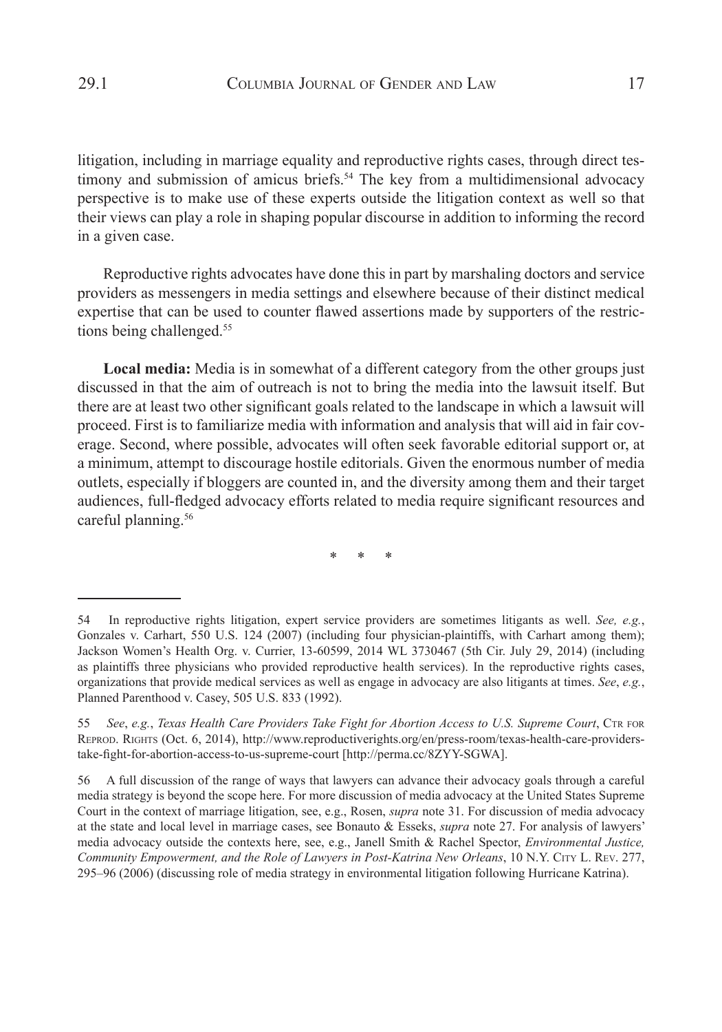litigation, including in marriage equality and reproductive rights cases, through direct testimony and submission of amicus briefs.[54] The key from a multidimensional advocacy perspective is to make use of these experts outside the litigation context as well so that their views can play a role in shaping popular discourse in addition to informing the record in a given case.

Reproductive rights advocates have done this in part by marshaling doctors and service providers as messengers in media settings and elsewhere because of their distinct medical expertise that can be used to counter flawed assertions made by supporters of the restrictions being challenged.[55]

**Local media:** Media is in somewhat of a different category from the other groups just discussed in that the aim of outreach is not to bring the media into the lawsuit itself. But there are at least two other significant goals related to the landscape in which a lawsuit will proceed. First is to familiarize media with information and analysis that will aid in fair coverage. Second, where possible, advocates will often seek favorable editorial support or, at a minimum, attempt to discourage hostile editorials. Given the enormous number of media outlets, especially if bloggers are counted in, and the diversity among them and their target audiences, full-fledged advocacy efforts related to media require significant resources and careful planning.[56]

\* \* \*

---

54 In reproductive rights litigation, expert service providers are sometimes litigants as well. *See, e.g.*, Gonzales v. Carhart, 550 U.S. 124 (2007) (including four physician-plaintiffs, with Carhart among them); Jackson Women's Health Org. v. Currier, 13-60599, 2014 WL 3730467 (5th Cir. July 29, 2014) (including as plaintiffs three physicians who provided reproductive health services). In the reproductive rights cases, organizations that provide medical services as well as engage in advocacy are also litigants at times. *See*, *e.g.*, Planned Parenthood v. Casey, 505 U.S. 833 (1992).

55 *See*, *e.g.*, *Texas Health Care Providers Take Fight for Abortion Access to U.S. Supreme Court*, Ctr for Reprod. Rights (Oct. 6, 2014), http://www.reproductiverights.org/en/press-room/texas-health-care-providers-take-fight-for-abortion-access-to-us-supreme-court [http://perma.cc/8ZYY-SGWA].

56 A full discussion of the range of ways that lawyers can advance their advocacy goals through a careful media strategy is beyond the scope here. For more discussion of media advocacy at the United States Supreme Court in the context of marriage litigation, see, e.g., Rosen, *supra* note 31. For discussion of media advocacy at the state and local level in marriage cases, see Bonauto & Esseks, *supra* note 27. For analysis of lawyers' media advocacy outside the contexts here, see, e.g., Janell Smith & Rachel Spector, *Environmental Justice, Community Empowerment, and the Role of Lawyers in Post-Katrina New Orleans*, 10 N.Y. City L. Rev. 277, 295–96 (2006) (discussing role of media strategy in environmental litigation following Hurricane Katrina).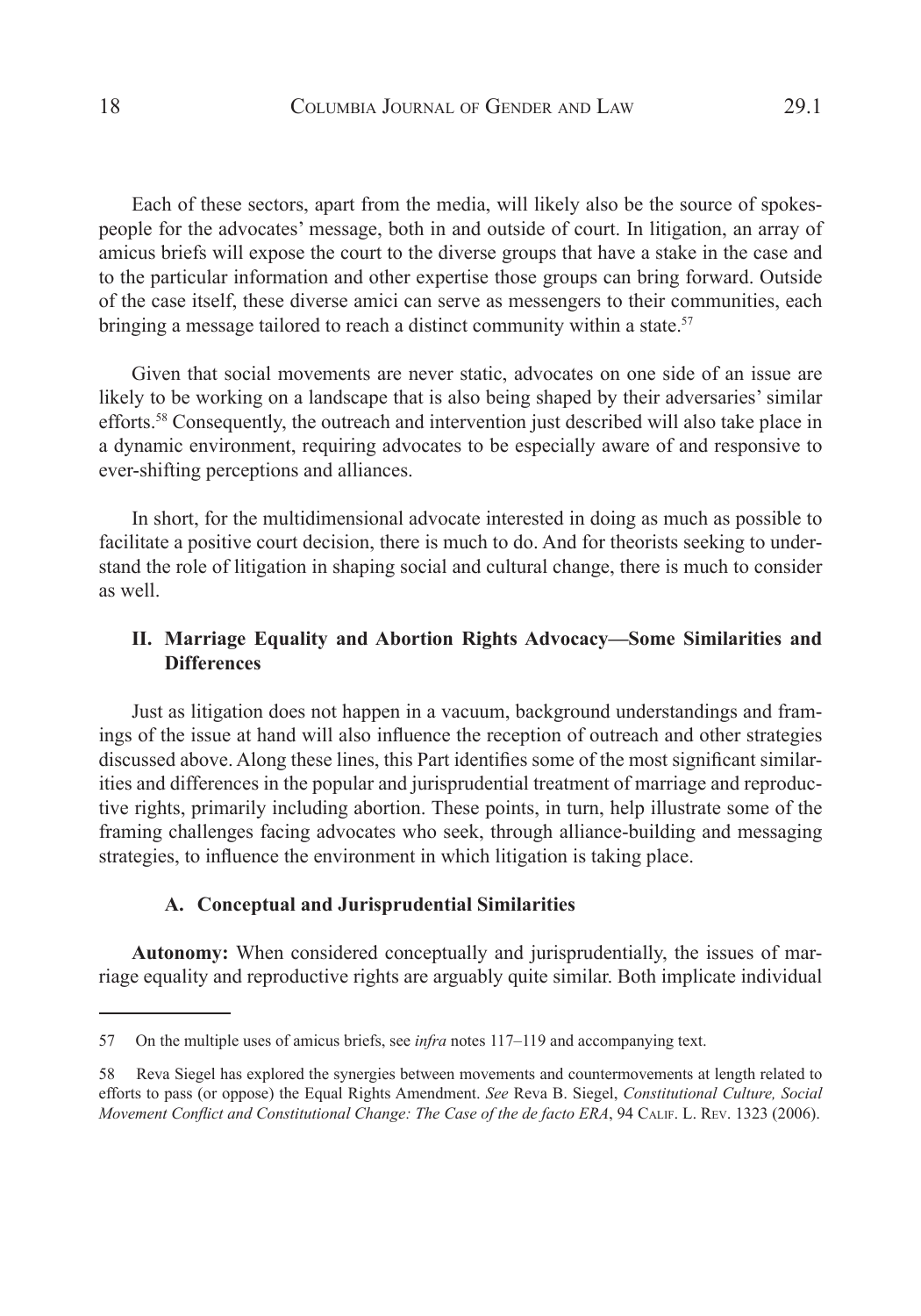Each of these sectors, apart from the media, will likely also be the source of spokespeople for the advocates' message, both in and outside of court. In litigation, an array of amicus briefs will expose the court to the diverse groups that have a stake in the case and to the particular information and other expertise those groups can bring forward. Outside of the case itself, these diverse amici can serve as messengers to their communities, each bringing a message tailored to reach a distinct community within a state.[57]

Given that social movements are never static, advocates on one side of an issue are likely to be working on a landscape that is also being shaped by their adversaries' similar efforts.[58] Consequently, the outreach and intervention just described will also take place in a dynamic environment, requiring advocates to be especially aware of and responsive to ever-shifting perceptions and alliances.

In short, for the multidimensional advocate interested in doing as much as possible to facilitate a positive court decision, there is much to do. And for theorists seeking to understand the role of litigation in shaping social and cultural change, there is much to consider as well.

## II. Marriage Equality and Abortion Rights Advocacy—Some Similarities and Differences

Just as litigation does not happen in a vacuum, background understandings and framings of the issue at hand will also influence the reception of outreach and other strategies discussed above. Along these lines, this Part identifies some of the most significant similarities and differences in the popular and jurisprudential treatment of marriage and reproductive rights, primarily including abortion. These points, in turn, help illustrate some of the framing challenges facing advocates who seek, through alliance-building and messaging strategies, to influence the environment in which litigation is taking place.

### A. Conceptual and Jurisprudential Similarities

**Autonomy:** When considered conceptually and jurisprudentially, the issues of marriage equality and reproductive rights are arguably quite similar. Both implicate individual

---

57 On the multiple uses of amicus briefs, see *infra* notes 117–119 and accompanying text.

58 Reva Siegel has explored the synergies between movements and countermovements at length related to efforts to pass (or oppose) the Equal Rights Amendment. *See* Reva B. Siegel, *Constitutional Culture, Social Movement Conflict and Constitutional Change: The Case of the de facto ERA*, 94 Calif. L. Rev. 1323 (2006).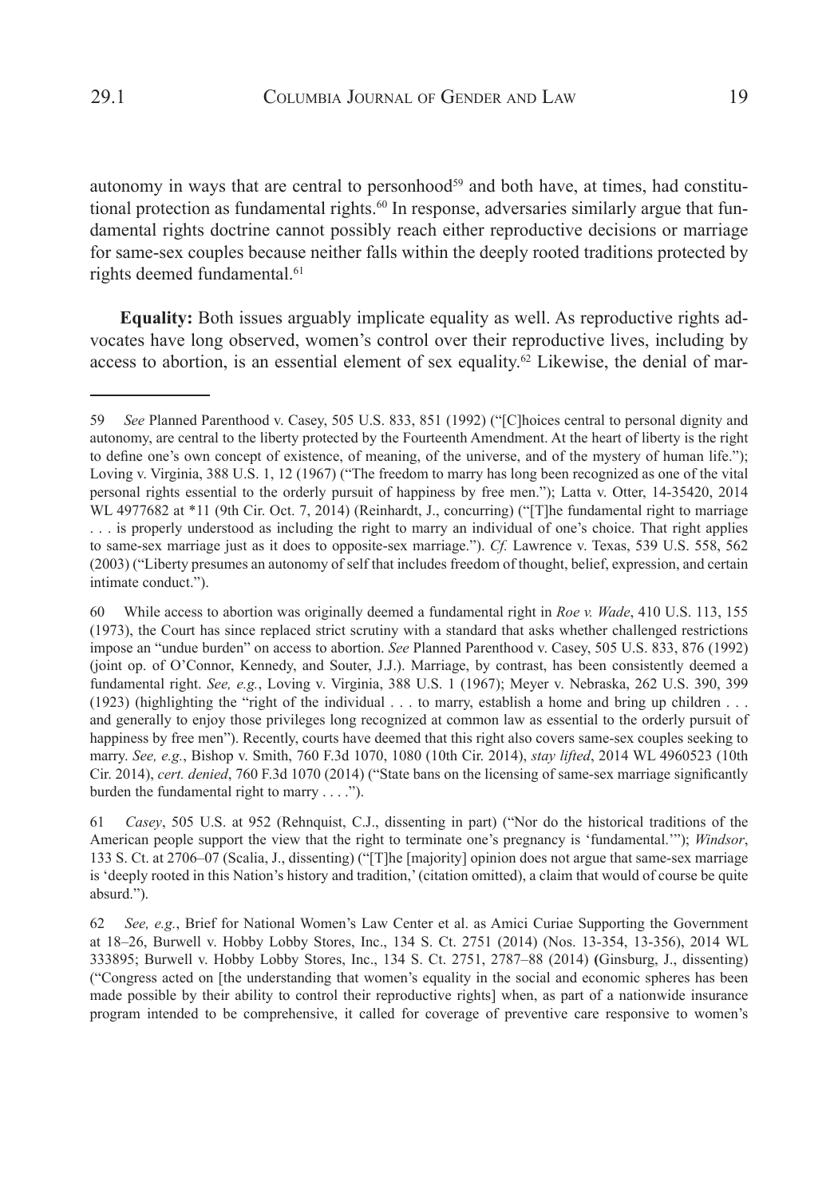autonomy in ways that are central to personhood[59] and both have, at times, had constitutional protection as fundamental rights.[60] In response, adversaries similarly argue that fundamental rights doctrine cannot possibly reach either reproductive decisions or marriage for same-sex couples because neither falls within the deeply rooted traditions protected by rights deemed fundamental.[61]

**Equality:** Both issues arguably implicate equality as well. As reproductive rights advocates have long observed, women's control over their reproductive lives, including by access to abortion, is an essential element of sex equality.[62] Likewise, the denial of mar-

---

59 *See* Planned Parenthood v. Casey, 505 U.S. 833, 851 (1992) ("[C]hoices central to personal dignity and autonomy, are central to the liberty protected by the Fourteenth Amendment. At the heart of liberty is the right to define one's own concept of existence, of meaning, of the universe, and of the mystery of human life."); Loving v. Virginia, 388 U.S. 1, 12 (1967) ("The freedom to marry has long been recognized as one of the vital personal rights essential to the orderly pursuit of happiness by free men."); Latta v. Otter, 14-35420, 2014 WL 4977682 at *11 (9th Cir. Oct. 7, 2014) (Reinhardt, J., concurring) ("[T]he fundamental right to marriage . . . is properly understood as including the right to marry an individual of one's choice. That right applies to same-sex marriage just as it does to opposite-sex marriage."). *Cf.* Lawrence v. Texas, 539 U.S. 558, 562 (2003) ("Liberty presumes an autonomy of self that includes freedom of thought, belief, expression, and certain intimate conduct.").

60 While access to abortion was originally deemed a fundamental right in *Roe v. Wade*, 410 U.S. 113, 155 (1973), the Court has since replaced strict scrutiny with a standard that asks whether challenged restrictions impose an "undue burden" on access to abortion. *See* Planned Parenthood v. Casey, 505 U.S. 833, 876 (1992) (joint op. of O'Connor, Kennedy, and Souter, J.J.). Marriage, by contrast, has been consistently deemed a fundamental right. *See, e.g.*, Loving v. Virginia, 388 U.S. 1 (1967); Meyer v. Nebraska, 262 U.S. 390, 399 (1923) (highlighting the "right of the individual . . . to marry, establish a home and bring up children . . . and generally to enjoy those privileges long recognized at common law as essential to the orderly pursuit of happiness by free men"). Recently, courts have deemed that this right also covers same-sex couples seeking to marry. *See, e.g.*, Bishop v. Smith, 760 F.3d 1070, 1080 (10th Cir. 2014), *stay lifted*, 2014 WL 4960523 (10th Cir. 2014), *cert. denied*, 760 F.3d 1070 (2014) ("State bans on the licensing of same-sex marriage significantly burden the fundamental right to marry . . . .").

61 *Casey*, 505 U.S. at 952 (Rehnquist, C.J., dissenting in part) ("Nor do the historical traditions of the American people support the view that the right to terminate one's pregnancy is 'fundamental.'"); *Windsor*, 133 S. Ct. at 2706–07 (Scalia, J., dissenting) ("[T]he [majority] opinion does not argue that same-sex marriage is 'deeply rooted in this Nation's history and tradition,' (citation omitted), a claim that would of course be quite absurd.").

62 *See, e.g.*, Brief for National Women's Law Center et al. as Amici Curiae Supporting the Government at 18–26, Burwell v. Hobby Lobby Stores, Inc., 134 S. Ct. 2751 (2014) (Nos. 13-354, 13-356), 2014 WL 333895; Burwell v. Hobby Lobby Stores, Inc., 134 S. Ct. 2751, 2787–88 (2014) (Ginsburg, J., dissenting) ("Congress acted on [the understanding that women's equality in the social and economic spheres has been made possible by their ability to control their reproductive rights] when, as part of a nationwide insurance program intended to be comprehensive, it called for coverage of preventive care responsive to women's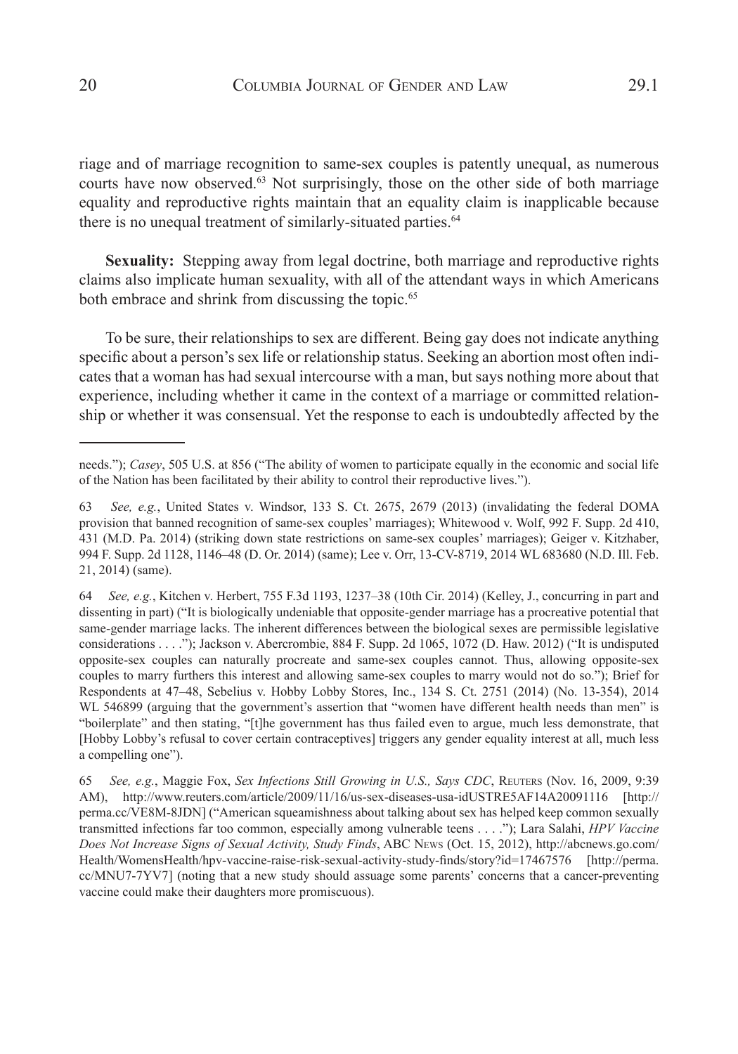riage and of marriage recognition to same-sex couples is patently unequal, as numerous courts have now observed.[63] Not surprisingly, those on the other side of both marriage equality and reproductive rights maintain that an equality claim is inapplicable because there is no unequal treatment of similarly-situated parties.[64]

**Sexuality:** Stepping away from legal doctrine, both marriage and reproductive rights claims also implicate human sexuality, with all of the attendant ways in which Americans both embrace and shrink from discussing the topic.[65]

To be sure, their relationships to sex are different. Being gay does not indicate anything specific about a person's sex life or relationship status. Seeking an abortion most often indicates that a woman has had sexual intercourse with a man, but says nothing more about that experience, including whether it came in the context of a marriage or committed relationship or whether it was consensual. Yet the response to each is undoubtedly affected by the

---

needs."); *Casey*, 505 U.S. at 856 ("The ability of women to participate equally in the economic and social life of the Nation has been facilitated by their ability to control their reproductive lives.").

63 *See, e.g.*, United States v. Windsor, 133 S. Ct. 2675, 2679 (2013) (invalidating the federal DOMA provision that banned recognition of same-sex couples' marriages); Whitewood v. Wolf, 992 F. Supp. 2d 410, 431 (M.D. Pa. 2014) (striking down state restrictions on same-sex couples' marriages); Geiger v. Kitzhaber, 994 F. Supp. 2d 1128, 1146–48 (D. Or. 2014) (same); Lee v. Orr, 13-CV-8719, 2014 WL 683680 (N.D. Ill. Feb. 21, 2014) (same).

64 *See, e.g.*, Kitchen v. Herbert, 755 F.3d 1193, 1237–38 (10th Cir. 2014) (Kelley, J., concurring in part and dissenting in part) ("It is biologically undeniable that opposite-gender marriage has a procreative potential that same-gender marriage lacks. The inherent differences between the biological sexes are permissible legislative considerations . . . ."); Jackson v. Abercrombie, 884 F. Supp. 2d 1065, 1072 (D. Haw. 2012) ("It is undisputed opposite-sex couples can naturally procreate and same-sex couples cannot. Thus, allowing opposite-sex couples to marry furthers this interest and allowing same-sex couples to marry would not do so."); Brief for Respondents at 47–48, Sebelius v. Hobby Lobby Stores, Inc., 134 S. Ct. 2751 (2014) (No. 13-354), 2014 WL 546899 (arguing that the government's assertion that "women have different health needs than men" is "boilerplate" and then stating, "[t]he government has thus failed even to argue, much less demonstrate, that [Hobby Lobby's refusal to cover certain contraceptives] triggers any gender equality interest at all, much less a compelling one").

65 *See, e.g.*, Maggie Fox, *Sex Infections Still Growing in U.S., Says CDC*, Reuters (Nov. 16, 2009, 9:39 AM), http://www.reuters.com/article/2009/11/16/us-sex-diseases-usa-idUSTRE5AF14A20091116 [http://perma.cc/VE8M-8JDN] ("American squeamishness about talking about sex has helped keep common sexually transmitted infections far too common, especially among vulnerable teens . . . ."); Lara Salahi, *HPV Vaccine Does Not Increase Signs of Sexual Activity, Study Finds*, ABC News (Oct. 15, 2012), http://abcnews.go.com/Health/WomensHealth/hpv-vaccine-raise-risk-sexual-activity-study-finds/story?id=17467576 [http://perma.cc/MNU7-7YV7] (noting that a new study should assuage some parents' concerns that a cancer-preventing vaccine could make their daughters more promiscuous).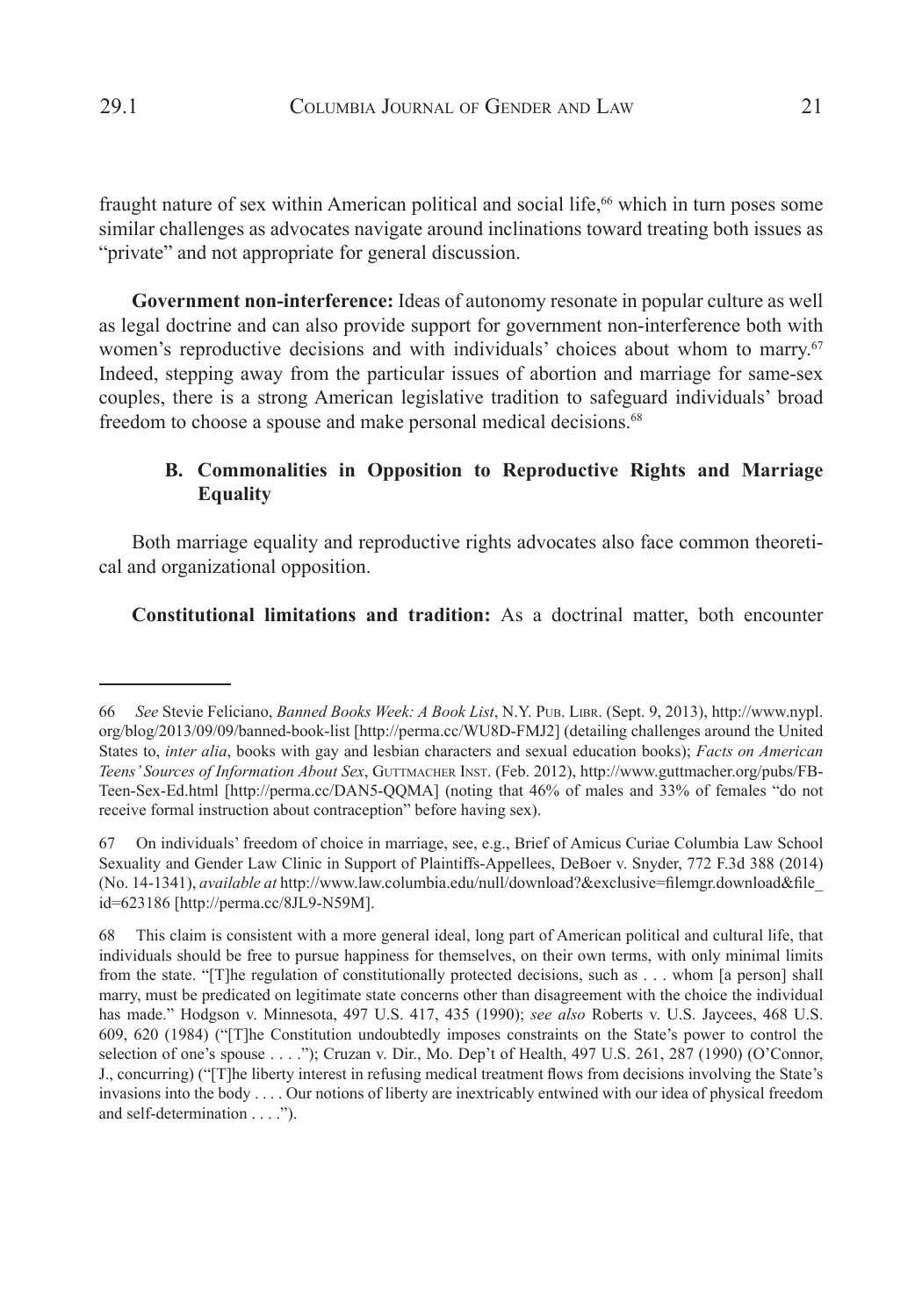fraught nature of sex within American political and social life,[66] which in turn poses some similar challenges as advocates navigate around inclinations toward treating both issues as "private" and not appropriate for general discussion.

**Government non-interference:** Ideas of autonomy resonate in popular culture as well as legal doctrine and can also provide support for government non-interference both with women's reproductive decisions and with individuals' choices about whom to marry.[67] Indeed, stepping away from the particular issues of abortion and marriage for same-sex couples, there is a strong American legislative tradition to safeguard individuals' broad freedom to choose a spouse and make personal medical decisions.[68]

### B. Commonalities in Opposition to Reproductive Rights and Marriage Equality

Both marriage equality and reproductive rights advocates also face common theoretical and organizational opposition.

**Constitutional limitations and tradition:** As a doctrinal matter, both encounter

---

66 *See* Stevie Feliciano, *Banned Books Week: A Book List*, N.Y. Pub. Libr. (Sept. 9, 2013), http://www.nypl.org/blog/2013/09/09/banned-book-list [http://perma.cc/WU8D-FMJ2] (detailing challenges around the United States to, *inter alia*, books with gay and lesbian characters and sexual education books); *Facts on American Teens' Sources of Information About Sex*, Guttmacher Inst. (Feb. 2012), http://www.guttmacher.org/pubs/FB-Teen-Sex-Ed.html [http://perma.cc/DAN5-QQMA] (noting that 46% of males and 33% of females "do not receive formal instruction about contraception" before having sex).

67 On individuals' freedom of choice in marriage, see, e.g., Brief of Amicus Curiae Columbia Law School Sexuality and Gender Law Clinic in Support of Plaintiffs-Appellees, DeBoer v. Snyder, 772 F.3d 388 (2014) (No. 14-1341), *available at* http://www.law.columbia.edu/null/download?&exclusive=filemgr.download&file_id=623186 [http://perma.cc/8JL9-N59M].

68 This claim is consistent with a more general ideal, long part of American political and cultural life, that individuals should be free to pursue happiness for themselves, on their own terms, with only minimal limits from the state. "[T]he regulation of constitutionally protected decisions, such as . . . whom [a person] shall marry, must be predicated on legitimate state concerns other than disagreement with the choice the individual has made." Hodgson v. Minnesota, 497 U.S. 417, 435 (1990); *see also* Roberts v. U.S. Jaycees, 468 U.S. 609, 620 (1984) ("[T]he Constitution undoubtedly imposes constraints on the State's power to control the selection of one's spouse . . . ."); Cruzan v. Dir., Mo. Dep't of Health, 497 U.S. 261, 287 (1990) (O'Connor, J., concurring) ("[T]he liberty interest in refusing medical treatment flows from decisions involving the State's invasions into the body . . . . Our notions of liberty are inextricably entwined with our idea of physical freedom and self-determination . . . .").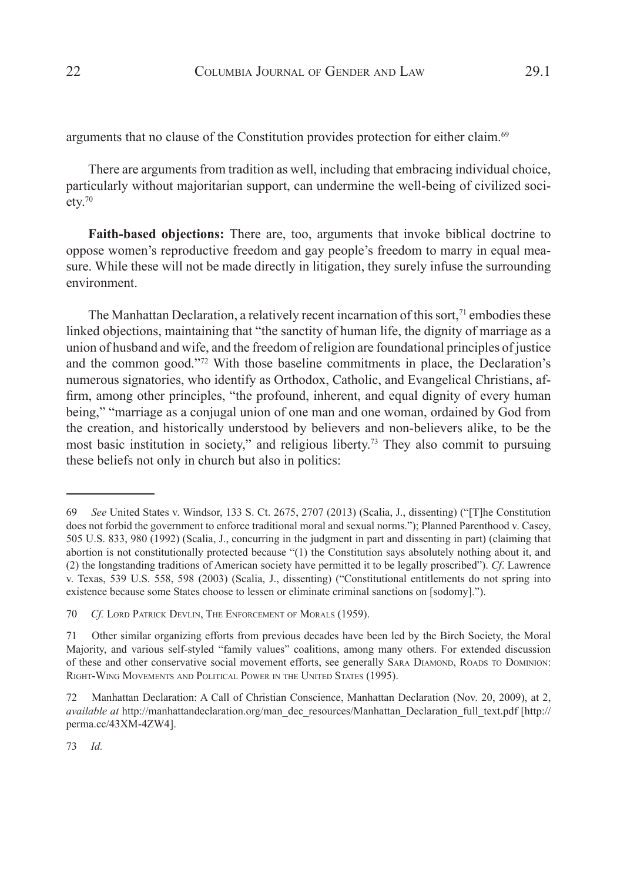arguments that no clause of the Constitution provides protection for either claim.[69]

There are arguments from tradition as well, including that embracing individual choice, particularly without majoritarian support, can undermine the well-being of civilized society.[70]

**Faith-based objections:** There are, too, arguments that invoke biblical doctrine to oppose women's reproductive freedom and gay people's freedom to marry in equal measure. While these will not be made directly in litigation, they surely infuse the surrounding environment.

The Manhattan Declaration, a relatively recent incarnation of this sort,[71] embodies these linked objections, maintaining that "the sanctity of human life, the dignity of marriage as a union of husband and wife, and the freedom of religion are foundational principles of justice and the common good."[72] With those baseline commitments in place, the Declaration's numerous signatories, who identify as Orthodox, Catholic, and Evangelical Christians, affirm, among other principles, "the profound, inherent, and equal dignity of every human being," "marriage as a conjugal union of one man and one woman, ordained by God from the creation, and historically understood by believers and non-believers alike, to be the most basic institution in society," and religious liberty.[73] They also commit to pursuing these beliefs not only in church but also in politics:

---

69 *See* United States v. Windsor, 133 S. Ct. 2675, 2707 (2013) (Scalia, J., dissenting) ("[T]he Constitution does not forbid the government to enforce traditional moral and sexual norms."); Planned Parenthood v. Casey, 505 U.S. 833, 980 (1992) (Scalia, J., concurring in the judgment in part and dissenting in part) (claiming that abortion is not constitutionally protected because "(1) the Constitution says absolutely nothing about it, and (2) the longstanding traditions of American society have permitted it to be legally proscribed"). *Cf*. Lawrence v. Texas, 539 U.S. 558, 598 (2003) (Scalia, J., dissenting) ("Constitutional entitlements do not spring into existence because some States choose to lessen or eliminate criminal sanctions on [sodomy].").

70 *Cf.* Lord Patrick Devlin, The Enforcement of Morals (1959).

71 Other similar organizing efforts from previous decades have been led by the Birch Society, the Moral Majority, and various self-styled "family values" coalitions, among many others. For extended discussion of these and other conservative social movement efforts, see generally Sara Diamond, Roads to Dominion: Right-Wing Movements and Political Power in the United States (1995).

72 Manhattan Declaration: A Call of Christian Conscience, Manhattan Declaration (Nov. 20, 2009), at 2, *available at* http://manhattandeclaration.org/man_dec_resources/Manhattan_Declaration_full_text.pdf [http://perma.cc/43XM-4ZW4].

73 *Id.*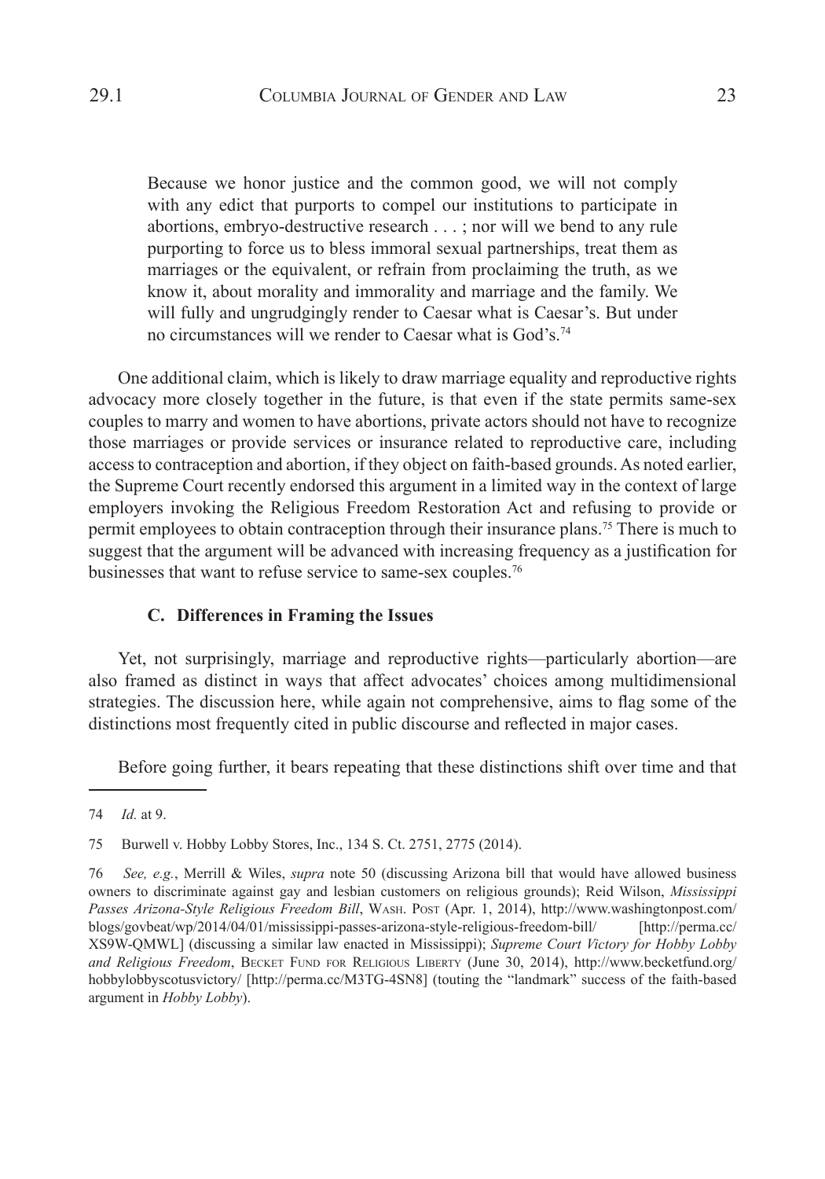> Because we honor justice and the common good, we will not comply with any edict that purports to compel our institutions to participate in abortions, embryo-destructive research . . . ; nor will we bend to any rule purporting to force us to bless immoral sexual partnerships, treat them as marriages or the equivalent, or refrain from proclaiming the truth, as we know it, about morality and immorality and marriage and the family. We will fully and ungrudgingly render to Caesar what is Caesar's. But under no circumstances will we render to Caesar what is God's.[74]

One additional claim, which is likely to draw marriage equality and reproductive rights advocacy more closely together in the future, is that even if the state permits same-sex couples to marry and women to have abortions, private actors should not have to recognize those marriages or provide services or insurance related to reproductive care, including access to contraception and abortion, if they object on faith-based grounds. As noted earlier, the Supreme Court recently endorsed this argument in a limited way in the context of large employers invoking the Religious Freedom Restoration Act and refusing to provide or permit employees to obtain contraception through their insurance plans.[75] There is much to suggest that the argument will be advanced with increasing frequency as a justification for businesses that want to refuse service to same-sex couples.[76]

### C. Differences in Framing the Issues

Yet, not surprisingly, marriage and reproductive rights—particularly abortion—are also framed as distinct in ways that affect advocates' choices among multidimensional strategies. The discussion here, while again not comprehensive, aims to flag some of the distinctions most frequently cited in public discourse and reflected in major cases.

Before going further, it bears repeating that these distinctions shift over time and that

---

74 *Id.* at 9.

75 Burwell v. Hobby Lobby Stores, Inc., 134 S. Ct. 2751, 2775 (2014).

76 *See, e.g.*, Merrill & Wiles, *supra* note 50 (discussing Arizona bill that would have allowed business owners to discriminate against gay and lesbian customers on religious grounds); Reid Wilson, *Mississippi Passes Arizona-Style Religious Freedom Bill*, Wash. Post (Apr. 1, 2014), http://www.washingtonpost.com/blogs/govbeat/wp/2014/04/01/mississippi-passes-arizona-style-religious-freedom-bill/ [http://perma.cc/XS9W-QMWL] (discussing a similar law enacted in Mississippi); *Supreme Court Victory for Hobby Lobby and Religious Freedom*, Becket Fund for Religious Liberty (June 30, 2014), http://www.becketfund.org/hobbylobbyscotusvictory/ [http://perma.cc/M3TG-4SN8] (touting the "landmark" success of the faith-based argument in *Hobby Lobby*).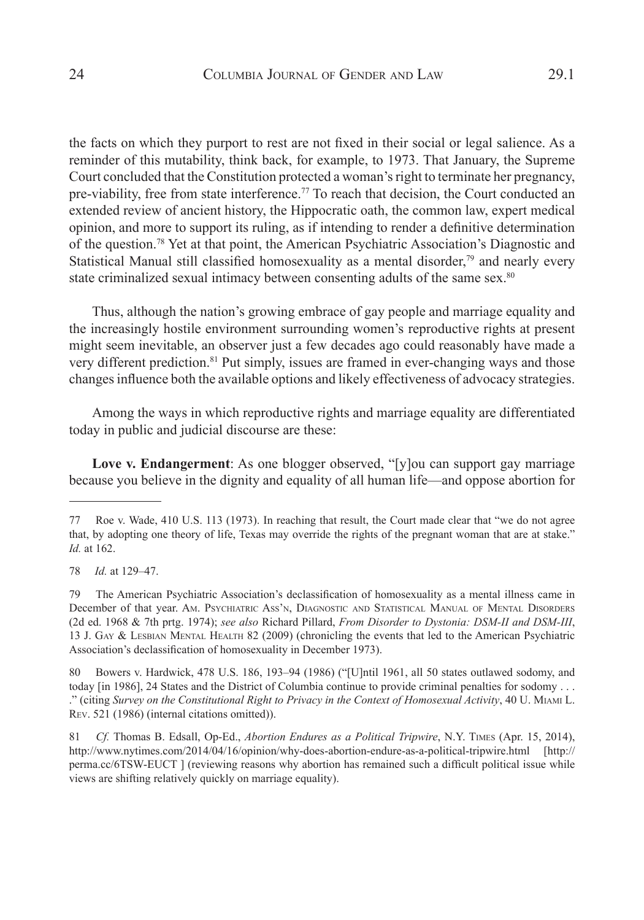the facts on which they purport to rest are not fixed in their social or legal salience. As a reminder of this mutability, think back, for example, to 1973. That January, the Supreme Court concluded that the Constitution protected a woman's right to terminate her pregnancy, pre-viability, free from state interference.[77] To reach that decision, the Court conducted an extended review of ancient history, the Hippocratic oath, the common law, expert medical opinion, and more to support its ruling, as if intending to render a definitive determination of the question.[78] Yet at that point, the American Psychiatric Association's Diagnostic and Statistical Manual still classified homosexuality as a mental disorder,[79] and nearly every state criminalized sexual intimacy between consenting adults of the same sex.[80]

Thus, although the nation's growing embrace of gay people and marriage equality and the increasingly hostile environment surrounding women's reproductive rights at present might seem inevitable, an observer just a few decades ago could reasonably have made a very different prediction.[81] Put simply, issues are framed in ever-changing ways and those changes influence both the available options and likely effectiveness of advocacy strategies.

Among the ways in which reproductive rights and marriage equality are differentiated today in public and judicial discourse are these:

**Love v. Endangerment**: As one blogger observed, "[y]ou can support gay marriage because you believe in the dignity and equality of all human life—and oppose abortion for

---

77 Roe v. Wade, 410 U.S. 113 (1973). In reaching that result, the Court made clear that "we do not agree that, by adopting one theory of life, Texas may override the rights of the pregnant woman that are at stake." *Id.* at 162.

78 *Id.* at 129–47.

79 The American Psychiatric Association's declassification of homosexuality as a mental illness came in December of that year. Am. Psychiatric Ass'n, Diagnostic and Statistical Manual of Mental Disorders (2d ed. 1968 & 7th prtg. 1974); *see also* Richard Pillard, *From Disorder to Dystonia: DSM-II and DSM-III*, 13 J. Gay & Lesbian Mental Health 82 (2009) (chronicling the events that led to the American Psychiatric Association's declassification of homosexuality in December 1973).

80 Bowers v. Hardwick, 478 U.S. 186, 193–94 (1986) ("[U]ntil 1961, all 50 states outlawed sodomy, and today [in 1986], 24 States and the District of Columbia continue to provide criminal penalties for sodomy . . . ." (citing *Survey on the Constitutional Right to Privacy in the Context of Homosexual Activity*, 40 U. Miami L. Rev. 521 (1986) (internal citations omitted)).

81 *Cf.* Thomas B. Edsall, Op-Ed., *Abortion Endures as a Political Tripwire*, N.Y. Times (Apr. 15, 2014), http://www.nytimes.com/2014/04/16/opinion/why-does-abortion-endure-as-a-political-tripwire.html [http://perma.cc/6TSW-EUCT ] (reviewing reasons why abortion has remained such a difficult political issue while views are shifting relatively quickly on marriage equality).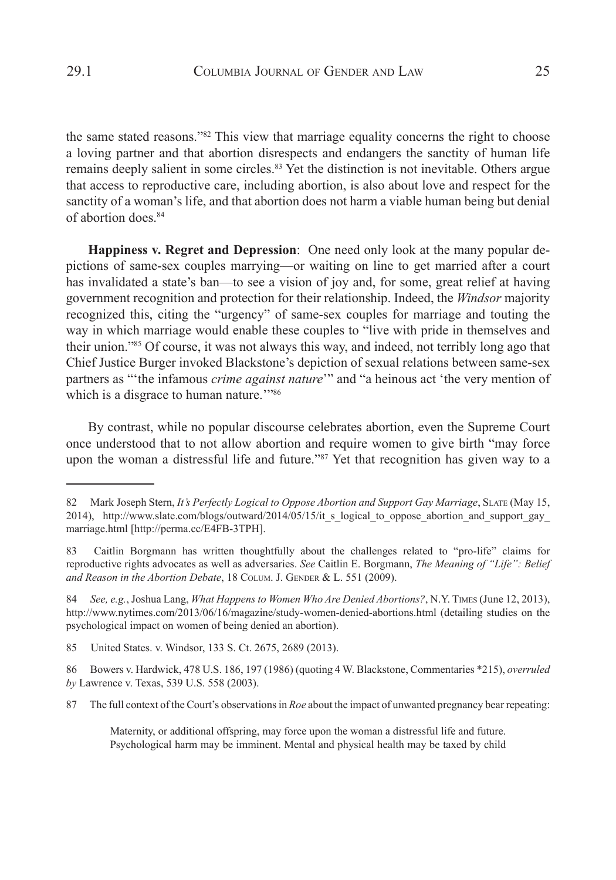the same stated reasons."[82] This view that marriage equality concerns the right to choose a loving partner and that abortion disrespects and endangers the sanctity of human life remains deeply salient in some circles.[83] Yet the distinction is not inevitable. Others argue that access to reproductive care, including abortion, is also about love and respect for the sanctity of a woman's life, and that abortion does not harm a viable human being but denial of abortion does.[84]

**Happiness v. Regret and Depression**: One need only look at the many popular depictions of same-sex couples marrying—or waiting on line to get married after a court has invalidated a state's ban—to see a vision of joy and, for some, great relief at having government recognition and protection for their relationship. Indeed, the *Windsor* majority recognized this, citing the "urgency" of same-sex couples for marriage and touting the way in which marriage would enable these couples to "live with pride in themselves and their union."[85] Of course, it was not always this way, and indeed, not terribly long ago that Chief Justice Burger invoked Blackstone's depiction of sexual relations between same-sex partners as "'the infamous *crime against nature*'" and "a heinous act 'the very mention of which is a disgrace to human nature.'"[86]

By contrast, while no popular discourse celebrates abortion, even the Supreme Court once understood that to not allow abortion and require women to give birth "may force upon the woman a distressful life and future."[87] Yet that recognition has given way to a

---

82 Mark Joseph Stern, *It's Perfectly Logical to Oppose Abortion and Support Gay Marriage*, Slate (May 15, 2014), http://www.slate.com/blogs/outward/2014/05/15/it_s_logical_to_oppose_abortion_and_support_gay_marriage.html [http://perma.cc/E4FB-3TPH].

83 Caitlin Borgmann has written thoughtfully about the challenges related to "pro-life" claims for reproductive rights advocates as well as adversaries. *See* Caitlin E. Borgmann, *The Meaning of "Life": Belief and Reason in the Abortion Debate*, 18 Colum. J. Gender & L. 551 (2009).

84 *See, e.g.*, Joshua Lang, *What Happens to Women Who Are Denied Abortions?*, N.Y. Times (June 12, 2013), http://www.nytimes.com/2013/06/16/magazine/study-women-denied-abortions.html (detailing studies on the psychological impact on women of being denied an abortion).

85 United States. v. Windsor, 133 S. Ct. 2675, 2689 (2013).

86 Bowers v. Hardwick, 478 U.S. 186, 197 (1986) (quoting 4 W. Blackstone, Commentaries *215), *overruled by* Lawrence v. Texas, 539 U.S. 558 (2003).

87 The full context of the Court's observations in *Roe* about the impact of unwanted pregnancy bear repeating:

> Maternity, or additional offspring, may force upon the woman a distressful life and future. Psychological harm may be imminent. Mental and physical health may be taxed by child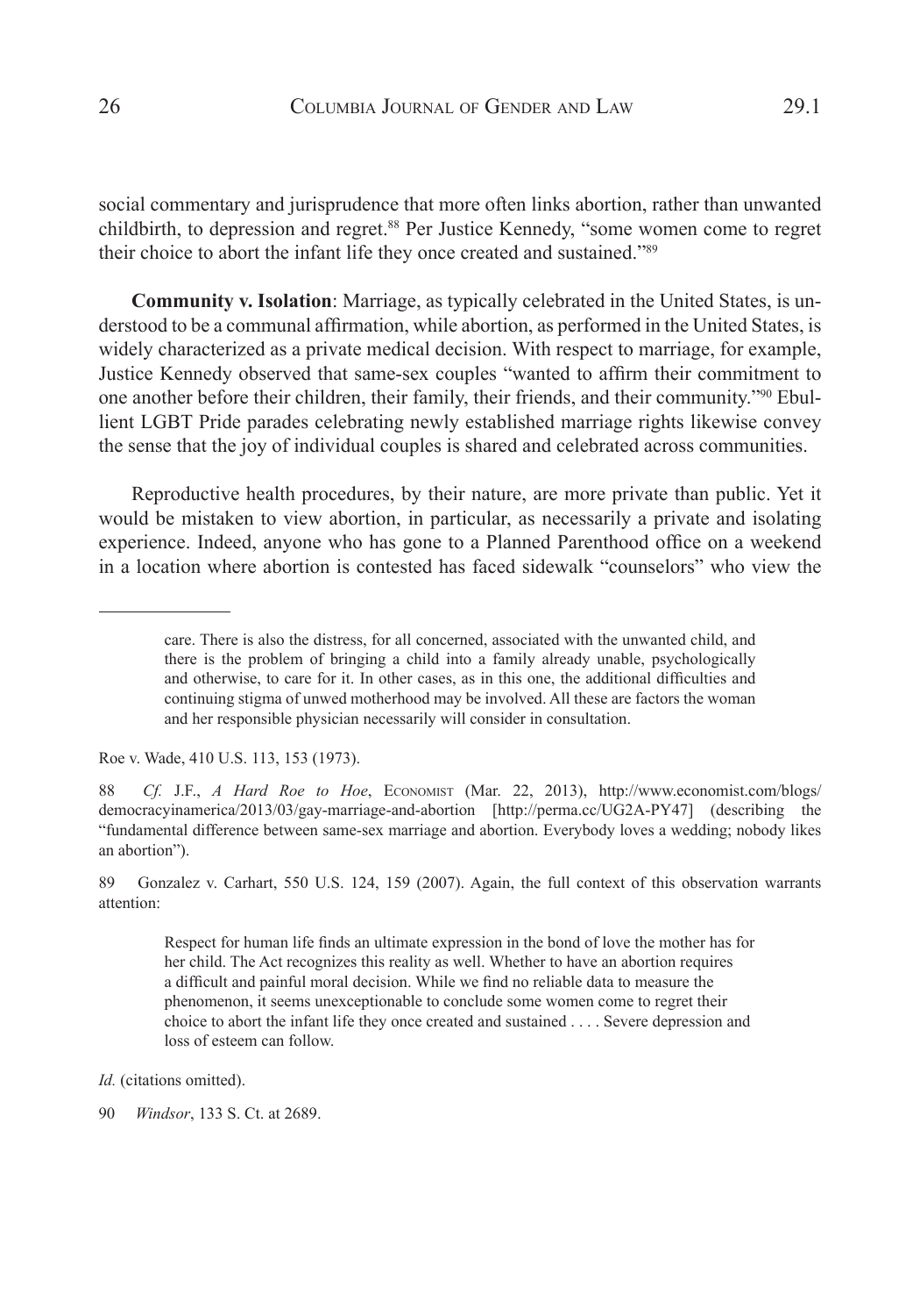social commentary and jurisprudence that more often links abortion, rather than unwanted childbirth, to depression and regret.[88] Per Justice Kennedy, "some women come to regret their choice to abort the infant life they once created and sustained."[89]

**Community v. Isolation**: Marriage, as typically celebrated in the United States, is understood to be a communal affirmation, while abortion, as performed in the United States, is widely characterized as a private medical decision. With respect to marriage, for example, Justice Kennedy observed that same-sex couples "wanted to affirm their commitment to one another before their children, their family, their friends, and their community."[90] Ebullient LGBT Pride parades celebrating newly established marriage rights likewise convey the sense that the joy of individual couples is shared and celebrated across communities.

Reproductive health procedures, by their nature, are more private than public. Yet it would be mistaken to view abortion, in particular, as necessarily a private and isolating experience. Indeed, anyone who has gone to a Planned Parenthood office on a weekend in a location where abortion is contested has faced sidewalk "counselors" who view the

---

> care. There is also the distress, for all concerned, associated with the unwanted child, and there is the problem of bringing a child into a family already unable, psychologically and otherwise, to care for it. In other cases, as in this one, the additional difficulties and continuing stigma of unwed motherhood may be involved. All these are factors the woman and her responsible physician necessarily will consider in consultation.

Roe v. Wade, 410 U.S. 113, 153 (1973).

88 *Cf.* J.F., *A Hard Roe to Hoe*, Economist (Mar. 22, 2013), http://www.economist.com/blogs/democracyinamerica/2013/03/gay-marriage-and-abortion [http://perma.cc/UG2A-PY47] (describing the "fundamental difference between same-sex marriage and abortion. Everybody loves a wedding; nobody likes an abortion").

89 Gonzalez v. Carhart, 550 U.S. 124, 159 (2007). Again, the full context of this observation warrants attention:

> Respect for human life finds an ultimate expression in the bond of love the mother has for her child. The Act recognizes this reality as well. Whether to have an abortion requires a difficult and painful moral decision. While we find no reliable data to measure the phenomenon, it seems unexceptionable to conclude some women come to regret their choice to abort the infant life they once created and sustained . . . . Severe depression and loss of esteem can follow.

*Id.* (citations omitted).

90 *Windsor*, 133 S. Ct. at 2689.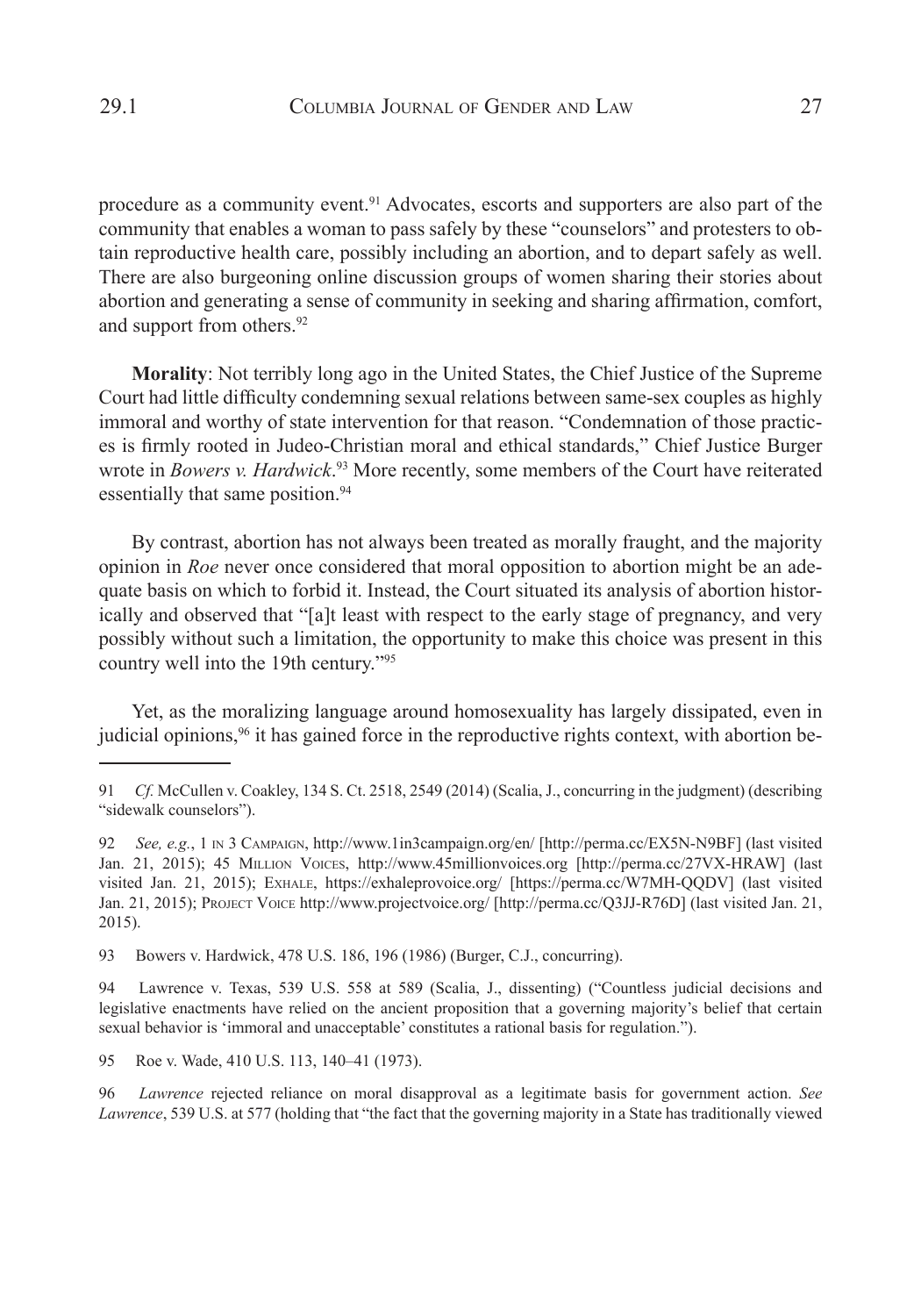procedure as a community event.[91] Advocates, escorts and supporters are also part of the community that enables a woman to pass safely by these "counselors" and protesters to obtain reproductive health care, possibly including an abortion, and to depart safely as well. There are also burgeoning online discussion groups of women sharing their stories about abortion and generating a sense of community in seeking and sharing affirmation, comfort, and support from others.[92]

**Morality**: Not terribly long ago in the United States, the Chief Justice of the Supreme Court had little difficulty condemning sexual relations between same-sex couples as highly immoral and worthy of state intervention for that reason. "Condemnation of those practices is firmly rooted in Judeo-Christian moral and ethical standards," Chief Justice Burger wrote in *Bowers v. Hardwick*.[93] More recently, some members of the Court have reiterated essentially that same position.[94]

By contrast, abortion has not always been treated as morally fraught, and the majority opinion in *Roe* never once considered that moral opposition to abortion might be an adequate basis on which to forbid it. Instead, the Court situated its analysis of abortion historically and observed that "[a]t least with respect to the early stage of pregnancy, and very possibly without such a limitation, the opportunity to make this choice was present in this country well into the 19th century."[95]

Yet, as the moralizing language around homosexuality has largely dissipated, even in judicial opinions,[96] it has gained force in the reproductive rights context, with abortion be-

---

91 *Cf.* McCullen v. Coakley, 134 S. Ct. 2518, 2549 (2014) (Scalia, J., concurring in the judgment) (describing "sidewalk counselors").

92 *See, e.g.*, 1 in 3 Campaign, http://www.1in3campaign.org/en/ [http://perma.cc/EX5N-N9BF] (last visited Jan. 21, 2015); 45 Million Voices, http://www.45millionvoices.org [http://perma.cc/27VX-HRAW] (last visited Jan. 21, 2015); Exhale, https://exhaleprovoice.org/ [https://perma.cc/W7MH-QQDV] (last visited Jan. 21, 2015); Project Voice http://www.projectvoice.org/ [http://perma.cc/Q3JJ-R76D] (last visited Jan. 21, 2015).

93 Bowers v. Hardwick, 478 U.S. 186, 196 (1986) (Burger, C.J., concurring).

94 Lawrence v. Texas, 539 U.S. 558 at 589 (Scalia, J., dissenting) ("Countless judicial decisions and legislative enactments have relied on the ancient proposition that a governing majority's belief that certain sexual behavior is 'immoral and unacceptable' constitutes a rational basis for regulation.").

95 Roe v. Wade, 410 U.S. 113, 140–41 (1973).

96 *Lawrence* rejected reliance on moral disapproval as a legitimate basis for government action. *See Lawrence*, 539 U.S. at 577 (holding that "the fact that the governing majority in a State has traditionally viewed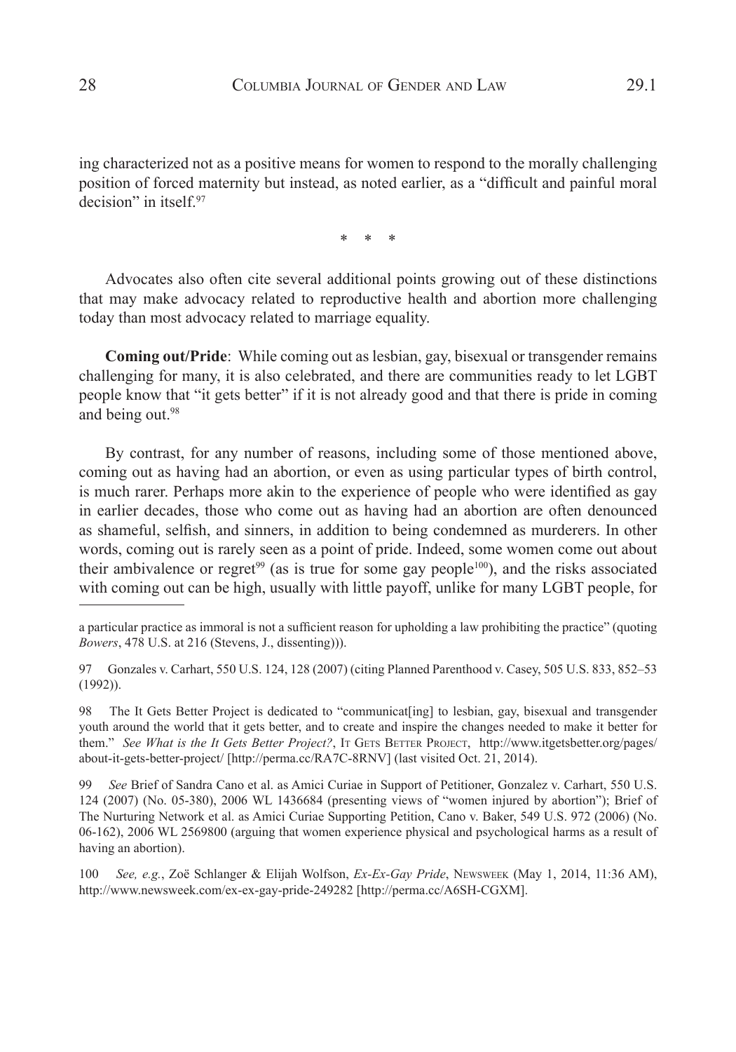ing characterized not as a positive means for women to respond to the morally challenging position of forced maternity but instead, as noted earlier, as a "difficult and painful moral decision" in itself.[97]

\*  \*  \*

Advocates also often cite several additional points growing out of these distinctions that may make advocacy related to reproductive health and abortion more challenging today than most advocacy related to marriage equality.

**Coming out/Pride**: While coming out as lesbian, gay, bisexual or transgender remains challenging for many, it is also celebrated, and there are communities ready to let LGBT people know that "it gets better" if it is not already good and that there is pride in coming and being out.[98]

By contrast, for any number of reasons, including some of those mentioned above, coming out as having had an abortion, or even as using particular types of birth control, is much rarer. Perhaps more akin to the experience of people who were identified as gay in earlier decades, those who come out as having had an abortion are often denounced as shameful, selfish, and sinners, in addition to being condemned as murderers. In other words, coming out is rarely seen as a point of pride. Indeed, some women come out about their ambivalence or regret[99] (as is true for some gay people[100]), and the risks associated with coming out can be high, usually with little payoff, unlike for many LGBT people, for

---

a particular practice as immoral is not a sufficient reason for upholding a law prohibiting the practice" (quoting *Bowers*, 478 U.S. at 216 (Stevens, J., dissenting))).

97 Gonzales v. Carhart, 550 U.S. 124, 128 (2007) (citing Planned Parenthood v. Casey, 505 U.S. 833, 852–53 (1992)).

98 The It Gets Better Project is dedicated to "communicat[ing] to lesbian, gay, bisexual and transgender youth around the world that it gets better, and to create and inspire the changes needed to make it better for them." *See What is the It Gets Better Project?*, It Gets Better Project, http://www.itgetsbetter.org/pages/about-it-gets-better-project/ [http://perma.cc/RA7C-8RNV] (last visited Oct. 21, 2014).

99 *See* Brief of Sandra Cano et al. as Amici Curiae in Support of Petitioner, Gonzalez v. Carhart, 550 U.S. 124 (2007) (No. 05-380), 2006 WL 1436684 (presenting views of "women injured by abortion"); Brief of The Nurturing Network et al. as Amici Curiae Supporting Petition, Cano v. Baker, 549 U.S. 972 (2006) (No. 06-162), 2006 WL 2569800 (arguing that women experience physical and psychological harms as a result of having an abortion).

100 *See, e.g.*, Zoë Schlanger & Elijah Wolfson, *Ex-Ex-Gay Pride*, Newsweek (May 1, 2014, 11:36 AM), http://www.newsweek.com/ex-ex-gay-pride-249282 [http://perma.cc/A6SH-CGXM].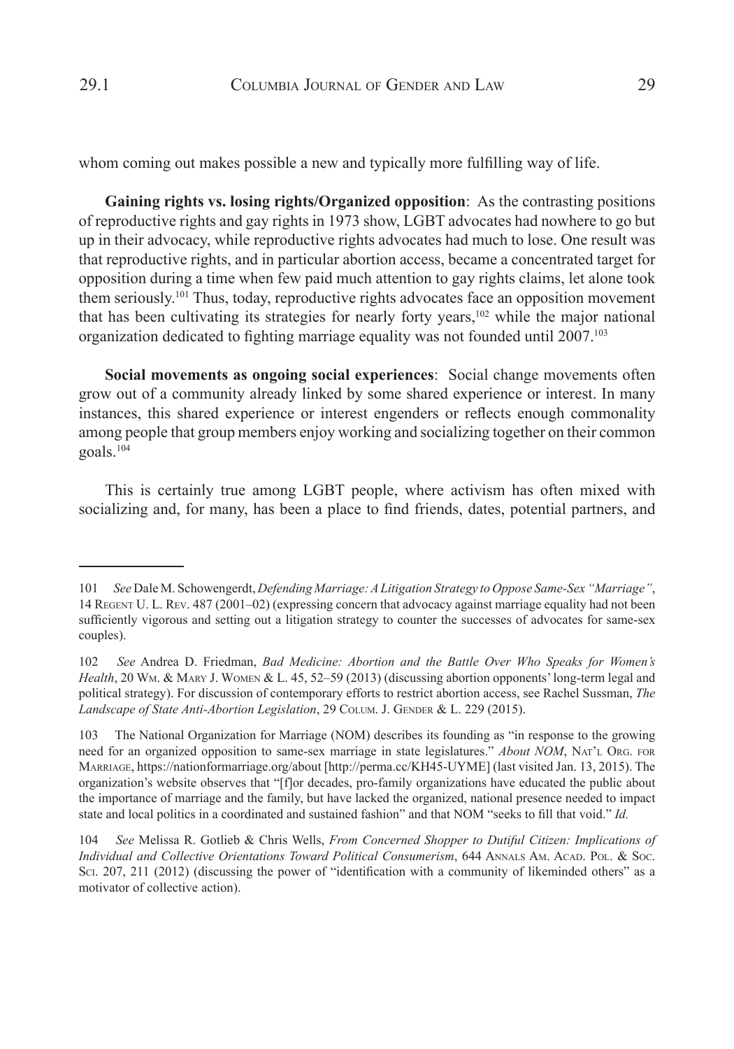whom coming out makes possible a new and typically more fulfilling way of life.

**Gaining rights vs. losing rights/Organized opposition**: As the contrasting positions of reproductive rights and gay rights in 1973 show, LGBT advocates had nowhere to go but up in their advocacy, while reproductive rights advocates had much to lose. One result was that reproductive rights, and in particular abortion access, became a concentrated target for opposition during a time when few paid much attention to gay rights claims, let alone took them seriously.[101] Thus, today, reproductive rights advocates face an opposition movement that has been cultivating its strategies for nearly forty years,[102] while the major national organization dedicated to fighting marriage equality was not founded until 2007.[103]

**Social movements as ongoing social experiences**: Social change movements often grow out of a community already linked by some shared experience or interest. In many instances, this shared experience or interest engenders or reflects enough commonality among people that group members enjoy working and socializing together on their common goals.[104]

This is certainly true among LGBT people, where activism has often mixed with socializing and, for many, has been a place to find friends, dates, potential partners, and

---

101 *See* Dale M. Schowengerdt, *Defending Marriage: A Litigation Strategy to Oppose Same-Sex "Marriage"*, 14 Regent U. L. Rev. 487 (2001–02) (expressing concern that advocacy against marriage equality had not been sufficiently vigorous and setting out a litigation strategy to counter the successes of advocates for same-sex couples).

102 *See* Andrea D. Friedman, *Bad Medicine: Abortion and the Battle Over Who Speaks for Women's Health*, 20 Wm. & Mary J. Women & L. 45, 52–59 (2013) (discussing abortion opponents' long-term legal and political strategy). For discussion of contemporary efforts to restrict abortion access, see Rachel Sussman, *The Landscape of State Anti-Abortion Legislation*, 29 Colum. J. Gender & L. 229 (2015).

103 The National Organization for Marriage (NOM) describes its founding as "in response to the growing need for an organized opposition to same-sex marriage in state legislatures." *About NOM*, Nat'l Org. for Marriage, https://nationformarriage.org/about [http://perma.cc/KH45-UYME] (last visited Jan. 13, 2015). The organization's website observes that "[f]or decades, pro-family organizations have educated the public about the importance of marriage and the family, but have lacked the organized, national presence needed to impact state and local politics in a coordinated and sustained fashion" and that NOM "seeks to fill that void." *Id.*

104 *See* Melissa R. Gotlieb & Chris Wells, *From Concerned Shopper to Dutiful Citizen: Implications of Individual and Collective Orientations Toward Political Consumerism*, 644 Annals Am. Acad. Pol. & Soc. Sci. 207, 211 (2012) (discussing the power of "identification with a community of likeminded others" as a motivator of collective action).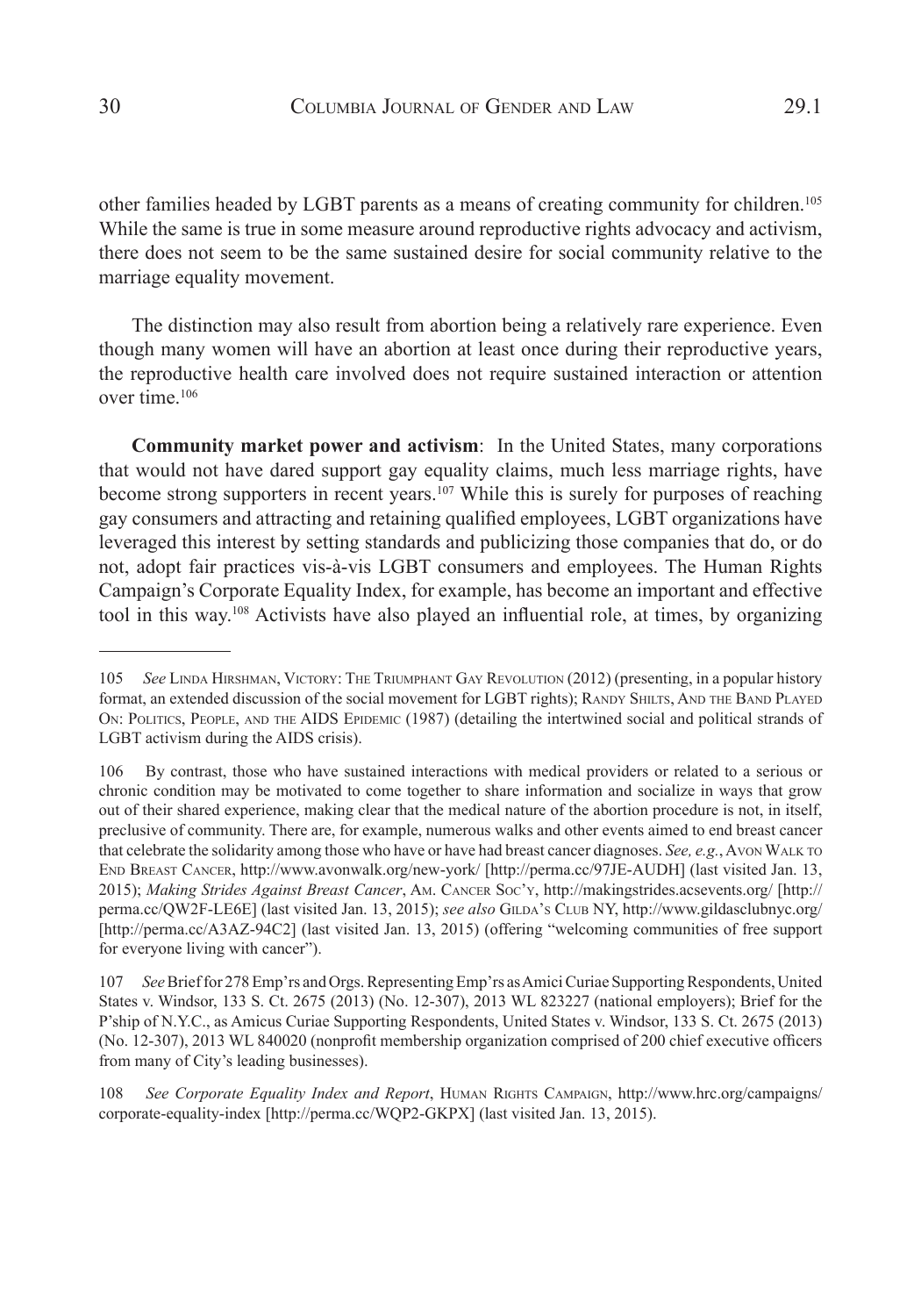other families headed by LGBT parents as a means of creating community for children.[105] While the same is true in some measure around reproductive rights advocacy and activism, there does not seem to be the same sustained desire for social community relative to the marriage equality movement.

The distinction may also result from abortion being a relatively rare experience. Even though many women will have an abortion at least once during their reproductive years, the reproductive health care involved does not require sustained interaction or attention over time.[106]

**Community market power and activism**: In the United States, many corporations that would not have dared support gay equality claims, much less marriage rights, have become strong supporters in recent years.[107] While this is surely for purposes of reaching gay consumers and attracting and retaining qualified employees, LGBT organizations have leveraged this interest by setting standards and publicizing those companies that do, or do not, adopt fair practices vis-à-vis LGBT consumers and employees. The Human Rights Campaign's Corporate Equality Index, for example, has become an important and effective tool in this way.[108] Activists have also played an influential role, at times, by organizing

---

105 *See* Linda Hirshman, Victory: The Triumphant Gay Revolution (2012) (presenting, in a popular history format, an extended discussion of the social movement for LGBT rights); Randy Shilts, And the Band Played On: Politics, People, and the AIDS Epidemic (1987) (detailing the intertwined social and political strands of LGBT activism during the AIDS crisis).

106 By contrast, those who have sustained interactions with medical providers or related to a serious or chronic condition may be motivated to come together to share information and socialize in ways that grow out of their shared experience, making clear that the medical nature of the abortion procedure is not, in itself, preclusive of community. There are, for example, numerous walks and other events aimed to end breast cancer that celebrate the solidarity among those who have or have had breast cancer diagnoses. *See, e.g.*, Avon Walk to End Breast Cancer, http://www.avonwalk.org/new-york/ [http://perma.cc/97JE-AUDH] (last visited Jan. 13, 2015); *Making Strides Against Breast Cancer*, Am. Cancer Soc'y, http://makingstrides.acsevents.org/ [http://perma.cc/QW2F-LE6E] (last visited Jan. 13, 2015); *see also* Gilda's Club NY, http://www.gildasclubnyc.org/ [http://perma.cc/A3AZ-94C2] (last visited Jan. 13, 2015) (offering "welcoming communities of free support for everyone living with cancer").

107 *See* Brief for 278 Emp'rs and Orgs. Representing Emp'rs as Amici Curiae Supporting Respondents, United States v. Windsor, 133 S. Ct. 2675 (2013) (No. 12-307), 2013 WL 823227 (national employers); Brief for the P'ship of N.Y.C., as Amicus Curiae Supporting Respondents, United States v. Windsor, 133 S. Ct. 2675 (2013) (No. 12-307), 2013 WL 840020 (nonprofit membership organization comprised of 200 chief executive officers from many of City's leading businesses).

108 *See Corporate Equality Index and Report*, Human Rights Campaign, http://www.hrc.org/campaigns/corporate-equality-index [http://perma.cc/WQP2-GKPX] (last visited Jan. 13, 2015).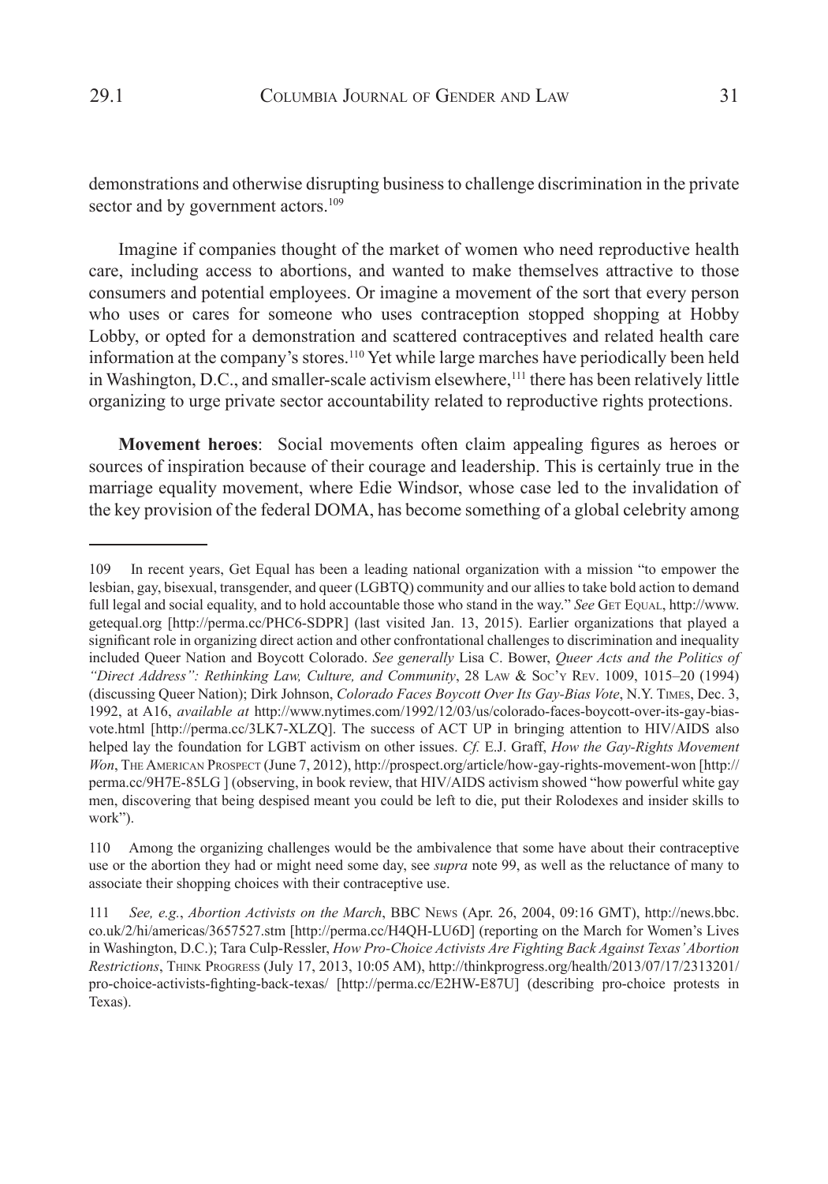demonstrations and otherwise disrupting business to challenge discrimination in the private sector and by government actors.[109]

Imagine if companies thought of the market of women who need reproductive health care, including access to abortions, and wanted to make themselves attractive to those consumers and potential employees. Or imagine a movement of the sort that every person who uses or cares for someone who uses contraception stopped shopping at Hobby Lobby, or opted for a demonstration and scattered contraceptives and related health care information at the company's stores.[110] Yet while large marches have periodically been held in Washington, D.C., and smaller-scale activism elsewhere,[111] there has been relatively little organizing to urge private sector accountability related to reproductive rights protections.

**Movement heroes**: Social movements often claim appealing figures as heroes or sources of inspiration because of their courage and leadership. This is certainly true in the marriage equality movement, where Edie Windsor, whose case led to the invalidation of the key provision of the federal DOMA, has become something of a global celebrity among

---

109 In recent years, Get Equal has been a leading national organization with a mission "to empower the lesbian, gay, bisexual, transgender, and queer (LGBTQ) community and our allies to take bold action to demand full legal and social equality, and to hold accountable those who stand in the way." *See* Get Equal, http://www.getequal.org [http://perma.cc/PHC6-SDPR] (last visited Jan. 13, 2015). Earlier organizations that played a significant role in organizing direct action and other confrontational challenges to discrimination and inequality included Queer Nation and Boycott Colorado. *See generally* Lisa C. Bower, *Queer Acts and the Politics of "Direct Address": Rethinking Law, Culture, and Community*, 28 Law & Soc'y Rev. 1009, 1015–20 (1994) (discussing Queer Nation); Dirk Johnson, *Colorado Faces Boycott Over Its Gay-Bias Vote*, N.Y. Times, Dec. 3, 1992, at A16, *available at* http://www.nytimes.com/1992/12/03/us/colorado-faces-boycott-over-its-gay-bias-vote.html [http://perma.cc/3LK7-XLZQ]. The success of ACT UP in bringing attention to HIV/AIDS also helped lay the foundation for LGBT activism on other issues. *Cf.* E.J. Graff, *How the Gay-Rights Movement Won*, The American Prospect (June 7, 2012), http://prospect.org/article/how-gay-rights-movement-won [http://perma.cc/9H7E-85LG ] (observing, in book review, that HIV/AIDS activism showed "how powerful white gay men, discovering that being despised meant you could be left to die, put their Rolodexes and insider skills to work").

110 Among the organizing challenges would be the ambivalence that some have about their contraceptive use or the abortion they had or might need some day, see *supra* note 99, as well as the reluctance of many to associate their shopping choices with their contraceptive use.

111 *See, e.g.*, *Abortion Activists on the March*, BBC News (Apr. 26, 2004, 09:16 GMT), http://news.bbc.co.uk/2/hi/americas/3657527.stm [http://perma.cc/H4QH-LU6D] (reporting on the March for Women's Lives in Washington, D.C.); Tara Culp-Ressler, *How Pro-Choice Activists Are Fighting Back Against Texas' Abortion Restrictions*, Think Progress (July 17, 2013, 10:05 AM), http://thinkprogress.org/health/2013/07/17/2313201/pro-choice-activists-fighting-back-texas/ [http://perma.cc/E2HW-E87U] (describing pro-choice protests in Texas).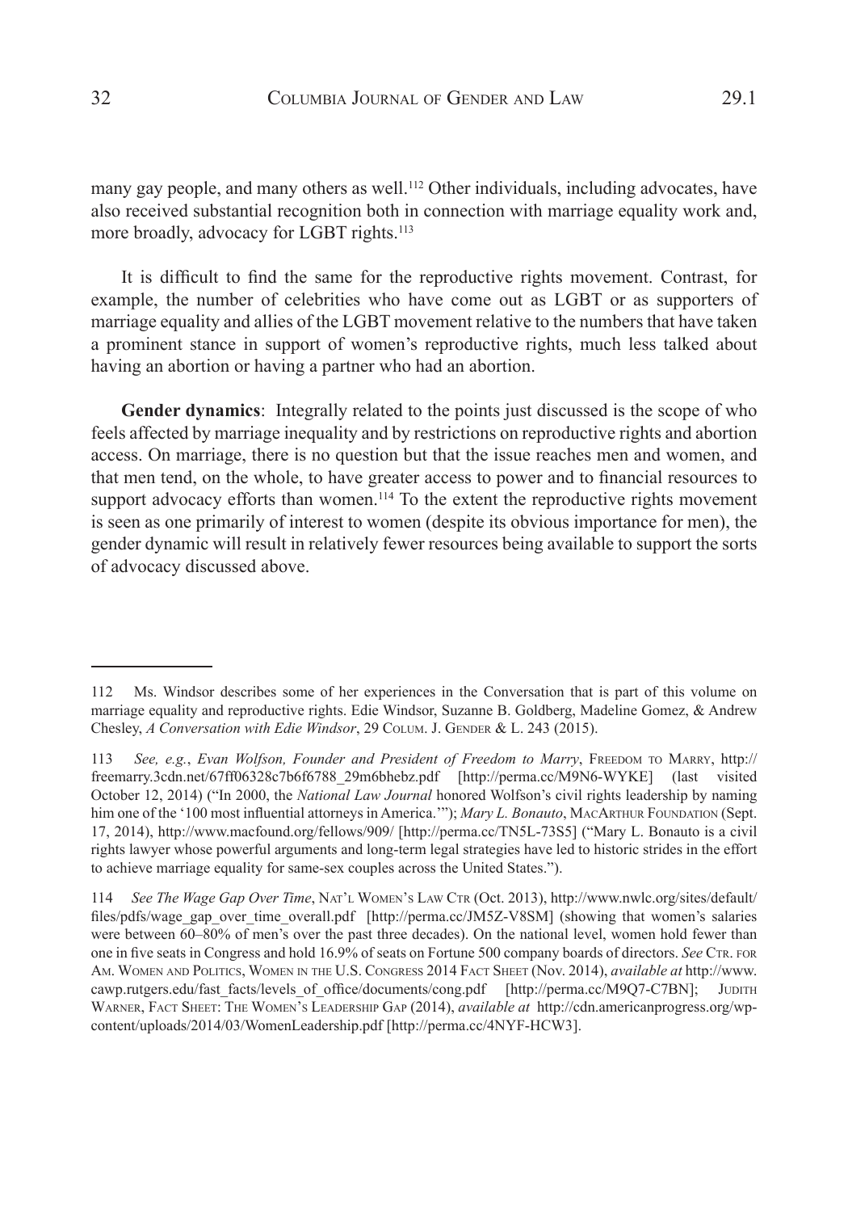many gay people, and many others as well.[112] Other individuals, including advocates, have also received substantial recognition both in connection with marriage equality work and, more broadly, advocacy for LGBT rights.[113]

It is difficult to find the same for the reproductive rights movement. Contrast, for example, the number of celebrities who have come out as LGBT or as supporters of marriage equality and allies of the LGBT movement relative to the numbers that have taken a prominent stance in support of women's reproductive rights, much less talked about having an abortion or having a partner who had an abortion.

**Gender dynamics**: Integrally related to the points just discussed is the scope of who feels affected by marriage inequality and by restrictions on reproductive rights and abortion access. On marriage, there is no question but that the issue reaches men and women, and that men tend, on the whole, to have greater access to power and to financial resources to support advocacy efforts than women.[114] To the extent the reproductive rights movement is seen as one primarily of interest to women (despite its obvious importance for men), the gender dynamic will result in relatively fewer resources being available to support the sorts of advocacy discussed above.

---

112 Ms. Windsor describes some of her experiences in the Conversation that is part of this volume on marriage equality and reproductive rights. Edie Windsor, Suzanne B. Goldberg, Madeline Gomez, & Andrew Chesley, *A Conversation with Edie Windsor*, 29 Colum. J. Gender & L. 243 (2015).

113 *See, e.g.*, *Evan Wolfson, Founder and President of Freedom to Marry*, Freedom to Marry, http://freemarry.3cdn.net/67ff06328c7b6f6788_29m6bhebz.pdf [http://perma.cc/M9N6-WYKE] (last visited October 12, 2014) ("In 2000, the *National Law Journal* honored Wolfson's civil rights leadership by naming him one of the '100 most influential attorneys in America.'"); *Mary L. Bonauto*, MacArthur Foundation (Sept. 17, 2014), http://www.macfound.org/fellows/909/ [http://perma.cc/TN5L-73S5] ("Mary L. Bonauto is a civil rights lawyer whose powerful arguments and long-term legal strategies have led to historic strides in the effort to achieve marriage equality for same-sex couples across the United States.").

114 *See The Wage Gap Over Time*, Nat'l Women's Law Ctr (Oct. 2013), http://www.nwlc.org/sites/default/files/pdfs/wage_gap_over_time_overall.pdf [http://perma.cc/JM5Z-V8SM] (showing that women's salaries were between 60–80% of men's over the past three decades). On the national level, women hold fewer than one in five seats in Congress and hold 16.9% of seats on Fortune 500 company boards of directors. *See* Ctr. for Am. Women and Politics, Women in the U.S. Congress 2014 Fact Sheet (Nov. 2014), *available at* http://www.cawp.rutgers.edu/fast_facts/levels_of_office/documents/cong.pdf [http://perma.cc/M9Q7-C7BN]; Judith Warner, Fact Sheet: The Women's Leadership Gap (2014), *available at* http://cdn.americanprogress.org/wp-content/uploads/2014/03/WomenLeadership.pdf [http://perma.cc/4NYF-HCW3].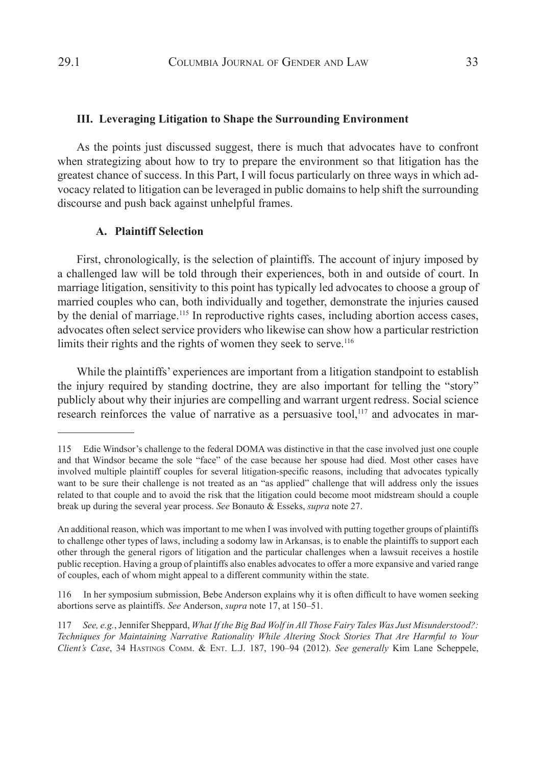## III. Leveraging Litigation to Shape the Surrounding Environment

As the points just discussed suggest, there is much that advocates have to confront when strategizing about how to try to prepare the environment so that litigation has the greatest chance of success. In this Part, I will focus particularly on three ways in which advocacy related to litigation can be leveraged in public domains to help shift the surrounding discourse and push back against unhelpful frames.

### A. Plaintiff Selection

First, chronologically, is the selection of plaintiffs. The account of injury imposed by a challenged law will be told through their experiences, both in and outside of court. In marriage litigation, sensitivity to this point has typically led advocates to choose a group of married couples who can, both individually and together, demonstrate the injuries caused by the denial of marriage.[115] In reproductive rights cases, including abortion access cases, advocates often select service providers who likewise can show how a particular restriction limits their rights and the rights of women they seek to serve.[116]

While the plaintiffs' experiences are important from a litigation standpoint to establish the injury required by standing doctrine, they are also important for telling the "story" publicly about why their injuries are compelling and warrant urgent redress. Social science research reinforces the value of narrative as a persuasive tool,[117] and advocates in mar-

---

115 Edie Windsor's challenge to the federal DOMA was distinctive in that the case involved just one couple and that Windsor became the sole "face" of the case because her spouse had died. Most other cases have involved multiple plaintiff couples for several litigation-specific reasons, including that advocates typically want to be sure their challenge is not treated as an "as applied" challenge that will address only the issues related to that couple and to avoid the risk that the litigation could become moot midstream should a couple break up during the several year process. *See* Bonauto & Esseks, *supra* note 27.

An additional reason, which was important to me when I was involved with putting together groups of plaintiffs to challenge other types of laws, including a sodomy law in Arkansas, is to enable the plaintiffs to support each other through the general rigors of litigation and the particular challenges when a lawsuit receives a hostile public reception. Having a group of plaintiffs also enables advocates to offer a more expansive and varied range of couples, each of whom might appeal to a different community within the state.

116 In her symposium submission, Bebe Anderson explains why it is often difficult to have women seeking abortions serve as plaintiffs. *See* Anderson, *supra* note 17, at 150–51.

117 *See, e.g.*, Jennifer Sheppard, *What If the Big Bad Wolf in All Those Fairy Tales Was Just Misunderstood?: Techniques for Maintaining Narrative Rationality While Altering Stock Stories That Are Harmful to Your Client's Case*, 34 Hastings Comm. & Ent. L.J. 187, 190–94 (2012). *See generally* Kim Lane Scheppele,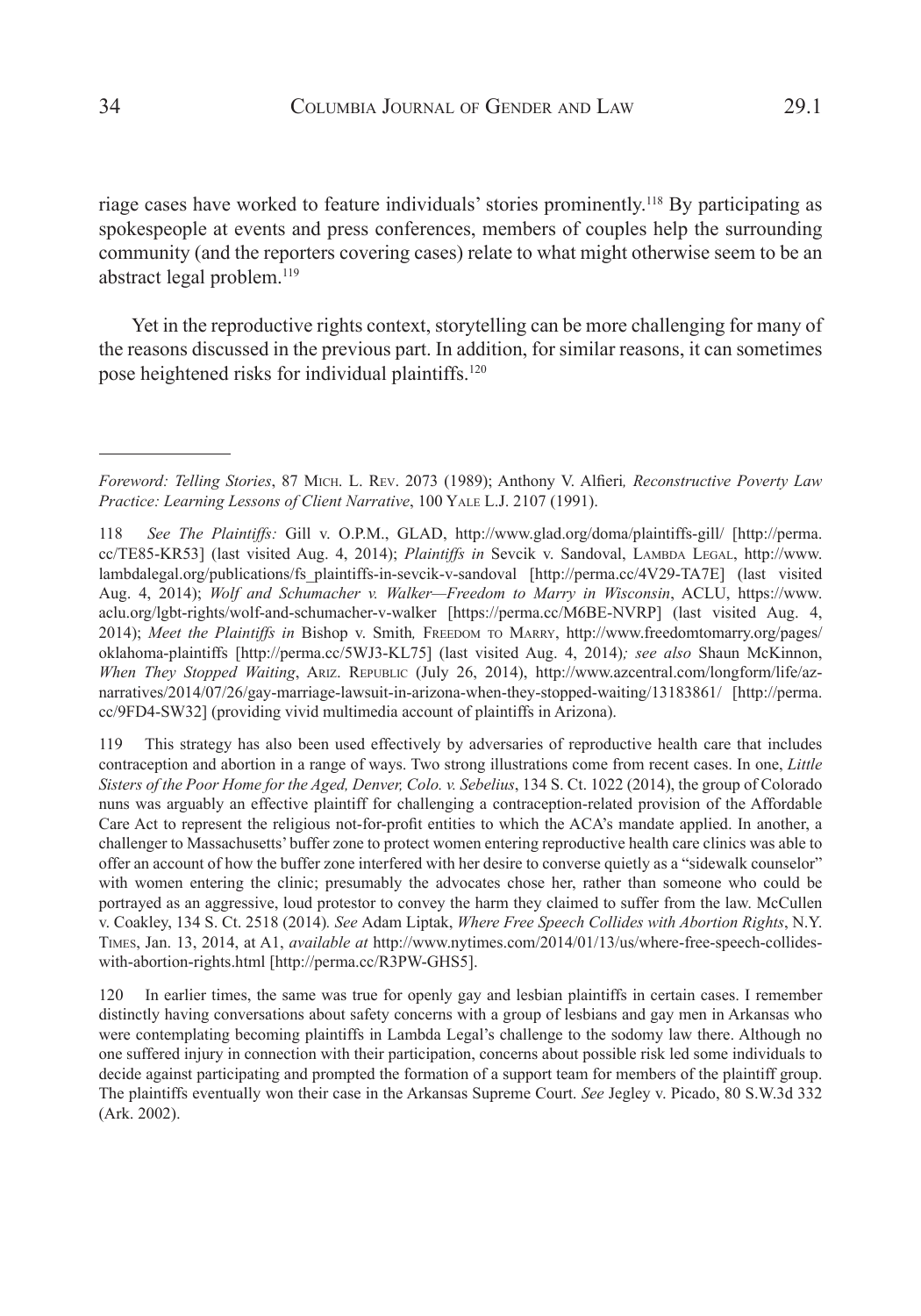riage cases have worked to feature individuals' stories prominently.[118] By participating as spokespeople at events and press conferences, members of couples help the surrounding community (and the reporters covering cases) relate to what might otherwise seem to be an abstract legal problem.[119]

Yet in the reproductive rights context, storytelling can be more challenging for many of the reasons discussed in the previous part. In addition, for similar reasons, it can sometimes pose heightened risks for individual plaintiffs.[120]

---

*Foreword: Telling Stories*, 87 Mich. L. Rev. 2073 (1989); Anthony V. Alfieri*, Reconstructive Poverty Law Practice: Learning Lessons of Client Narrative*, 100 Yale L.J. 2107 (1991).

118 *See The Plaintiffs:* Gill v. O.P.M., GLAD, http://www.glad.org/doma/plaintiffs-gill/ [http://perma.cc/TE85-KR53] (last visited Aug. 4, 2014); *Plaintiffs in* Sevcik v. Sandoval, Lambda Legal, http://www.lambdalegal.org/publications/fs_plaintiffs-in-sevcik-v-sandoval [http://perma.cc/4V29-TA7E] (last visited Aug. 4, 2014); *Wolf and Schumacher v. Walker—Freedom to Marry in Wisconsin*, ACLU, https://www.aclu.org/lgbt-rights/wolf-and-schumacher-v-walker [https://perma.cc/M6BE-NVRP] (last visited Aug. 4, 2014); *Meet the Plaintiffs in* Bishop v. Smith*,* Freedom to Marry, http://www.freedomtomarry.org/pages/oklahoma-plaintiffs [http://perma.cc/5WJ3-KL75] (last visited Aug. 4, 2014)*; see also* Shaun McKinnon, *When They Stopped Waiting*, Ariz. Republic (July 26, 2014), http://www.azcentral.com/longform/life/az-narratives/2014/07/26/gay-marriage-lawsuit-in-arizona-when-they-stopped-waiting/13183861/ [http://perma.cc/9FD4-SW32] (providing vivid multimedia account of plaintiffs in Arizona).

119 This strategy has also been used effectively by adversaries of reproductive health care that includes contraception and abortion in a range of ways. Two strong illustrations come from recent cases. In one, *Little Sisters of the Poor Home for the Aged, Denver, Colo. v. Sebelius*, 134 S. Ct. 1022 (2014), the group of Colorado nuns was arguably an effective plaintiff for challenging a contraception-related provision of the Affordable Care Act to represent the religious not-for-profit entities to which the ACA's mandate applied. In another, a challenger to Massachusetts' buffer zone to protect women entering reproductive health care clinics was able to offer an account of how the buffer zone interfered with her desire to converse quietly as a "sidewalk counselor" with women entering the clinic; presumably the advocates chose her, rather than someone who could be portrayed as an aggressive, loud protestor to convey the harm they claimed to suffer from the law. McCullen v. Coakley, 134 S. Ct. 2518 (2014)*. See* Adam Liptak, *Where Free Speech Collides with Abortion Rights*, N.Y. Times, Jan. 13, 2014, at A1, *available at* http://www.nytimes.com/2014/01/13/us/where-free-speech-collides-with-abortion-rights.html [http://perma.cc/R3PW-GHS5].

120 In earlier times, the same was true for openly gay and lesbian plaintiffs in certain cases. I remember distinctly having conversations about safety concerns with a group of lesbians and gay men in Arkansas who were contemplating becoming plaintiffs in Lambda Legal's challenge to the sodomy law there. Although no one suffered injury in connection with their participation, concerns about possible risk led some individuals to decide against participating and prompted the formation of a support team for members of the plaintiff group. The plaintiffs eventually won their case in the Arkansas Supreme Court. *See* Jegley v. Picado, 80 S.W.3d 332 (Ark. 2002).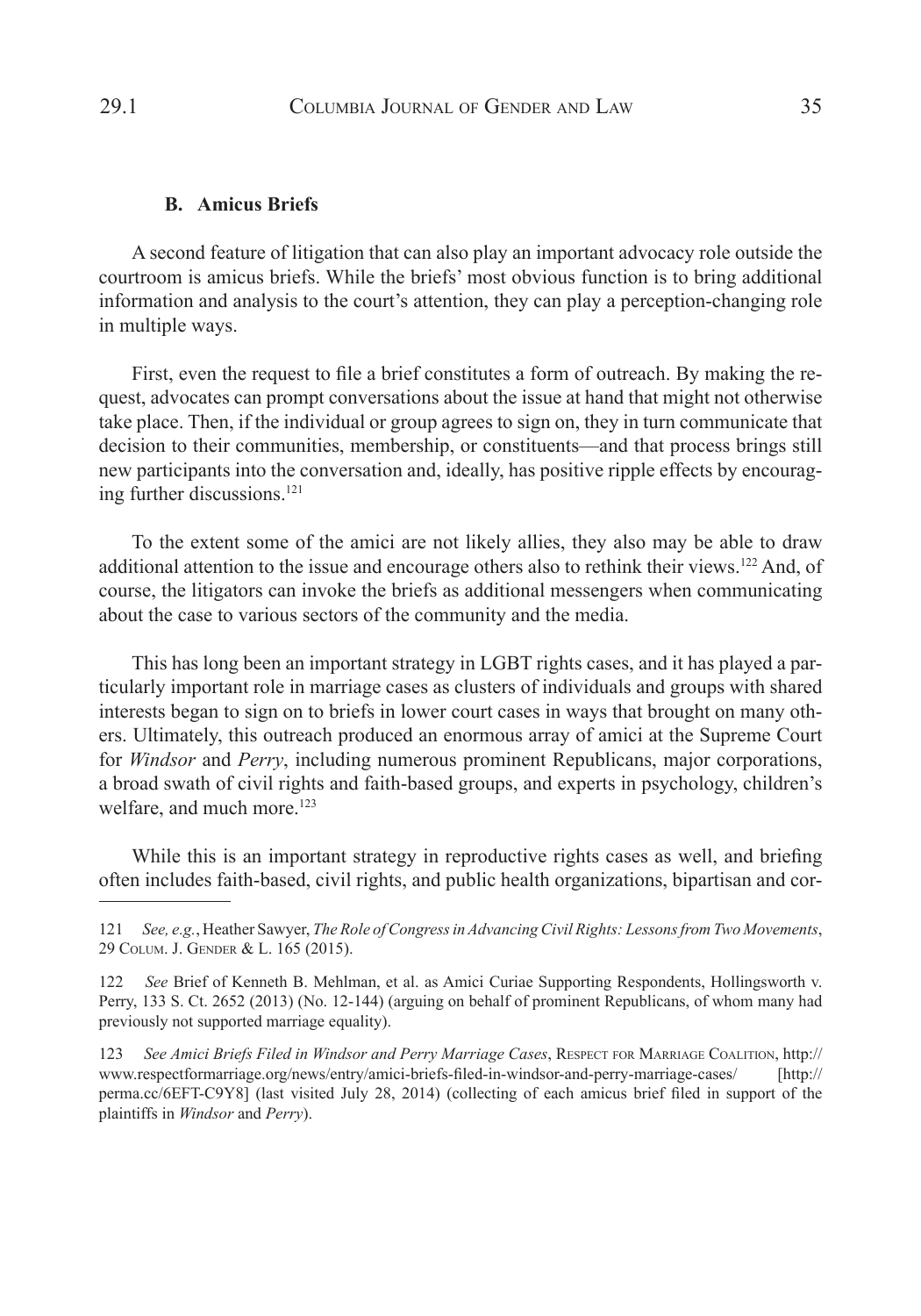### B. Amicus Briefs

A second feature of litigation that can also play an important advocacy role outside the courtroom is amicus briefs. While the briefs' most obvious function is to bring additional information and analysis to the court's attention, they can play a perception-changing role in multiple ways.

First, even the request to file a brief constitutes a form of outreach. By making the request, advocates can prompt conversations about the issue at hand that might not otherwise take place. Then, if the individual or group agrees to sign on, they in turn communicate that decision to their communities, membership, or constituents—and that process brings still new participants into the conversation and, ideally, has positive ripple effects by encouraging further discussions.[121]

To the extent some of the amici are not likely allies, they also may be able to draw additional attention to the issue and encourage others also to rethink their views.[122] And, of course, the litigators can invoke the briefs as additional messengers when communicating about the case to various sectors of the community and the media.

This has long been an important strategy in LGBT rights cases, and it has played a particularly important role in marriage cases as clusters of individuals and groups with shared interests began to sign on to briefs in lower court cases in ways that brought on many others. Ultimately, this outreach produced an enormous array of amici at the Supreme Court for *Windsor* and *Perry*, including numerous prominent Republicans, major corporations, a broad swath of civil rights and faith-based groups, and experts in psychology, children's welfare, and much more.[123]

While this is an important strategy in reproductive rights cases as well, and briefing often includes faith-based, civil rights, and public health organizations, bipartisan and cor-

---

121 *See, e.g.*, Heather Sawyer, *The Role of Congress in Advancing Civil Rights: Lessons from Two Movements*, 29 Colum. J. Gender & L. 165 (2015).

122 *See* Brief of Kenneth B. Mehlman, et al. as Amici Curiae Supporting Respondents, Hollingsworth v. Perry, 133 S. Ct. 2652 (2013) (No. 12-144) (arguing on behalf of prominent Republicans, of whom many had previously not supported marriage equality).

123 *See Amici Briefs Filed in Windsor and Perry Marriage Cases*, Respect for Marriage Coalition, http://www.respectformarriage.org/news/entry/amici-briefs-filed-in-windsor-and-perry-marriage-cases/ [http://perma.cc/6EFT-C9Y8] (last visited July 28, 2014) (collecting of each amicus brief filed in support of the plaintiffs in *Windsor* and *Perry*).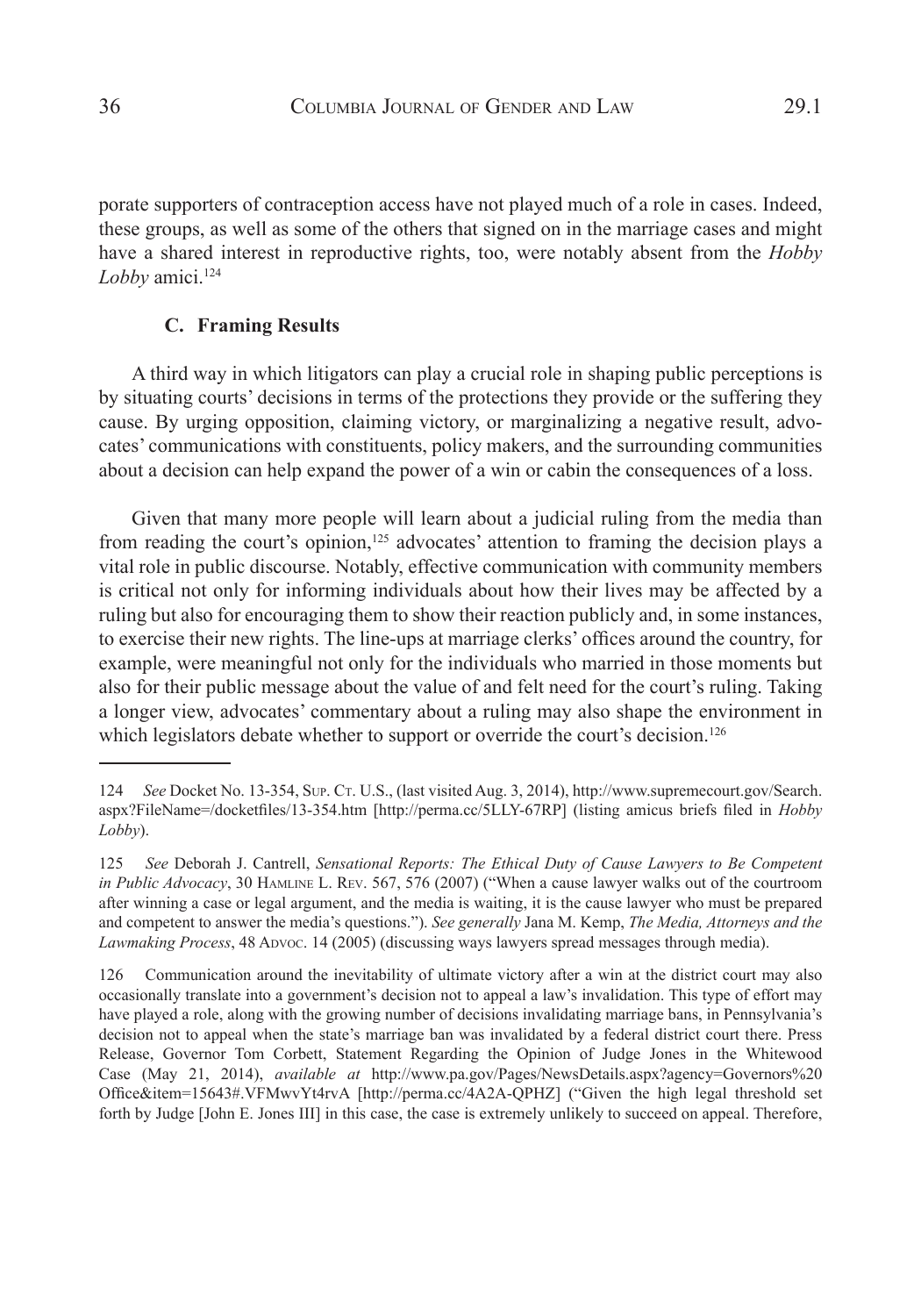porate supporters of contraception access have not played much of a role in cases. Indeed, these groups, as well as some of the others that signed on in the marriage cases and might have a shared interest in reproductive rights, too, were notably absent from the *Hobby Lobby* amici.[124]

### C. Framing Results

A third way in which litigators can play a crucial role in shaping public perceptions is by situating courts' decisions in terms of the protections they provide or the suffering they cause. By urging opposition, claiming victory, or marginalizing a negative result, advocates' communications with constituents, policy makers, and the surrounding communities about a decision can help expand the power of a win or cabin the consequences of a loss.

Given that many more people will learn about a judicial ruling from the media than from reading the court's opinion,[125] advocates' attention to framing the decision plays a vital role in public discourse. Notably, effective communication with community members is critical not only for informing individuals about how their lives may be affected by a ruling but also for encouraging them to show their reaction publicly and, in some instances, to exercise their new rights. The line-ups at marriage clerks' offices around the country, for example, were meaningful not only for the individuals who married in those moments but also for their public message about the value of and felt need for the court's ruling. Taking a longer view, advocates' commentary about a ruling may also shape the environment in which legislators debate whether to support or override the court's decision.[126]

---

124 *See* Docket No. 13-354, Sup. Ct. U.S., (last visited Aug. 3, 2014), http://www.supremecourt.gov/Search.aspx?FileName=/docketfiles/13-354.htm [http://perma.cc/5LLY-67RP] (listing amicus briefs filed in *Hobby Lobby*).

125 *See* Deborah J. Cantrell, *Sensational Reports: The Ethical Duty of Cause Lawyers to Be Competent in Public Advocacy*, 30 Hamline L. Rev. 567, 576 (2007) ("When a cause lawyer walks out of the courtroom after winning a case or legal argument, and the media is waiting, it is the cause lawyer who must be prepared and competent to answer the media's questions."). *See generally* Jana M. Kemp, *The Media, Attorneys and the Lawmaking Process*, 48 Advoc. 14 (2005) (discussing ways lawyers spread messages through media).

126 Communication around the inevitability of ultimate victory after a win at the district court may also occasionally translate into a government's decision not to appeal a law's invalidation. This type of effort may have played a role, along with the growing number of decisions invalidating marriage bans, in Pennsylvania's decision not to appeal when the state's marriage ban was invalidated by a federal district court there. Press Release, Governor Tom Corbett, Statement Regarding the Opinion of Judge Jones in the Whitewood Case (May 21, 2014), *available at* http://www.pa.gov/Pages/NewsDetails.aspx?agency=Governors%20Office&item=15643#.VFMwvYt4rvA [http://perma.cc/4A2A-QPHZ] ("Given the high legal threshold set forth by Judge [John E. Jones III] in this case, the case is extremely unlikely to succeed on appeal. Therefore,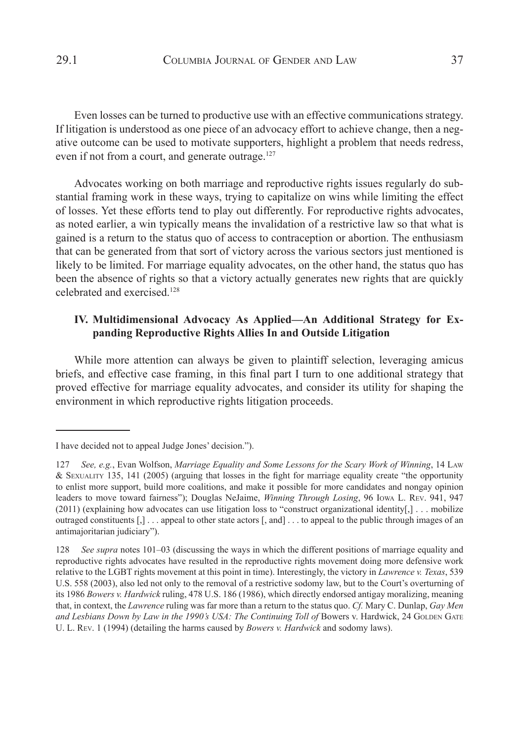Even losses can be turned to productive use with an effective communications strategy. If litigation is understood as one piece of an advocacy effort to achieve change, then a negative outcome can be used to motivate supporters, highlight a problem that needs redress, even if not from a court, and generate outrage.[127]

Advocates working on both marriage and reproductive rights issues regularly do substantial framing work in these ways, trying to capitalize on wins while limiting the effect of losses. Yet these efforts tend to play out differently. For reproductive rights advocates, as noted earlier, a win typically means the invalidation of a restrictive law so that what is gained is a return to the status quo of access to contraception or abortion. The enthusiasm that can be generated from that sort of victory across the various sectors just mentioned is likely to be limited. For marriage equality advocates, on the other hand, the status quo has been the absence of rights so that a victory actually generates new rights that are quickly celebrated and exercised.[128]

## IV. Multidimensional Advocacy As Applied—An Additional Strategy for Expanding Reproductive Rights Allies In and Outside Litigation

While more attention can always be given to plaintiff selection, leveraging amicus briefs, and effective case framing, in this final part I turn to one additional strategy that proved effective for marriage equality advocates, and consider its utility for shaping the environment in which reproductive rights litigation proceeds.

---

I have decided not to appeal Judge Jones' decision.").

127 *See, e.g.*, Evan Wolfson, *Marriage Equality and Some Lessons for the Scary Work of Winning*, 14 Law & Sexuality 135, 141 (2005) (arguing that losses in the fight for marriage equality create "the opportunity to enlist more support, build more coalitions, and make it possible for more candidates and nongay opinion leaders to move toward fairness"); Douglas NeJaime, *Winning Through Losing*, 96 Iowa L. Rev. 941, 947 (2011) (explaining how advocates can use litigation loss to "construct organizational identity[,] . . . mobilize outraged constituents [,] . . . appeal to other state actors [, and] . . . to appeal to the public through images of an antimajoritarian judiciary").

128 *See supra* notes 101–03 (discussing the ways in which the different positions of marriage equality and reproductive rights advocates have resulted in the reproductive rights movement doing more defensive work relative to the LGBT rights movement at this point in time). Interestingly, the victory in *Lawrence v. Texas*, 539 U.S. 558 (2003), also led not only to the removal of a restrictive sodomy law, but to the Court's overturning of its 1986 *Bowers v. Hardwick* ruling, 478 U.S. 186 (1986), which directly endorsed antigay moralizing, meaning that, in context, the *Lawrence* ruling was far more than a return to the status quo. *Cf.* Mary C. Dunlap, *Gay Men and Lesbians Down by Law in the 1990's USA: The Continuing Toll of* Bowers v. Hardwick, 24 Golden Gate U. L. Rev. 1 (1994) (detailing the harms caused by *Bowers v. Hardwick* and sodomy laws).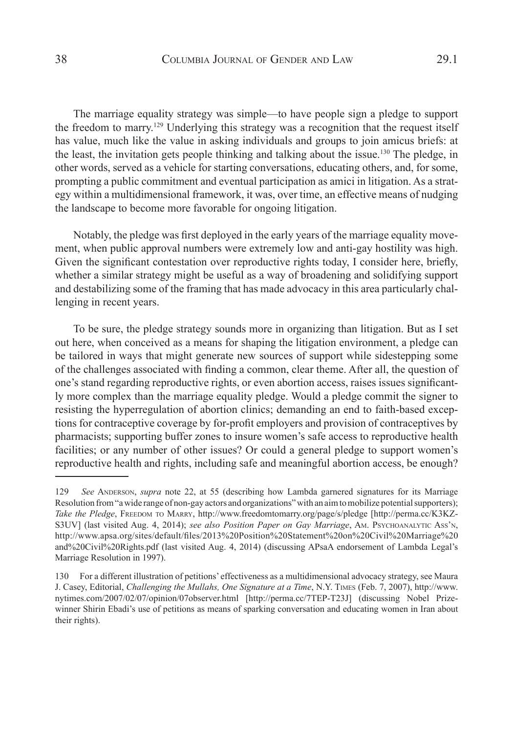The marriage equality strategy was simple—to have people sign a pledge to support the freedom to marry.[129] Underlying this strategy was a recognition that the request itself has value, much like the value in asking individuals and groups to join amicus briefs: at the least, the invitation gets people thinking and talking about the issue.[130] The pledge, in other words, served as a vehicle for starting conversations, educating others, and, for some, prompting a public commitment and eventual participation as amici in litigation. As a strategy within a multidimensional framework, it was, over time, an effective means of nudging the landscape to become more favorable for ongoing litigation.

Notably, the pledge was first deployed in the early years of the marriage equality movement, when public approval numbers were extremely low and anti-gay hostility was high. Given the significant contestation over reproductive rights today, I consider here, briefly, whether a similar strategy might be useful as a way of broadening and solidifying support and destabilizing some of the framing that has made advocacy in this area particularly challenging in recent years.

To be sure, the pledge strategy sounds more in organizing than litigation. But as I set out here, when conceived as a means for shaping the litigation environment, a pledge can be tailored in ways that might generate new sources of support while sidestepping some of the challenges associated with finding a common, clear theme. After all, the question of one's stand regarding reproductive rights, or even abortion access, raises issues significantly more complex than the marriage equality pledge. Would a pledge commit the signer to resisting the hyperregulation of abortion clinics; demanding an end to faith-based exceptions for contraceptive coverage by for-profit employers and provision of contraceptives by pharmacists; supporting buffer zones to insure women's safe access to reproductive health facilities; or any number of other issues? Or could a general pledge to support women's reproductive health and rights, including safe and meaningful abortion access, be enough?

---

129 *See* Anderson, *supra* note 22, at 55 (describing how Lambda garnered signatures for its Marriage Resolution from "a wide range of non-gay actors and organizations" with an aim to mobilize potential supporters); *Take the Pledge*, Freedom to Marry, http://www.freedomtomarry.org/page/s/pledge [http://perma.cc/K3KZ-S3UV] (last visited Aug. 4, 2014); *see also Position Paper on Gay Marriage*, Am. Psychoanalytic Ass'n, http://www.apsa.org/sites/default/files/2013%20Position%20Statement%20on%20Civil%20Marriage%20and%20Civil%20Rights.pdf (last visited Aug. 4, 2014) (discussing APsaA endorsement of Lambda Legal's Marriage Resolution in 1997).

130 For a different illustration of petitions' effectiveness as a multidimensional advocacy strategy, see Maura J. Casey, Editorial, *Challenging the Mullahs, One Signature at a Time*, N.Y. Times (Feb. 7, 2007), http://www.nytimes.com/2007/02/07/opinion/07observer.html [http://perma.cc/7TEP-T23J] (discussing Nobel Prize-winner Shirin Ebadi's use of petitions as means of sparking conversation and educating women in Iran about their rights).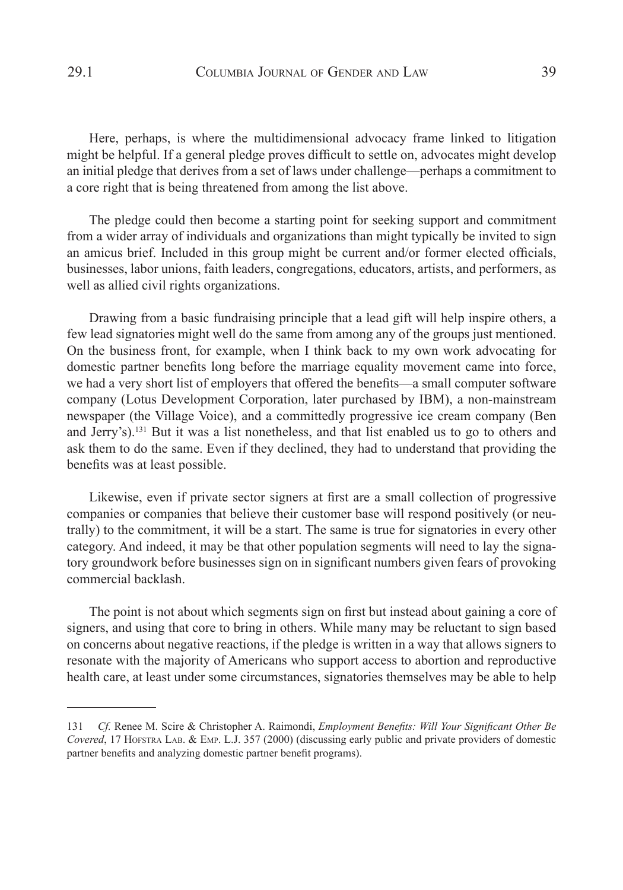Here, perhaps, is where the multidimensional advocacy frame linked to litigation might be helpful. If a general pledge proves difficult to settle on, advocates might develop an initial pledge that derives from a set of laws under challenge—perhaps a commitment to a core right that is being threatened from among the list above.

The pledge could then become a starting point for seeking support and commitment from a wider array of individuals and organizations than might typically be invited to sign an amicus brief. Included in this group might be current and/or former elected officials, businesses, labor unions, faith leaders, congregations, educators, artists, and performers, as well as allied civil rights organizations.

Drawing from a basic fundraising principle that a lead gift will help inspire others, a few lead signatories might well do the same from among any of the groups just mentioned. On the business front, for example, when I think back to my own work advocating for domestic partner benefits long before the marriage equality movement came into force, we had a very short list of employers that offered the benefits—a small computer software company (Lotus Development Corporation, later purchased by IBM), a non-mainstream newspaper (the Village Voice), and a committedly progressive ice cream company (Ben and Jerry's).[131] But it was a list nonetheless, and that list enabled us to go to others and ask them to do the same. Even if they declined, they had to understand that providing the benefits was at least possible.

Likewise, even if private sector signers at first are a small collection of progressive companies or companies that believe their customer base will respond positively (or neutrally) to the commitment, it will be a start. The same is true for signatories in every other category. And indeed, it may be that other population segments will need to lay the signatory groundwork before businesses sign on in significant numbers given fears of provoking commercial backlash.

The point is not about which segments sign on first but instead about gaining a core of signers, and using that core to bring in others. While many may be reluctant to sign based on concerns about negative reactions, if the pledge is written in a way that allows signers to resonate with the majority of Americans who support access to abortion and reproductive health care, at least under some circumstances, signatories themselves may be able to help

---

131 *Cf.* Renee M. Scire & Christopher A. Raimondi, *Employment Benefits: Will Your Significant Other Be Covered*, 17 Hofstra Lab. & Emp. L.J. 357 (2000) (discussing early public and private providers of domestic partner benefits and analyzing domestic partner benefit programs).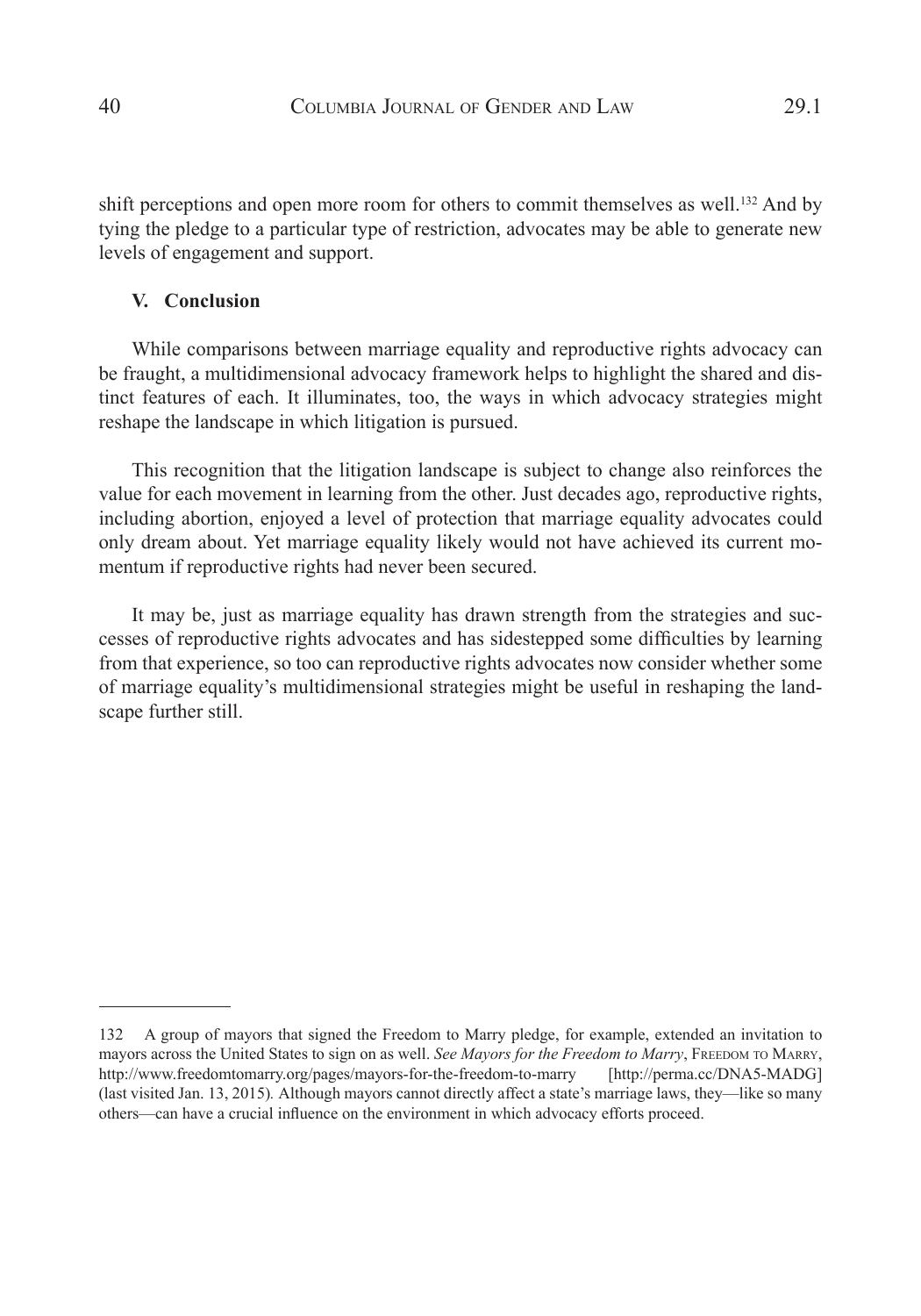shift perceptions and open more room for others to commit themselves as well.[132] And by tying the pledge to a particular type of restriction, advocates may be able to generate new levels of engagement and support.

## V. Conclusion

While comparisons between marriage equality and reproductive rights advocacy can be fraught, a multidimensional advocacy framework helps to highlight the shared and distinct features of each. It illuminates, too, the ways in which advocacy strategies might reshape the landscape in which litigation is pursued.

This recognition that the litigation landscape is subject to change also reinforces the value for each movement in learning from the other. Just decades ago, reproductive rights, including abortion, enjoyed a level of protection that marriage equality advocates could only dream about. Yet marriage equality likely would not have achieved its current momentum if reproductive rights had never been secured.

It may be, just as marriage equality has drawn strength from the strategies and successes of reproductive rights advocates and has sidestepped some difficulties by learning from that experience, so too can reproductive rights advocates now consider whether some of marriage equality's multidimensional strategies might be useful in reshaping the landscape further still.

---

132 A group of mayors that signed the Freedom to Marry pledge, for example, extended an invitation to mayors across the United States to sign on as well. *See Mayors for the Freedom to Marry*, Freedom to Marry, http://www.freedomtomarry.org/pages/mayors-for-the-freedom-to-marry [http://perma.cc/DNA5-MADG] (last visited Jan. 13, 2015). Although mayors cannot directly affect a state's marriage laws, they—like so many others—can have a crucial influence on the environment in which advocacy efforts proceed.